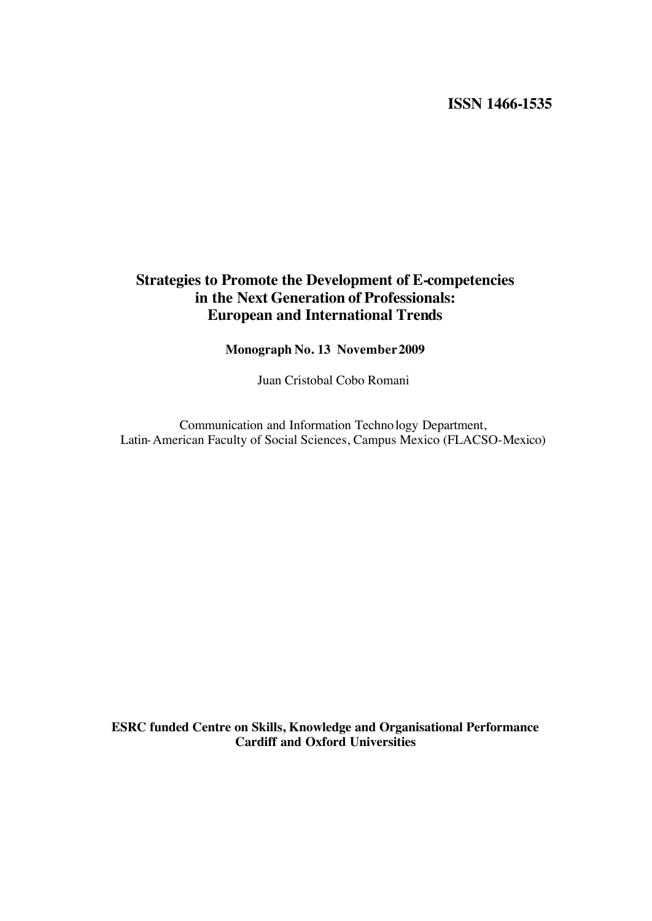**ISSN 1466-1535**

# Strategies to Promote the Development of E-competencies in the Next Generation of Professionals: European and International Trends

**Monograph No. 13 November 2009**

Juan Cristobal Cobo Romani

Communication and Information Technology Department,
Latin-American Faculty of Social Sciences, Campus Mexico (FLACSO-Mexico)

**ESRC funded Centre on Skills, Knowledge and Organisational Performance**
**Cardiff and Oxford Universities**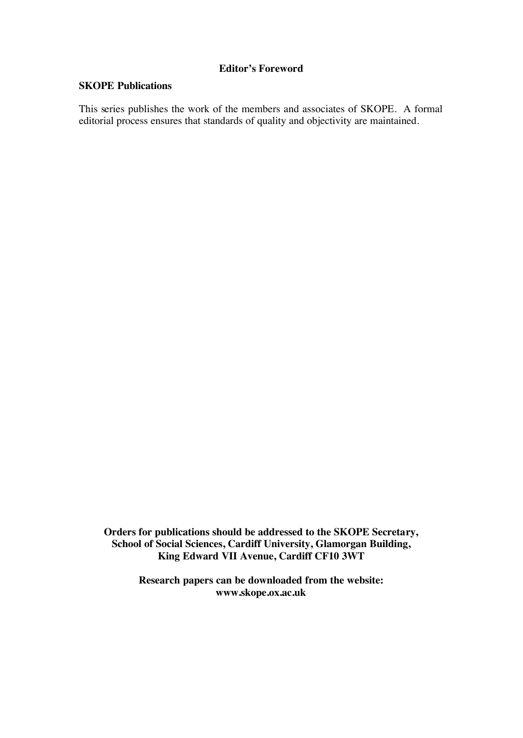**Editor's Foreword**

**SKOPE Publications**

This series publishes the work of the members and associates of SKOPE. A formal editorial process ensures that standards of quality and objectivity are maintained.

**Orders for publications should be addressed to the SKOPE Secretary, School of Social Sciences, Cardiff University, Glamorgan Building, King Edward VII Avenue, Cardiff CF10 3WT**

**Research papers can be downloaded from the website: www.skope.ox.ac.uk**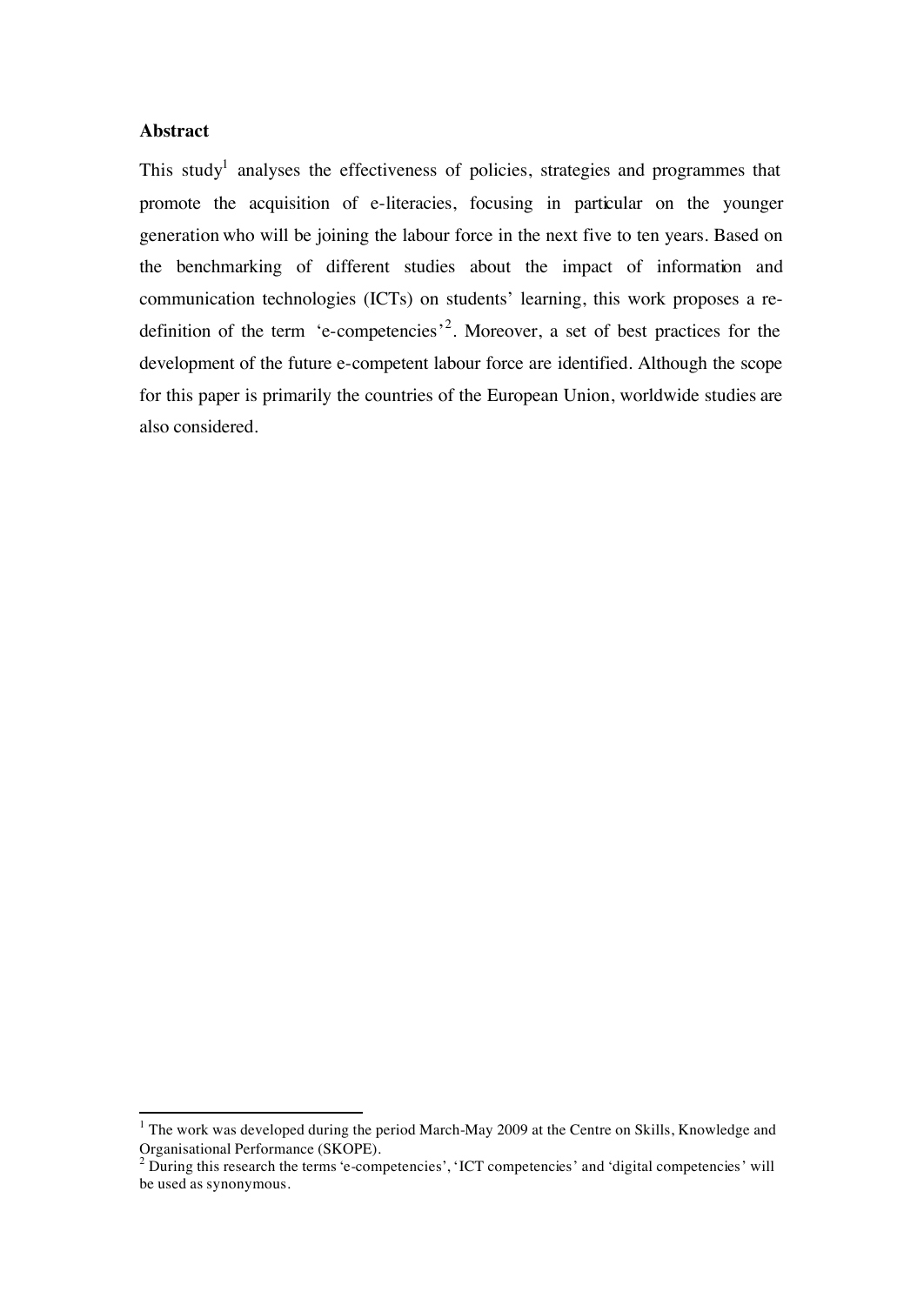**Abstract**

This study[1] analyses the effectiveness of policies, strategies and programmes that promote the acquisition of e-literacies, focusing in particular on the younger generation who will be joining the labour force in the next five to ten years. Based on the benchmarking of different studies about the impact of information and communication technologies (ICTs) on students' learning, this work proposes a re-definition of the term 'e-competencies'[2]. Moreover, a set of best practices for the development of the future e-competent labour force are identified. Although the scope for this paper is primarily the countries of the European Union, worldwide studies are also considered.

---

[1] The work was developed during the period March-May 2009 at the Centre on Skills, Knowledge and Organisational Performance (SKOPE).

[2] During this research the terms 'e-competencies', 'ICT competencies' and 'digital competencies' will be used as synonymous.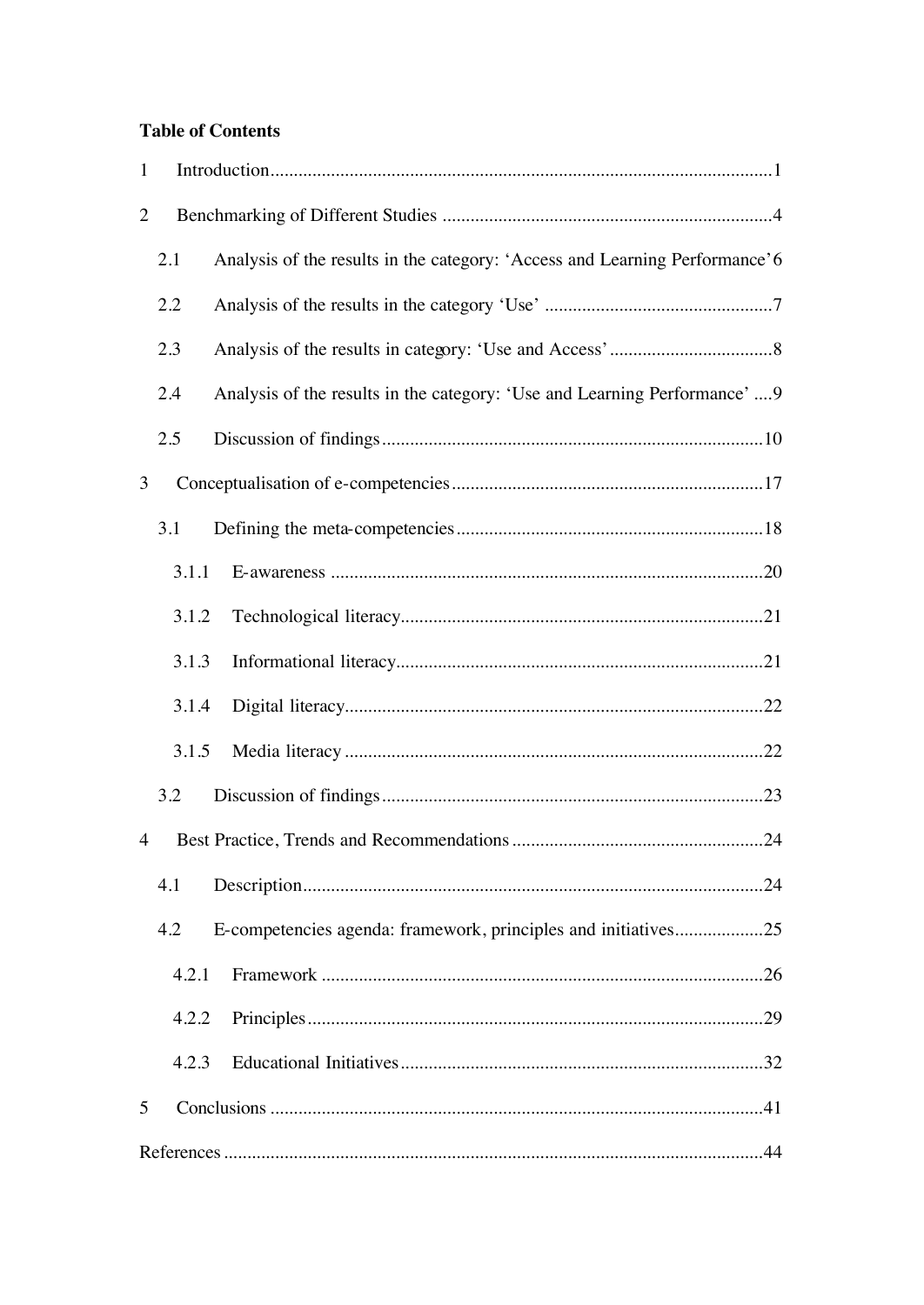**Table of Contents**

1 Introduction........................................................................................................1

2 Benchmarking of Different Studies ......................................................................4

2.1 Analysis of the results in the category: 'Access and Learning Performance' 6

2.2 Analysis of the results in the category 'Use' .................................................7

2.3 Analysis of the results in category: 'Use and Access' ...................................8

2.4 Analysis of the results in the category: 'Use and Learning Performance' ....9

2.5 Discussion of findings..................................................................................10

3 Conceptualisation of e-competencies..................................................................17

3.1 Defining the meta-competencies..................................................................18

3.1.1 E-awareness ............................................................................................20

3.1.2 Technological literacy.............................................................................21

3.1.3 Informational literacy..............................................................................21

3.1.4 Digital literacy.........................................................................................22

3.1.5 Media literacy .........................................................................................22

3.2 Discussion of findings..................................................................................23

4 Best Practice, Trends and Recommendations......................................................24

4.1 Description...................................................................................................24

4.2 E-competencies agenda: framework, principles and initiatives...................25

4.2.1 Framework ..............................................................................................26

4.2.2 Principles.................................................................................................29

4.2.3 Educational Initiatives.............................................................................32

5 Conclusions .........................................................................................................41

References ...................................................................................................................44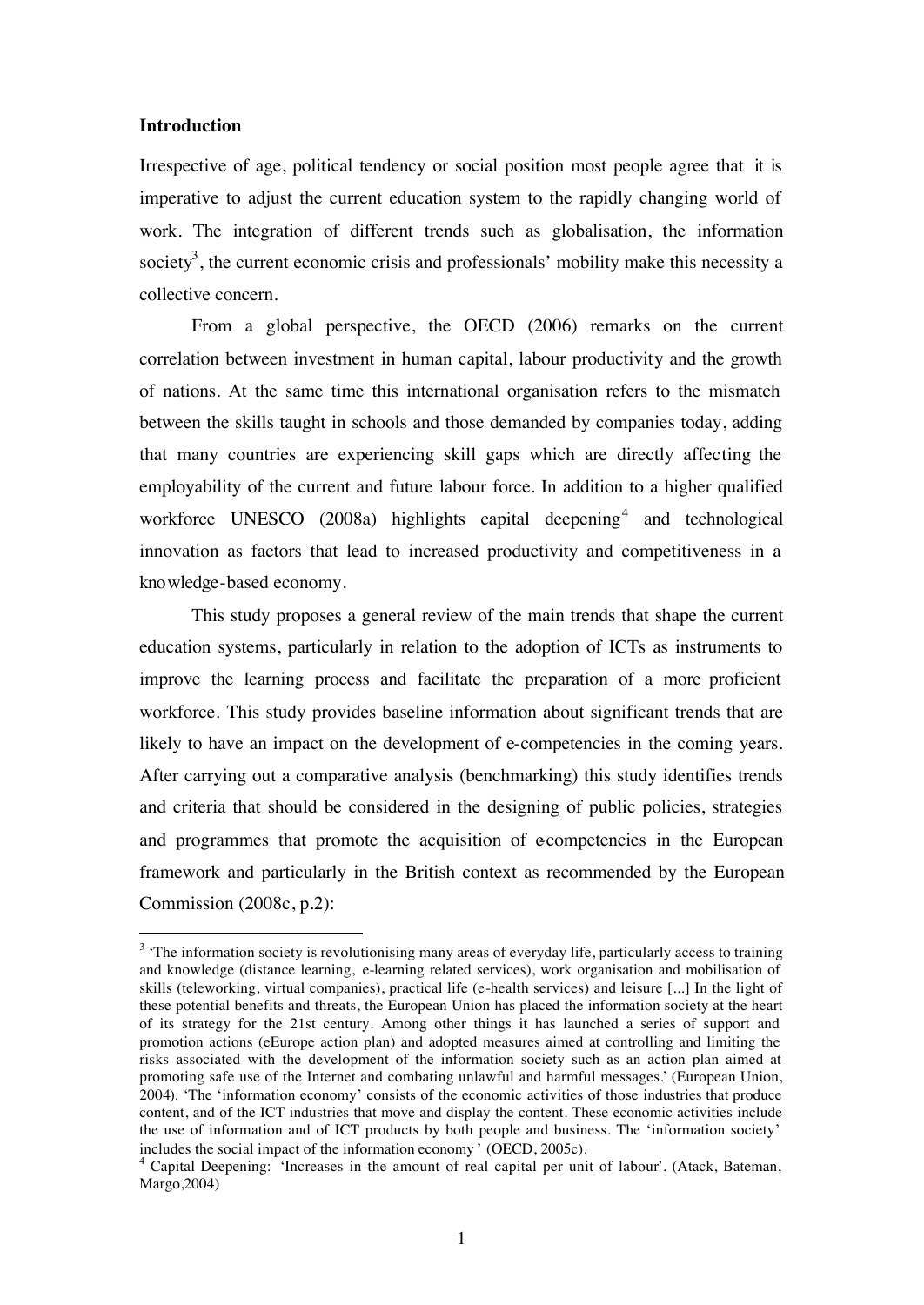## Introduction

Irrespective of age, political tendency or social position most people agree that it is imperative to adjust the current education system to the rapidly changing world of work. The integration of different trends such as globalisation, the information society[3], the current economic crisis and professionals' mobility make this necessity a collective concern.

From a global perspective, the OECD (2006) remarks on the current correlation between investment in human capital, labour productivity and the growth of nations. At the same time this international organisation refers to the mismatch between the skills taught in schools and those demanded by companies today, adding that many countries are experiencing skill gaps which are directly affecting the employability of the current and future labour force. In addition to a higher qualified workforce UNESCO (2008a) highlights capital deepening[4] and technological innovation as factors that lead to increased productivity and competitiveness in a knowledge-based economy.

This study proposes a general review of the main trends that shape the current education systems, particularly in relation to the adoption of ICTs as instruments to improve the learning process and facilitate the preparation of a more proficient workforce. This study provides baseline information about significant trends that are likely to have an impact on the development of e-competencies in the coming years. After carrying out a comparative analysis (benchmarking) this study identifies trends and criteria that should be considered in the designing of public policies, strategies and programmes that promote the acquisition of e-competencies in the European framework and particularly in the British context as recommended by the European Commission (2008c, p.2):

---

[3] 'The information society is revolutionising many areas of everyday life, particularly access to training and knowledge (distance learning, e-learning related services), work organisation and mobilisation of skills (teleworking, virtual companies), practical life (e-health services) and leisure [...] In the light of these potential benefits and threats, the European Union has placed the information society at the heart of its strategy for the 21st century. Among other things it has launched a series of support and promotion actions (eEurope action plan) and adopted measures aimed at controlling and limiting the risks associated with the development of the information society such as an action plan aimed at promoting safe use of the Internet and combating unlawful and harmful messages.' (European Union, 2004). 'The 'information economy' consists of the economic activities of those industries that produce content, and of the ICT industries that move and display the content. These economic activities include the use of information and of ICT products by both people and business. The 'information society' includes the social impact of the information economy' (OECD, 2005c).

[4] Capital Deepening: 'Increases in the amount of real capital per unit of labour'. (Atack, Bateman, Margo,2004)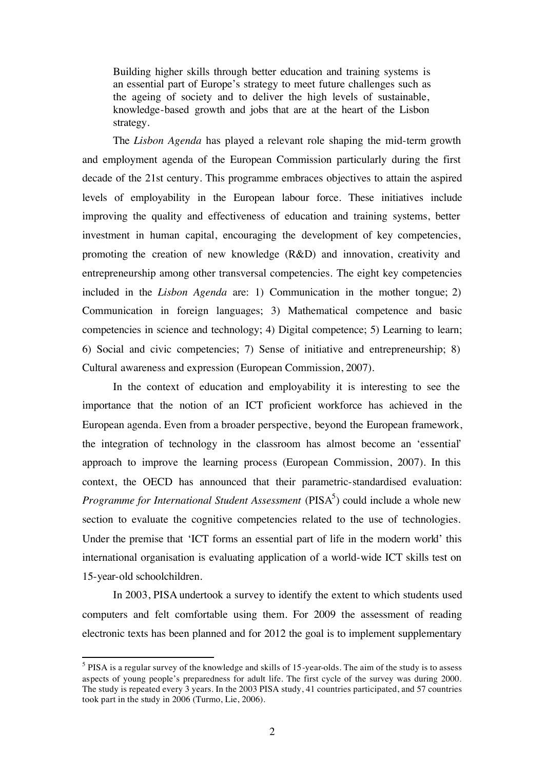> Building higher skills through better education and training systems is an essential part of Europe's strategy to meet future challenges such as the ageing of society and to deliver the high levels of sustainable, knowledge-based growth and jobs that are at the heart of the Lisbon strategy.

The *Lisbon Agenda* has played a relevant role shaping the mid-term growth and employment agenda of the European Commission particularly during the first decade of the 21st century. This programme embraces objectives to attain the aspired levels of employability in the European labour force. These initiatives include improving the quality and effectiveness of education and training systems, better investment in human capital, encouraging the development of key competencies, promoting the creation of new knowledge (R&D) and innovation, creativity and entrepreneurship among other transversal competencies. The eight key competencies included in the *Lisbon Agenda* are: 1) Communication in the mother tongue; 2) Communication in foreign languages; 3) Mathematical competence and basic competencies in science and technology; 4) Digital competence; 5) Learning to learn; 6) Social and civic competencies; 7) Sense of initiative and entrepreneurship; 8) Cultural awareness and expression (European Commission, 2007).

In the context of education and employability it is interesting to see the importance that the notion of an ICT proficient workforce has achieved in the European agenda. Even from a broader perspective, beyond the European framework, the integration of technology in the classroom has almost become an 'essential' approach to improve the learning process (European Commission, 2007). In this context, the OECD has announced that their parametric-standardised evaluation: *Programme for International Student Assessment* (PISA[5]) could include a whole new section to evaluate the cognitive competencies related to the use of technologies. Under the premise that 'ICT forms an essential part of life in the modern world' this international organisation is evaluating application of a world-wide ICT skills test on 15-year-old schoolchildren.

In 2003, PISA undertook a survey to identify the extent to which students used computers and felt comfortable using them. For 2009 the assessment of reading electronic texts has been planned and for 2012 the goal is to implement supplementary

[5] PISA is a regular survey of the knowledge and skills of 15-year-olds. The aim of the study is to assess aspects of young people's preparedness for adult life. The first cycle of the survey was during 2000. The study is repeated every 3 years. In the 2003 PISA study, 41 countries participated, and 57 countries took part in the study in 2006 (Turmo, Lie, 2006).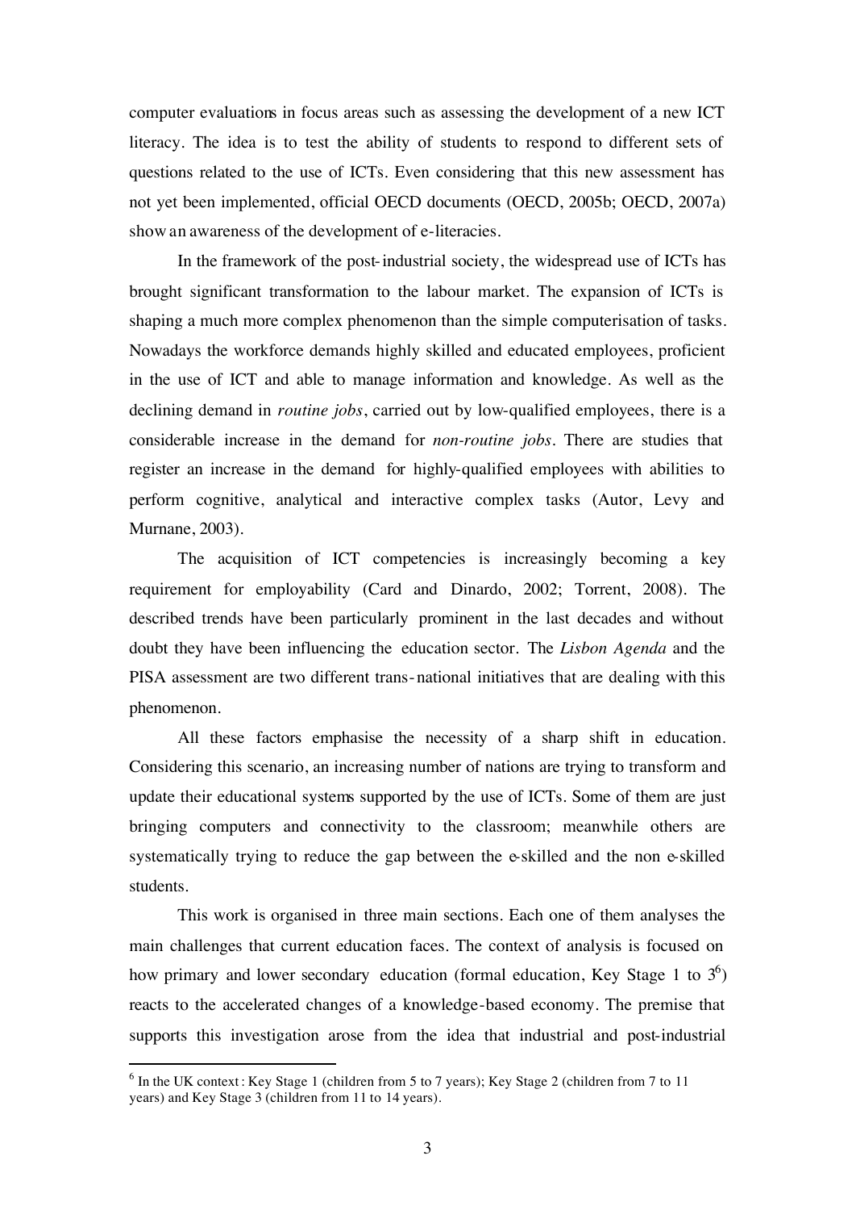computer evaluations in focus areas such as assessing the development of a new ICT literacy. The idea is to test the ability of students to respond to different sets of questions related to the use of ICTs. Even considering that this new assessment has not yet been implemented, official OECD documents (OECD, 2005b; OECD, 2007a) show an awareness of the development of e-literacies.

In the framework of the post-industrial society, the widespread use of ICTs has brought significant transformation to the labour market. The expansion of ICTs is shaping a much more complex phenomenon than the simple computerisation of tasks. Nowadays the workforce demands highly skilled and educated employees, proficient in the use of ICT and able to manage information and knowledge. As well as the declining demand in *routine jobs*, carried out by low-qualified employees, there is a considerable increase in the demand for *non-routine jobs*. There are studies that register an increase in the demand for highly-qualified employees with abilities to perform cognitive, analytical and interactive complex tasks (Autor, Levy and Murnane, 2003).

The acquisition of ICT competencies is increasingly becoming a key requirement for employability (Card and Dinardo, 2002; Torrent, 2008). The described trends have been particularly prominent in the last decades and without doubt they have been influencing the education sector. The *Lisbon Agenda* and the PISA assessment are two different trans-national initiatives that are dealing with this phenomenon.

All these factors emphasise the necessity of a sharp shift in education. Considering this scenario, an increasing number of nations are trying to transform and update their educational systems supported by the use of ICTs. Some of them are just bringing computers and connectivity to the classroom; meanwhile others are systematically trying to reduce the gap between the e-skilled and the non e-skilled students.

This work is organised in three main sections. Each one of them analyses the main challenges that current education faces. The context of analysis is focused on how primary and lower secondary education (formal education, Key Stage 1 to 3[6]) reacts to the accelerated changes of a knowledge-based economy. The premise that supports this investigation arose from the idea that industrial and post-industrial

[6] In the UK context: Key Stage 1 (children from 5 to 7 years); Key Stage 2 (children from 7 to 11 years) and Key Stage 3 (children from 11 to 14 years).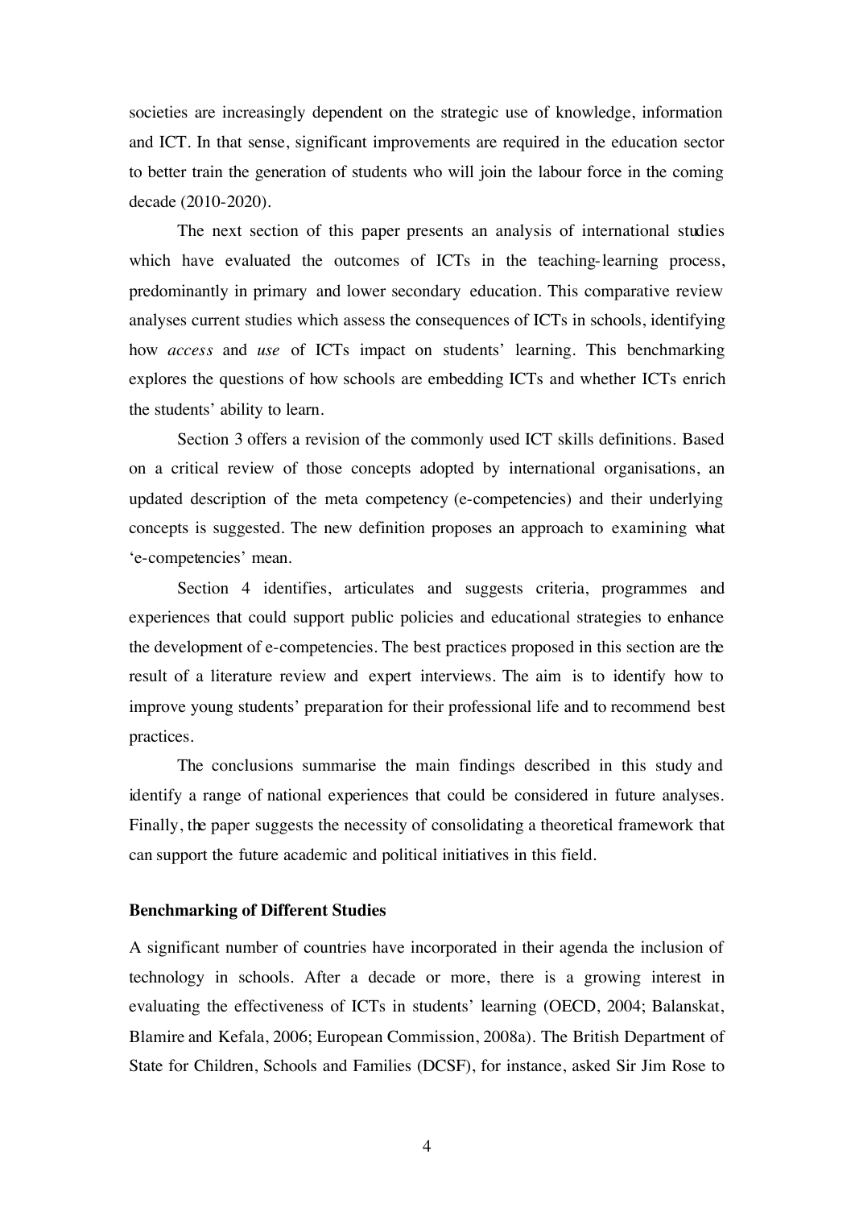societies are increasingly dependent on the strategic use of knowledge, information and ICT. In that sense, significant improvements are required in the education sector to better train the generation of students who will join the labour force in the coming decade (2010-2020).

The next section of this paper presents an analysis of international studies which have evaluated the outcomes of ICTs in the teaching-learning process, predominantly in primary and lower secondary education. This comparative review analyses current studies which assess the consequences of ICTs in schools, identifying how *access* and *use* of ICTs impact on students' learning. This benchmarking explores the questions of how schools are embedding ICTs and whether ICTs enrich the students' ability to learn.

Section 3 offers a revision of the commonly used ICT skills definitions. Based on a critical review of those concepts adopted by international organisations, an updated description of the meta competency (e-competencies) and their underlying concepts is suggested. The new definition proposes an approach to examining what 'e-competencies' mean.

Section 4 identifies, articulates and suggests criteria, programmes and experiences that could support public policies and educational strategies to enhance the development of e-competencies. The best practices proposed in this section are the result of a literature review and expert interviews. The aim is to identify how to improve young students' preparation for their professional life and to recommend best practices.

The conclusions summarise the main findings described in this study and identify a range of national experiences that could be considered in future analyses. Finally, the paper suggests the necessity of consolidating a theoretical framework that can support the future academic and political initiatives in this field.

**Benchmarking of Different Studies**

A significant number of countries have incorporated in their agenda the inclusion of technology in schools. After a decade or more, there is a growing interest in evaluating the effectiveness of ICTs in students' learning (OECD, 2004; Balanskat, Blamire and Kefala, 2006; European Commission, 2008a). The British Department of State for Children, Schools and Families (DCSF), for instance, asked Sir Jim Rose to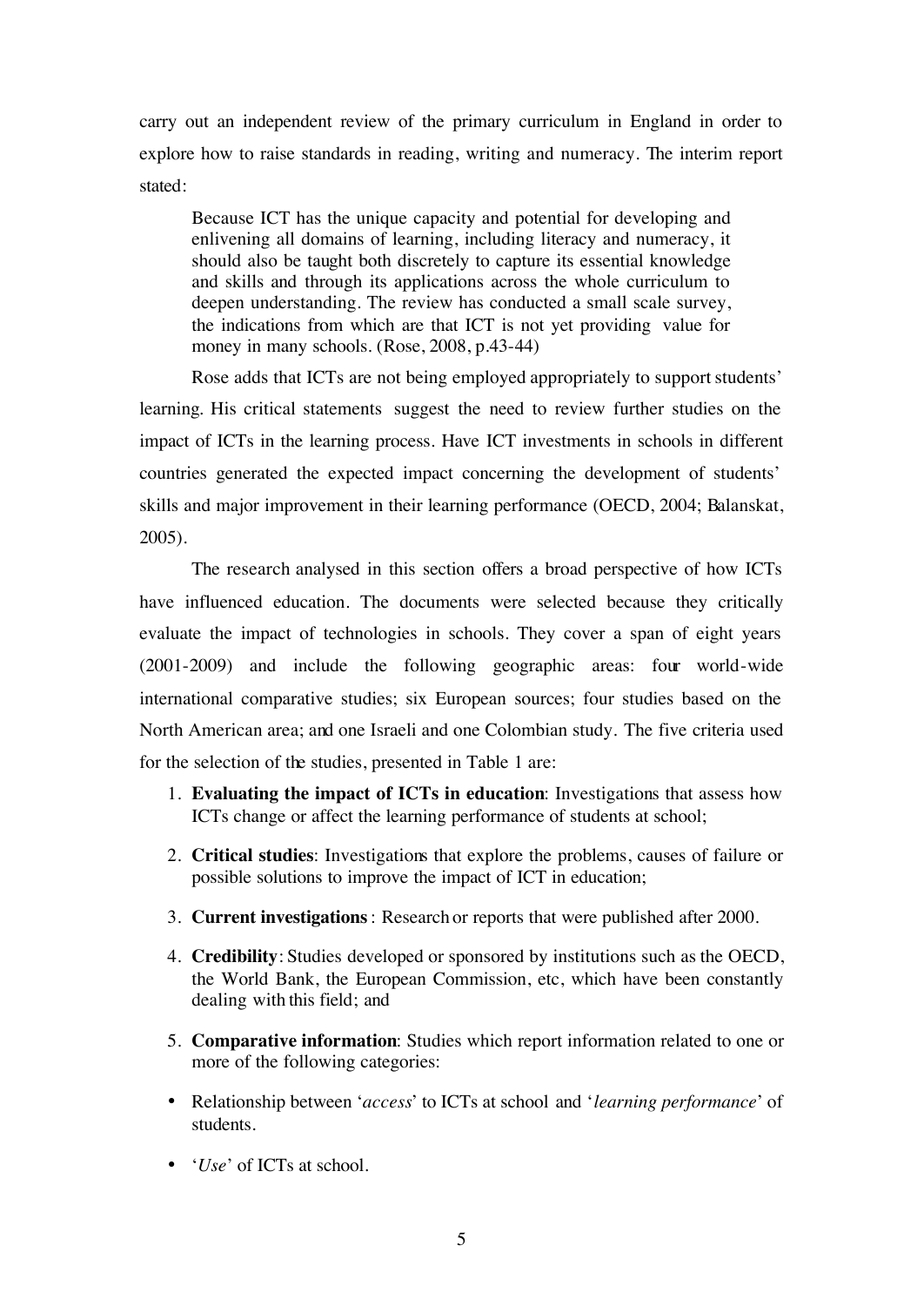carry out an independent review of the primary curriculum in England in order to explore how to raise standards in reading, writing and numeracy. The interim report stated:

> Because ICT has the unique capacity and potential for developing and enlivening all domains of learning, including literacy and numeracy, it should also be taught both discretely to capture its essential knowledge and skills and through its applications across the whole curriculum to deepen understanding. The review has conducted a small scale survey, the indications from which are that ICT is not yet providing value for money in many schools. (Rose, 2008, p.43-44)

Rose adds that ICTs are not being employed appropriately to support students' learning. His critical statements suggest the need to review further studies on the impact of ICTs in the learning process. Have ICT investments in schools in different countries generated the expected impact concerning the development of students' skills and major improvement in their learning performance (OECD, 2004; Balanskat, 2005).

The research analysed in this section offers a broad perspective of how ICTs have influenced education. The documents were selected because they critically evaluate the impact of technologies in schools. They cover a span of eight years (2001-2009) and include the following geographic areas: four world-wide international comparative studies; six European sources; four studies based on the North American area; and one Israeli and one Colombian study. The five criteria used for the selection of the studies, presented in Table 1 are:

1. **Evaluating the impact of ICTs in education**: Investigations that assess how ICTs change or affect the learning performance of students at school;
2. **Critical studies**: Investigations that explore the problems, causes of failure or possible solutions to improve the impact of ICT in education;
3. **Current investigations**: Research or reports that were published after 2000.
4. **Credibility**: Studies developed or sponsored by institutions such as the OECD, the World Bank, the European Commission, etc, which have been constantly dealing with this field; and
5. **Comparative information**: Studies which report information related to one or more of the following categories:

- Relationship between '*access*' to ICTs at school and '*learning performance*' of students.
- '*Use*' of ICTs at school.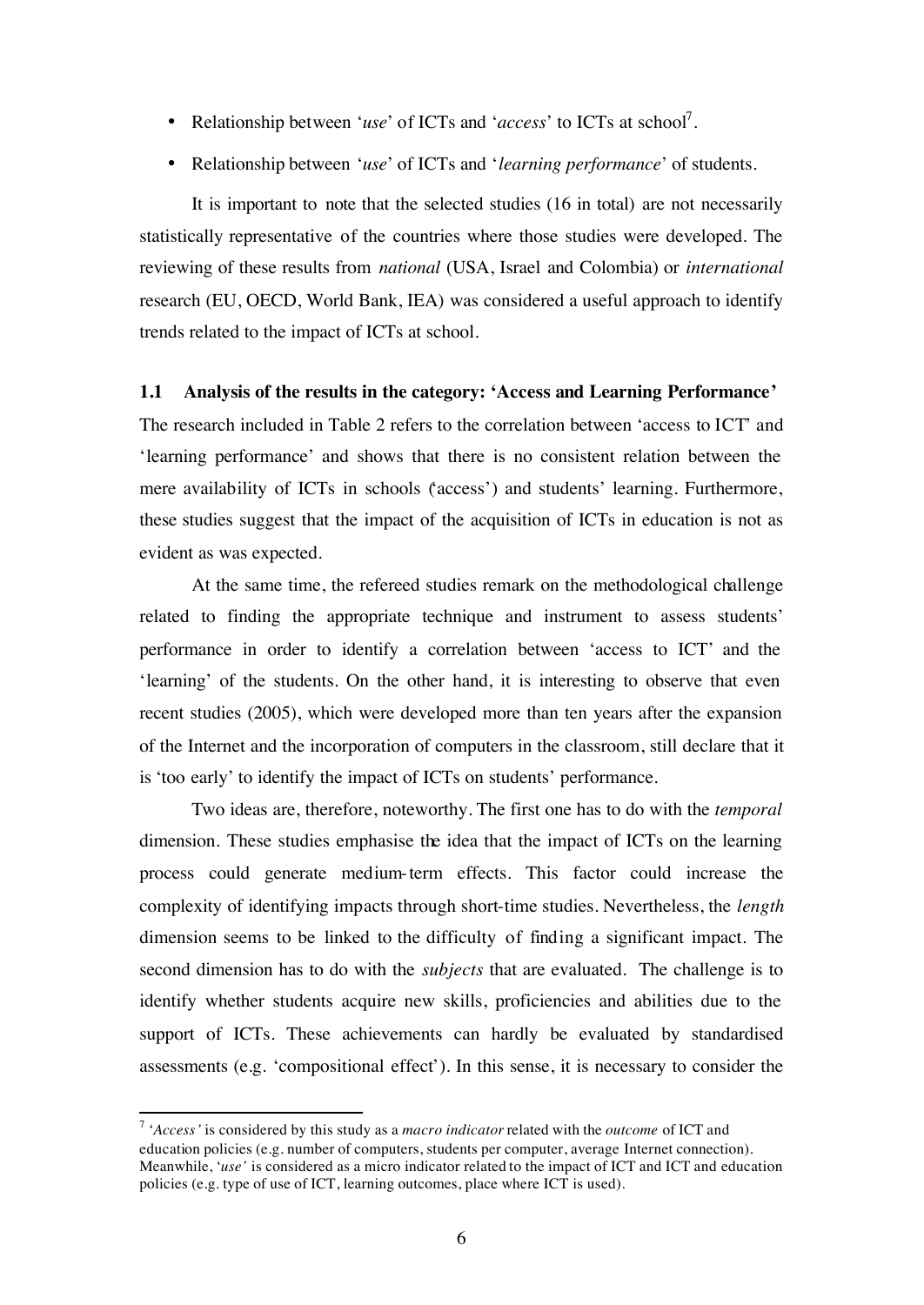- Relationship between '*use*' of ICTs and '*access*' to ICTs at school[7].
- Relationship between '*use*' of ICTs and '*learning performance*' of students.

It is important to note that the selected studies (16 in total) are not necessarily statistically representative of the countries where those studies were developed. The reviewing of these results from *national* (USA, Israel and Colombia) or *international* research (EU, OECD, World Bank, IEA) was considered a useful approach to identify trends related to the impact of ICTs at school.

### 1.1 Analysis of the results in the category: 'Access and Learning Performance'

The research included in Table 2 refers to the correlation between 'access to ICT' and 'learning performance' and shows that there is no consistent relation between the mere availability of ICTs in schools ('access') and students' learning. Furthermore, these studies suggest that the impact of the acquisition of ICTs in education is not as evident as was expected.

At the same time, the refereed studies remark on the methodological challenge related to finding the appropriate technique and instrument to assess students' performance in order to identify a correlation between 'access to ICT' and the 'learning' of the students. On the other hand, it is interesting to observe that even recent studies (2005), which were developed more than ten years after the expansion of the Internet and the incorporation of computers in the classroom, still declare that it is 'too early' to identify the impact of ICTs on students' performance.

Two ideas are, therefore, noteworthy. The first one has to do with the *temporal* dimension. These studies emphasise the idea that the impact of ICTs on the learning process could generate medium-term effects. This factor could increase the complexity of identifying impacts through short-time studies. Nevertheless, the *length* dimension seems to be linked to the difficulty of finding a significant impact. The second dimension has to do with the *subjects* that are evaluated. The challenge is to identify whether students acquire new skills, proficiencies and abilities due to the support of ICTs. These achievements can hardly be evaluated by standardised assessments (e.g. 'compositional effect'). In this sense, it is necessary to consider the

[7] '*Access'* is considered by this study as a *macro indicator* related with the *outcome* of ICT and education policies (e.g. number of computers, students per computer, average Internet connection). Meanwhile, '*use'* is considered as a micro indicator related to the impact of ICT and ICT and education policies (e.g. type of use of ICT, learning outcomes, place where ICT is used).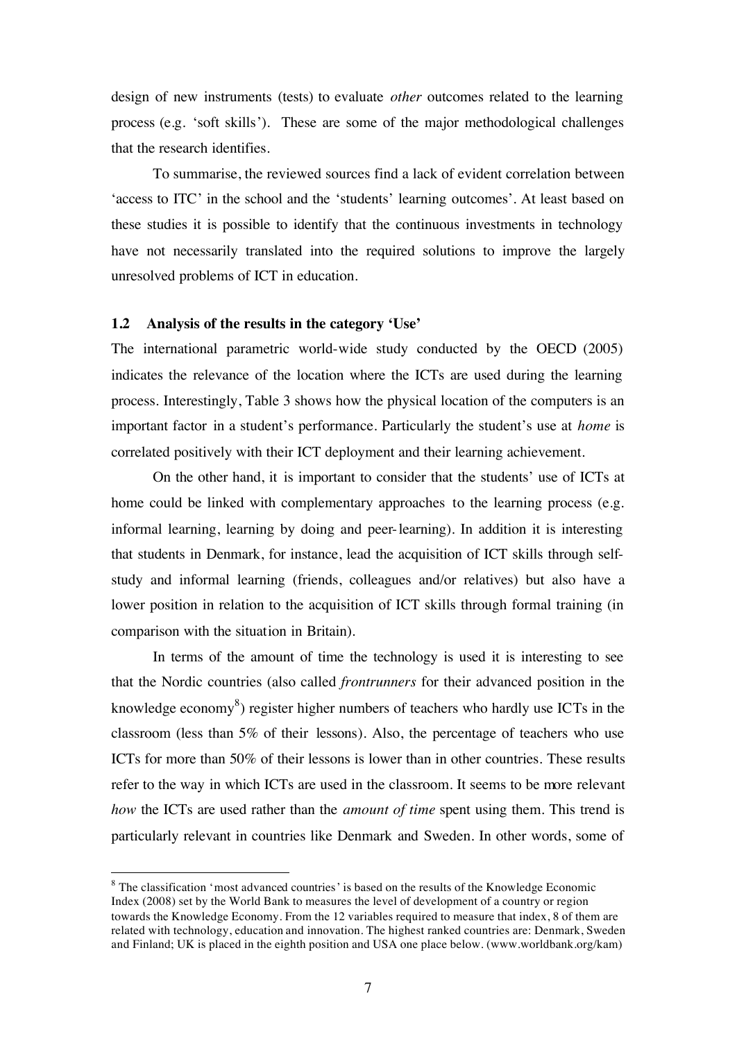design of new instruments (tests) to evaluate *other* outcomes related to the learning process (e.g. 'soft skills'). These are some of the major methodological challenges that the research identifies.

To summarise, the reviewed sources find a lack of evident correlation between 'access to ITC' in the school and the 'students' learning outcomes'. At least based on these studies it is possible to identify that the continuous investments in technology have not necessarily translated into the required solutions to improve the largely unresolved problems of ICT in education.

### 1.2 Analysis of the results in the category 'Use'

The international parametric world-wide study conducted by the OECD (2005) indicates the relevance of the location where the ICTs are used during the learning process. Interestingly, Table 3 shows how the physical location of the computers is an important factor in a student's performance. Particularly the student's use at *home* is correlated positively with their ICT deployment and their learning achievement.

On the other hand, it is important to consider that the students' use of ICTs at home could be linked with complementary approaches to the learning process (e.g. informal learning, learning by doing and peer-learning). In addition it is interesting that students in Denmark, for instance, lead the acquisition of ICT skills through self-study and informal learning (friends, colleagues and/or relatives) but also have a lower position in relation to the acquisition of ICT skills through formal training (in comparison with the situation in Britain).

In terms of the amount of time the technology is used it is interesting to see that the Nordic countries (also called *frontrunners* for their advanced position in the knowledge economy[8]) register higher numbers of teachers who hardly use ICTs in the classroom (less than 5% of their lessons). Also, the percentage of teachers who use ICTs for more than 50% of their lessons is lower than in other countries. These results refer to the way in which ICTs are used in the classroom. It seems to be more relevant *how* the ICTs are used rather than the *amount of time* spent using them. This trend is particularly relevant in countries like Denmark and Sweden. In other words, some of

[8] The classification 'most advanced countries' is based on the results of the Knowledge Economic Index (2008) set by the World Bank to measures the level of development of a country or region towards the Knowledge Economy. From the 12 variables required to measure that index, 8 of them are related with technology, education and innovation. The highest ranked countries are: Denmark, Sweden and Finland; UK is placed in the eighth position and USA one place below. (www.worldbank.org/kam)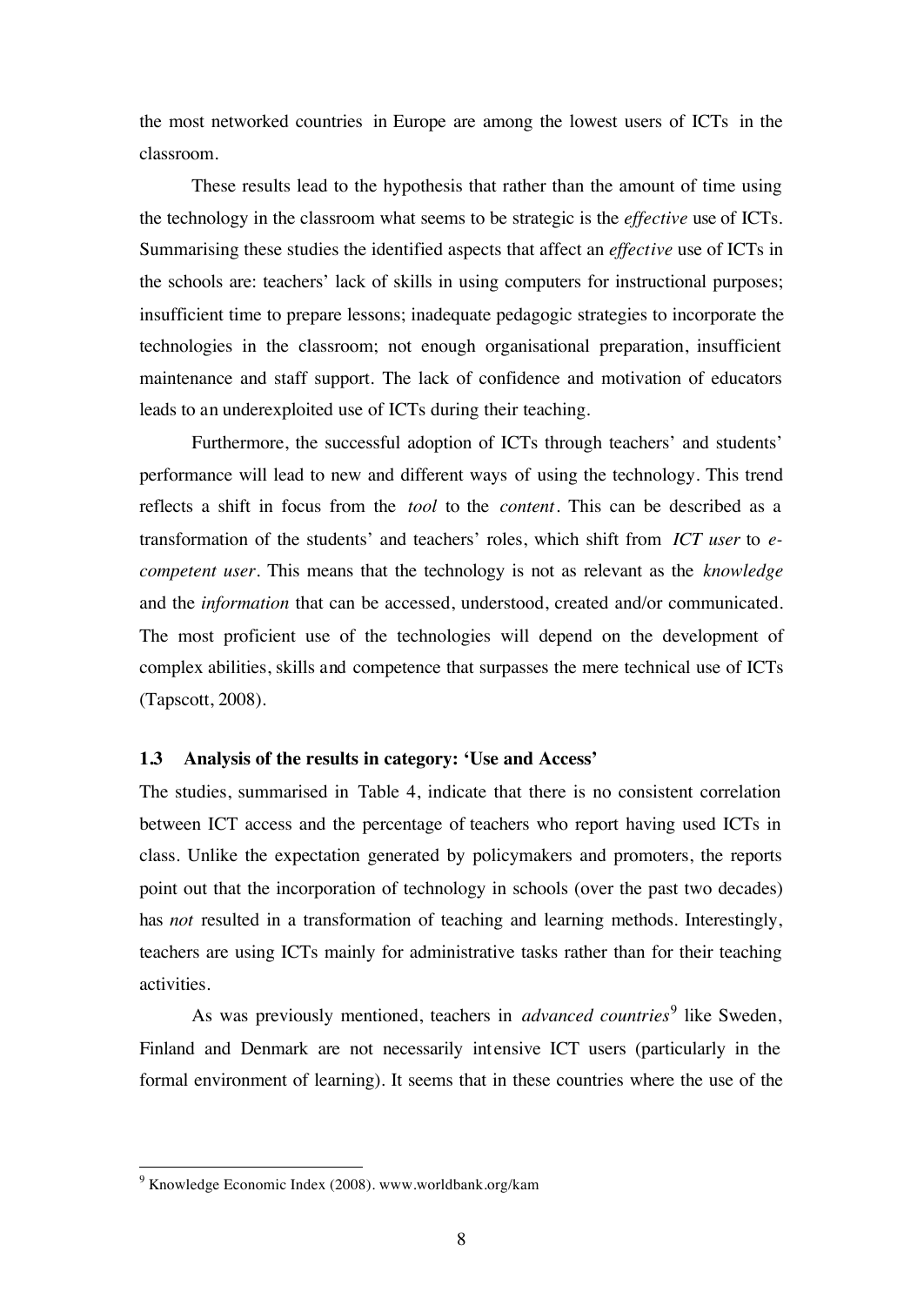the most networked countries in Europe are among the lowest users of ICTs in the classroom.

These results lead to the hypothesis that rather than the amount of time using the technology in the classroom what seems to be strategic is the *effective* use of ICTs. Summarising these studies the identified aspects that affect an *effective* use of ICTs in the schools are: teachers' lack of skills in using computers for instructional purposes; insufficient time to prepare lessons; inadequate pedagogic strategies to incorporate the technologies in the classroom; not enough organisational preparation, insufficient maintenance and staff support. The lack of confidence and motivation of educators leads to an underexploited use of ICTs during their teaching.

Furthermore, the successful adoption of ICTs through teachers' and students' performance will lead to new and different ways of using the technology. This trend reflects a shift in focus from the *tool* to the *content*. This can be described as a transformation of the students' and teachers' roles, which shift from *ICT user* to *e-competent user*. This means that the technology is not as relevant as the *knowledge* and the *information* that can be accessed, understood, created and/or communicated. The most proficient use of the technologies will depend on the development of complex abilities, skills and competence that surpasses the mere technical use of ICTs (Tapscott, 2008).

### 1.3 Analysis of the results in category: 'Use and Access'

The studies, summarised in Table 4, indicate that there is no consistent correlation between ICT access and the percentage of teachers who report having used ICTs in class. Unlike the expectation generated by policymakers and promoters, the reports point out that the incorporation of technology in schools (over the past two decades) has *not* resulted in a transformation of teaching and learning methods. Interestingly, teachers are using ICTs mainly for administrative tasks rather than for their teaching activities.

As was previously mentioned, teachers in *advanced countries*[9] like Sweden, Finland and Denmark are not necessarily intensive ICT users (particularly in the formal environment of learning). It seems that in these countries where the use of the

[9] Knowledge Economic Index (2008). www.worldbank.org/kam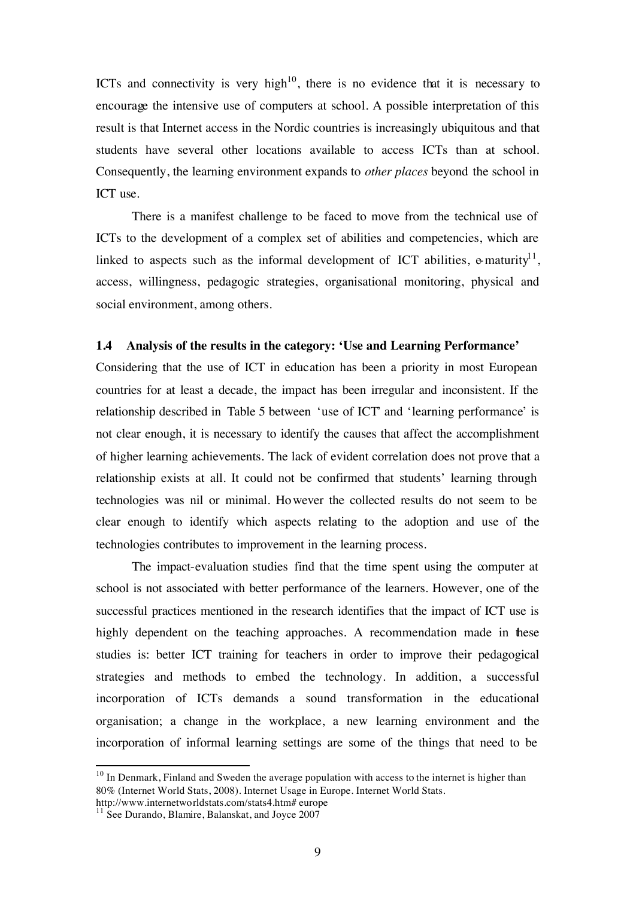ICTs and connectivity is very high[10], there is no evidence that it is necessary to encourage the intensive use of computers at school. A possible interpretation of this result is that Internet access in the Nordic countries is increasingly ubiquitous and that students have several other locations available to access ICTs than at school. Consequently, the learning environment expands to *other places* beyond the school in ICT use.

There is a manifest challenge to be faced to move from the technical use of ICTs to the development of a complex set of abilities and competencies, which are linked to aspects such as the informal development of ICT abilities, e-maturity[11], access, willingness, pedagogic strategies, organisational monitoring, physical and social environment, among others.

### 1.4 Analysis of the results in the category: 'Use and Learning Performance'

Considering that the use of ICT in education has been a priority in most European countries for at least a decade, the impact has been irregular and inconsistent. If the relationship described in Table 5 between 'use of ICT' and 'learning performance' is not clear enough, it is necessary to identify the causes that affect the accomplishment of higher learning achievements. The lack of evident correlation does not prove that a relationship exists at all. It could not be confirmed that students' learning through technologies was nil or minimal. However the collected results do not seem to be clear enough to identify which aspects relating to the adoption and use of the technologies contributes to improvement in the learning process.

The impact-evaluation studies find that the time spent using the computer at school is not associated with better performance of the learners. However, one of the successful practices mentioned in the research identifies that the impact of ICT use is highly dependent on the teaching approaches. A recommendation made in these studies is: better ICT training for teachers in order to improve their pedagogical strategies and methods to embed the technology. In addition, a successful incorporation of ICTs demands a sound transformation in the educational organisation; a change in the workplace, a new learning environment and the incorporation of informal learning settings are some of the things that need to be

---

[10] In Denmark, Finland and Sweden the average population with access to the internet is higher than 80% (Internet World Stats, 2008). Internet Usage in Europe. Internet World Stats. http://www.internetworldstats.com/stats4.htm# europe

[11] See Durando, Blamire, Balanskat, and Joyce 2007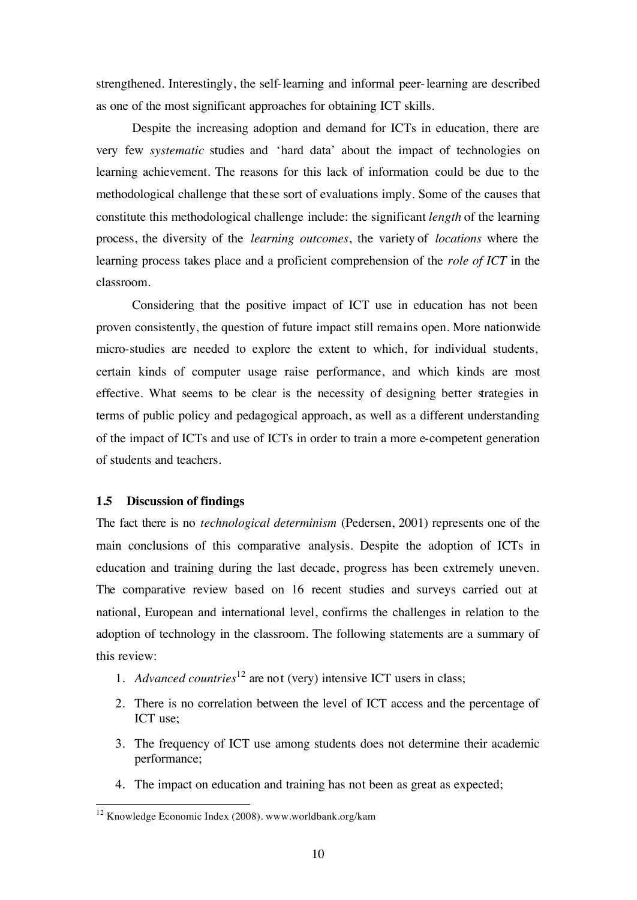strengthened. Interestingly, the self-learning and informal peer-learning are described as one of the most significant approaches for obtaining ICT skills.

Despite the increasing adoption and demand for ICTs in education, there are very few *systematic* studies and 'hard data' about the impact of technologies on learning achievement. The reasons for this lack of information could be due to the methodological challenge that these sort of evaluations imply. Some of the causes that constitute this methodological challenge include: the significant *length* of the learning process, the diversity of the *learning outcomes*, the variety of *locations* where the learning process takes place and a proficient comprehension of the *role of ICT* in the classroom.

Considering that the positive impact of ICT use in education has not been proven consistently, the question of future impact still remains open. More nationwide micro-studies are needed to explore the extent to which, for individual students, certain kinds of computer usage raise performance, and which kinds are most effective. What seems to be clear is the necessity of designing better strategies in terms of public policy and pedagogical approach, as well as a different understanding of the impact of ICTs and use of ICTs in order to train a more e-competent generation of students and teachers.

### 1.5 Discussion of findings

The fact there is no *technological determinism* (Pedersen, 2001) represents one of the main conclusions of this comparative analysis. Despite the adoption of ICTs in education and training during the last decade, progress has been extremely uneven. The comparative review based on 16 recent studies and surveys carried out at national, European and international level, confirms the challenges in relation to the adoption of technology in the classroom. The following statements are a summary of this review:

1. *Advanced countries*[12] are not (very) intensive ICT users in class;
2. There is no correlation between the level of ICT access and the percentage of ICT use;
3. The frequency of ICT use among students does not determine their academic performance;
4. The impact on education and training has not been as great as expected;

[12] Knowledge Economic Index (2008). www.worldbank.org/kam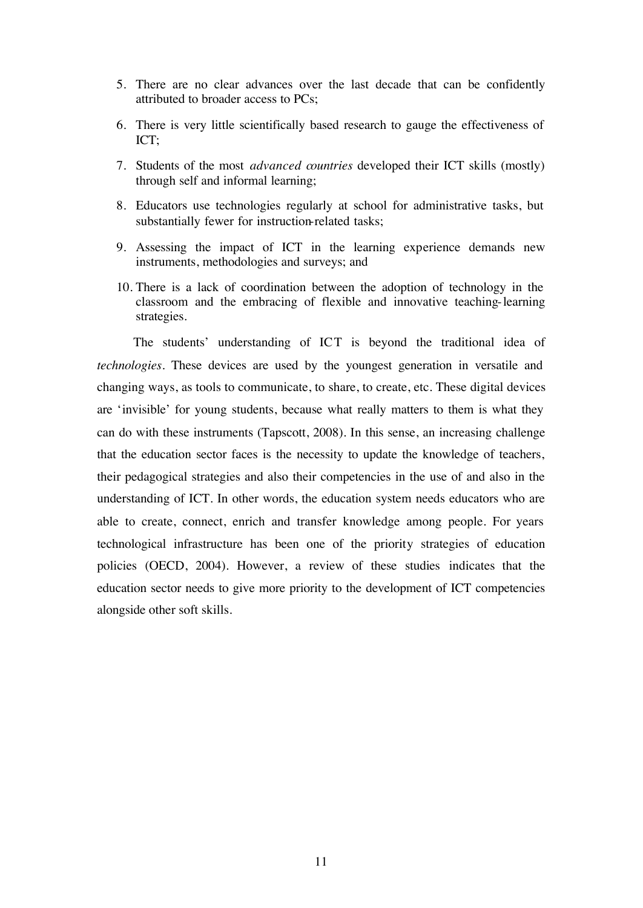5. There are no clear advances over the last decade that can be confidently attributed to broader access to PCs;

6. There is very little scientifically based research to gauge the effectiveness of ICT;

7. Students of the most *advanced countries* developed their ICT skills (mostly) through self and informal learning;

8. Educators use technologies regularly at school for administrative tasks, but substantially fewer for instruction-related tasks;

9. Assessing the impact of ICT in the learning experience demands new instruments, methodologies and surveys; and

10. There is a lack of coordination between the adoption of technology in the classroom and the embracing of flexible and innovative teaching-learning strategies.

The students' understanding of ICT is beyond the traditional idea of *technologies*. These devices are used by the youngest generation in versatile and changing ways, as tools to communicate, to share, to create, etc. These digital devices are 'invisible' for young students, because what really matters to them is what they can do with these instruments (Tapscott, 2008). In this sense, an increasing challenge that the education sector faces is the necessity to update the knowledge of teachers, their pedagogical strategies and also their competencies in the use of and also in the understanding of ICT. In other words, the education system needs educators who are able to create, connect, enrich and transfer knowledge among people. For years technological infrastructure has been one of the priority strategies of education policies (OECD, 2004). However, a review of these studies indicates that the education sector needs to give more priority to the development of ICT competencies alongside other soft skills.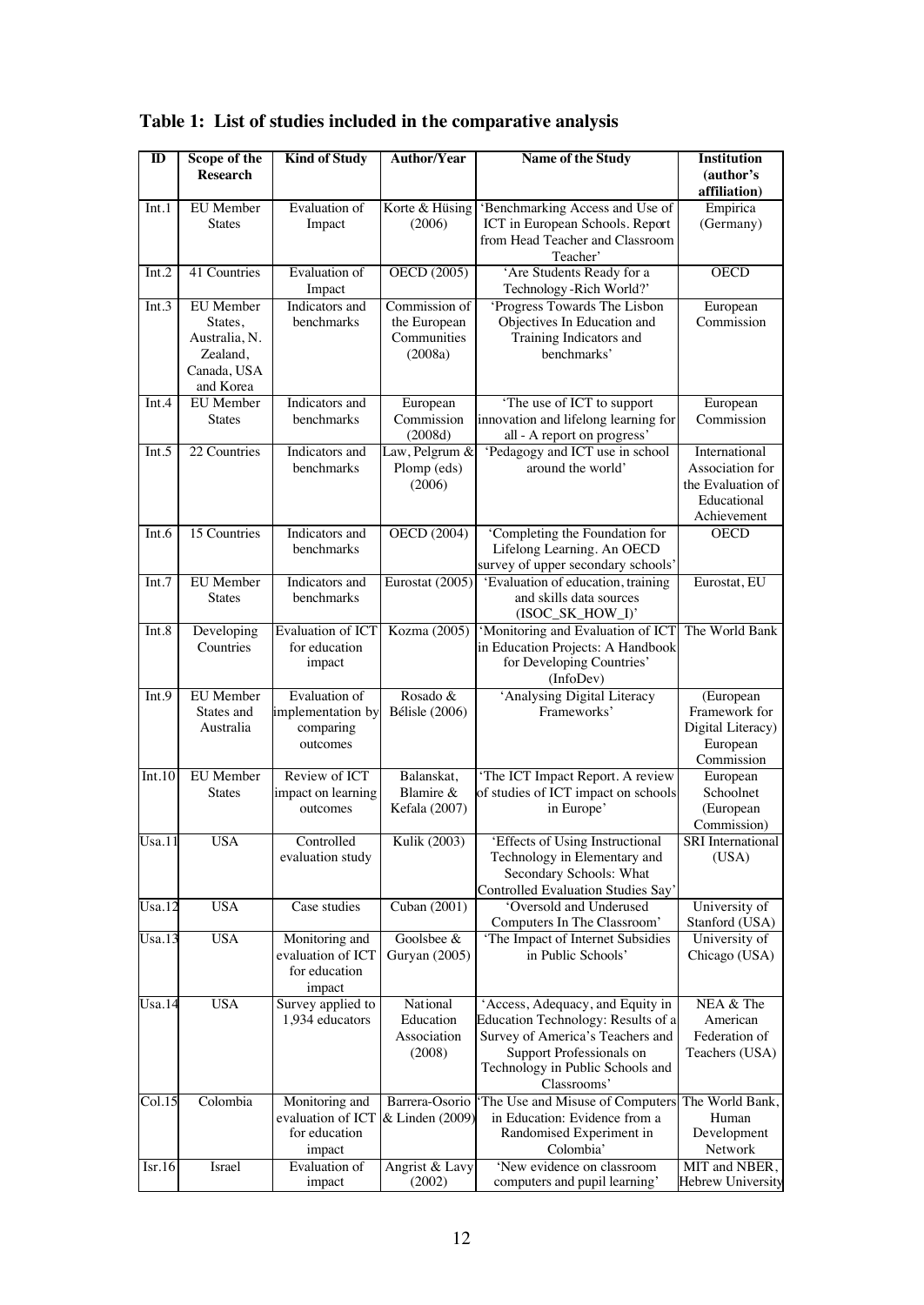**Table 1: List of studies included in the comparative analysis**

| ID | Scope of the Research | Kind of Study | Author/Year | Name of the Study | Institution (author's affiliation) |
|---|---|---|---|---|---|
| Int.1 | EU Member States | Evaluation of Impact | Korte & Hüsing (2006) | 'Benchmarking Access and Use of ICT in European Schools. Report from Head Teacher and Classroom Teacher' | Empirica (Germany) |
| Int.2 | 41 Countries | Evaluation of Impact | OECD (2005) | 'Are Students Ready for a Technology-Rich World?' | OECD |
| Int.3 | EU Member States, Australia, N. Zealand, Canada, USA and Korea | Indicators and benchmarks | Commission of the European Communities (2008a) | 'Progress Towards The Lisbon Objectives In Education and Training Indicators and benchmarks' | European Commission |
| Int.4 | EU Member States | Indicators and benchmarks | European Commission (2008d) | 'The use of ICT to support innovation and lifelong learning for all - A report on progress' | European Commission |
| Int.5 | 22 Countries | Indicators and benchmarks | Law, Pelgrum & Plomp (eds) (2006) | 'Pedagogy and ICT use in school around the world' | International Association for the Evaluation of Educational Achievement |
| Int.6 | 15 Countries | Indicators and benchmarks | OECD (2004) | 'Completing the Foundation for Lifelong Learning. An OECD survey of upper secondary schools' | OECD |
| Int.7 | EU Member States | Indicators and benchmarks | Eurostat (2005) | 'Evaluation of education, training and skills data sources (ISOC_SK_HOW_I)' | Eurostat, EU |
| Int.8 | Developing Countries | Evaluation of ICT for education impact | Kozma (2005) | 'Monitoring and Evaluation of ICT in Education Projects: A Handbook for Developing Countries' (InfoDev) | The World Bank |
| Int.9 | EU Member States and Australia | Evaluation of implementation by comparing outcomes | Rosado & Bélisle (2006) | 'Analysing Digital Literacy Frameworks' | (European Framework for Digital Literacy) European Commission |
| Int.10 | EU Member States | Review of ICT impact on learning outcomes | Balanskat, Blamire & Kefala (2007) | 'The ICT Impact Report. A review of studies of ICT impact on schools in Europe' | European Schoolnet (European Commission) |
| Usa.11 | USA | Controlled evaluation study | Kulik (2003) | 'Effects of Using Instructional Technology in Elementary and Secondary Schools: What Controlled Evaluation Studies Say' | SRI International (USA) |
| Usa.12 | USA | Case studies | Cuban (2001) | 'Oversold and Underused Computers In The Classroom' | University of Stanford (USA) |
| Usa.13 | USA | Monitoring and evaluation of ICT for education impact | Goolsbee & Guryan (2005) | 'The Impact of Internet Subsidies in Public Schools' | University of Chicago (USA) |
| Usa.14 | USA | Survey applied to 1,934 educators | National Education Association (2008) | 'Access, Adequacy, and Equity in Education Technology: Results of a Survey of America's Teachers and Support Professionals on Technology in Public Schools and Classrooms' | NEA & The American Federation of Teachers (USA) |
| Col.15 | Colombia | Monitoring and evaluation of ICT for education impact | Barrera-Osorio & Linden (2009) | 'The Use and Misuse of Computers in Education: Evidence from a Randomised Experiment in Colombia' | The World Bank, Human Development Network |
| Isr.16 | Israel | Evaluation of impact | Angrist & Lavy (2002) | 'New evidence on classroom computers and pupil learning' | MIT and NBER, Hebrew University |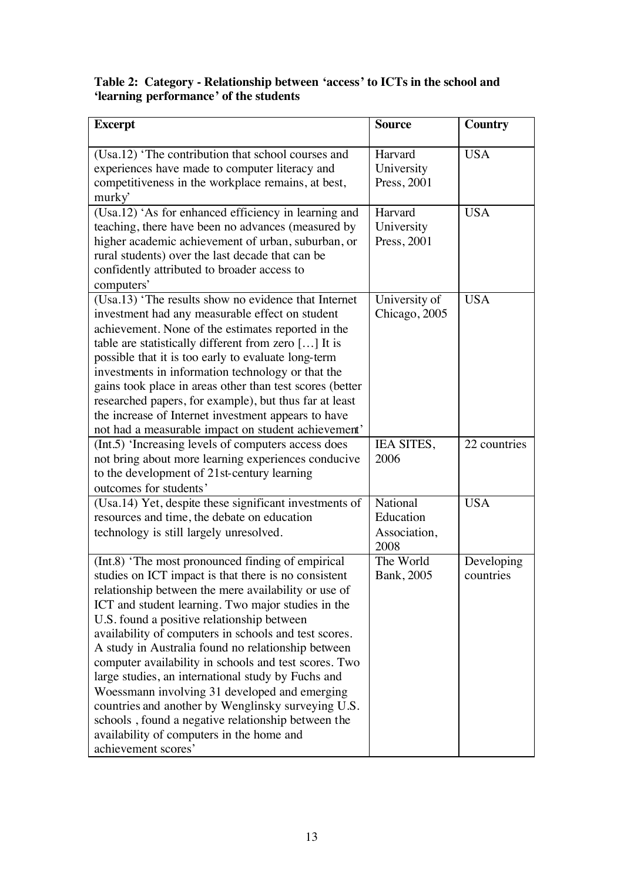**Table 2: Category - Relationship between 'access' to ICTs in the school and 'learning performance' of the students**

| Excerpt | Source | Country |
|---|---|---|
| (Usa.12) 'The contribution that school courses and experiences have made to computer literacy and competitiveness in the workplace remains, at best, murky' | Harvard University Press, 2001 | USA |
| (Usa.12) 'As for enhanced efficiency in learning and teaching, there have been no advances (measured by higher academic achievement of urban, suburban, or rural students) over the last decade that can be confidently attributed to broader access to computers' | Harvard University Press, 2001 | USA |
| (Usa.13) 'The results show no evidence that Internet investment had any measurable effect on student achievement. None of the estimates reported in the table are statistically different from zero [...] It is possible that it is too early to evaluate long-term investments in information technology or that the gains took place in areas other than test scores (better researched papers, for example), but thus far at least the increase of Internet investment appears to have not had a measurable impact on student achievement' | University of Chicago, 2005 | USA |
| (Int.5) 'Increasing levels of computers access does not bring about more learning experiences conducive to the development of 21st-century learning outcomes for students' | IEA SITES, 2006 | 22 countries |
| (Usa.14) Yet, despite these significant investments of resources and time, the debate on education technology is still largely unresolved. | National Education Association, 2008 | USA |
| (Int.8) 'The most pronounced finding of empirical studies on ICT impact is that there is no consistent relationship between the mere availability or use of ICT and student learning. Two major studies in the U.S. found a positive relationship between availability of computers in schools and test scores. A study in Australia found no relationship between computer availability in schools and test scores. Two large studies, an international study by Fuchs and Woessmann involving 31 developed and emerging countries and another by Wenglinsky surveying U.S. schools , found a negative relationship between the availability of computers in the home and achievement scores' | The World Bank, 2005 | Developing countries |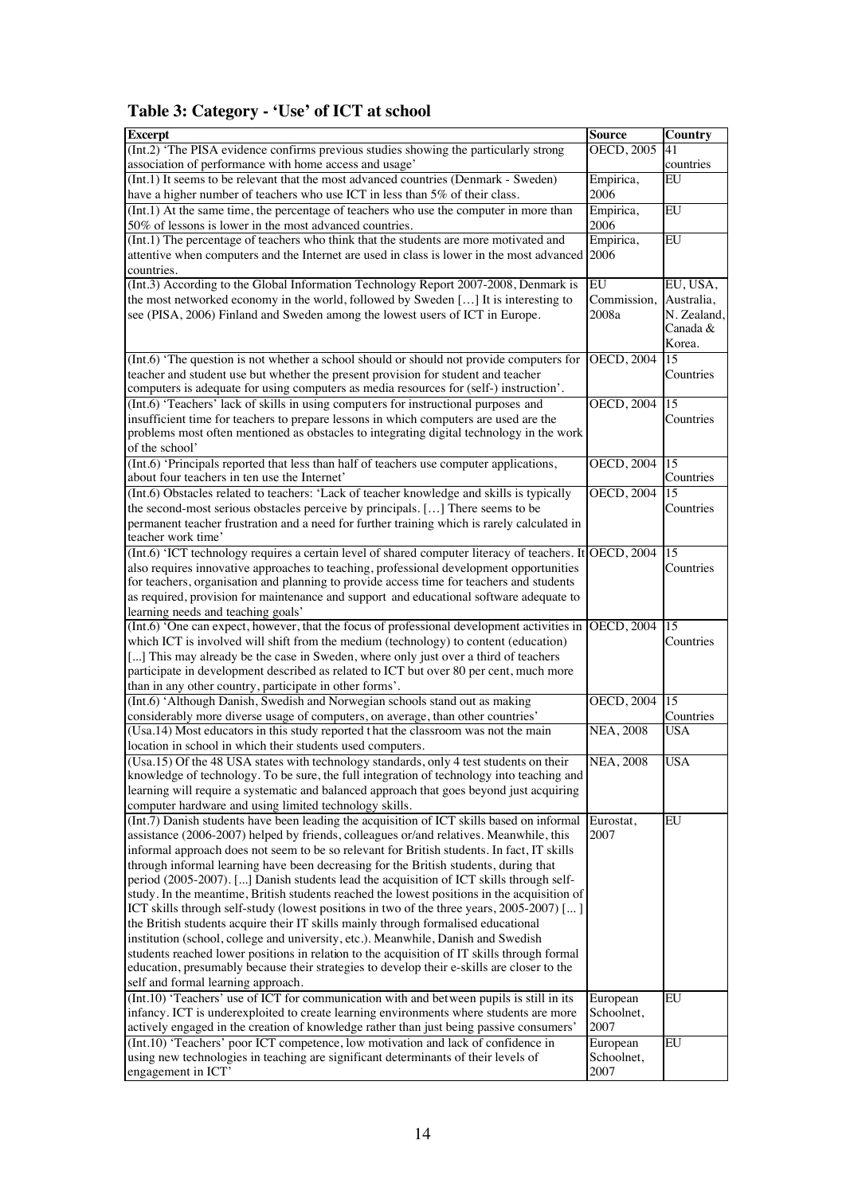**Table 3: Category - 'Use' of ICT at school**

| Excerpt | Source | Country |
| --- | --- | --- |
| (Int.2) 'The PISA evidence confirms previous studies showing the particularly strong association of performance with home access and usage' | OECD, 2005 | 41 countries |
| (Int.1) It seems to be relevant that the most advanced countries (Denmark - Sweden) have a higher number of teachers who use ICT in less than 5% of their class. | Empirica, 2006 | EU |
| (Int.1) At the same time, the percentage of teachers who use the computer in more than 50% of lessons is lower in the most advanced countries. | Empirica, 2006 | EU |
| (Int.1) The percentage of teachers who think that the students are more motivated and attentive when computers and the Internet are used in class is lower in the most advanced countries. | Empirica, 2006 | EU |
| (Int.3) According to the Global Information Technology Report 2007-2008, Denmark is the most networked economy in the world, followed by Sweden […] It is interesting to see (PISA, 2006) Finland and Sweden among the lowest users of ICT in Europe. | EU Commission, 2008a | EU, USA, Australia, N. Zealand, Canada & Korea. |
| (Int.6) 'The question is not whether a school should or should not provide computers for teacher and student use but whether the present provision for student and teacher computers is adequate for using computers as media resources for (self-) instruction'. | OECD, 2004 | 15 Countries |
| (Int.6) 'Teachers' lack of skills in using computers for instructional purposes and insufficient time for teachers to prepare lessons in which computers are used are the problems most often mentioned as obstacles to integrating digital technology in the work of the school' | OECD, 2004 | 15 Countries |
| (Int.6) 'Principals reported that less than half of teachers use computer applications, about four teachers in ten use the Internet' | OECD, 2004 | 15 Countries |
| (Int.6) Obstacles related to teachers: 'Lack of teacher knowledge and skills is typically the second-most serious obstacles perceive by principals. […] There seems to be permanent teacher frustration and a need for further training which is rarely calculated in teacher work time' | OECD, 2004 | 15 Countries |
| (Int.6) 'ICT technology requires a certain level of shared computer literacy of teachers. It also requires innovative approaches to teaching, professional development opportunities for teachers, organisation and planning to provide access time for teachers and students as required, provision for maintenance and support and educational software adequate to learning needs and teaching goals' | OECD, 2004 | 15 Countries |
| (Int.6) 'One can expect, however, that the focus of professional development activities in which ICT is involved will shift from the medium (technology) to content (education) [...] This may already be the case in Sweden, where only just over a third of teachers participate in development described as related to ICT but over 80 per cent, much more than in any other country, participate in other forms'. | OECD, 2004 | 15 Countries |
| (Int.6) 'Although Danish, Swedish and Norwegian schools stand out as making considerably more diverse usage of computers, on average, than other countries' | OECD, 2004 | 15 Countries |
| (Usa.14) Most educators in this study reported that the classroom was not the main location in school in which their students used computers. | NEA, 2008 | USA |
| (Usa.15) Of the 48 USA states with technology standards, only 4 test students on their knowledge of technology. To be sure, the full integration of technology into teaching and learning will require a systematic and balanced approach that goes beyond just acquiring computer hardware and using limited technology skills. | NEA, 2008 | USA |
| (Int.7) Danish students have been leading the acquisition of ICT skills based on informal assistance (2006-2007) helped by friends, colleagues or/and relatives. Meanwhile, this informal approach does not seem to be so relevant for British students. In fact, IT skills through informal learning have been decreasing for the British students, during that period (2005-2007). [...] Danish students lead the acquisition of ICT skills through self-study. In the meantime, British students reached the lowest positions in the acquisition of ICT skills through self-study (lowest positions in two of the three years, 2005-2007) [... ] the British students acquire their IT skills mainly through formalised educational institution (school, college and university, etc.). Meanwhile, Danish and Swedish students reached lower positions in relation to the acquisition of IT skills through formal education, presumably because their strategies to develop their e-skills are closer to the self and formal learning approach. | Eurostat, 2007 | EU |
| (Int.10) 'Teachers' use of ICT for communication with and between pupils is still in its infancy. ICT is underexploited to create learning environments where students are more actively engaged in the creation of knowledge rather than just being passive consumers' | European Schoolnet, 2007 | EU |
| (Int.10) 'Teachers' poor ICT competence, low motivation and lack of confidence in using new technologies in teaching are significant determinants of their levels of engagement in ICT' | European Schoolnet, 2007 | EU |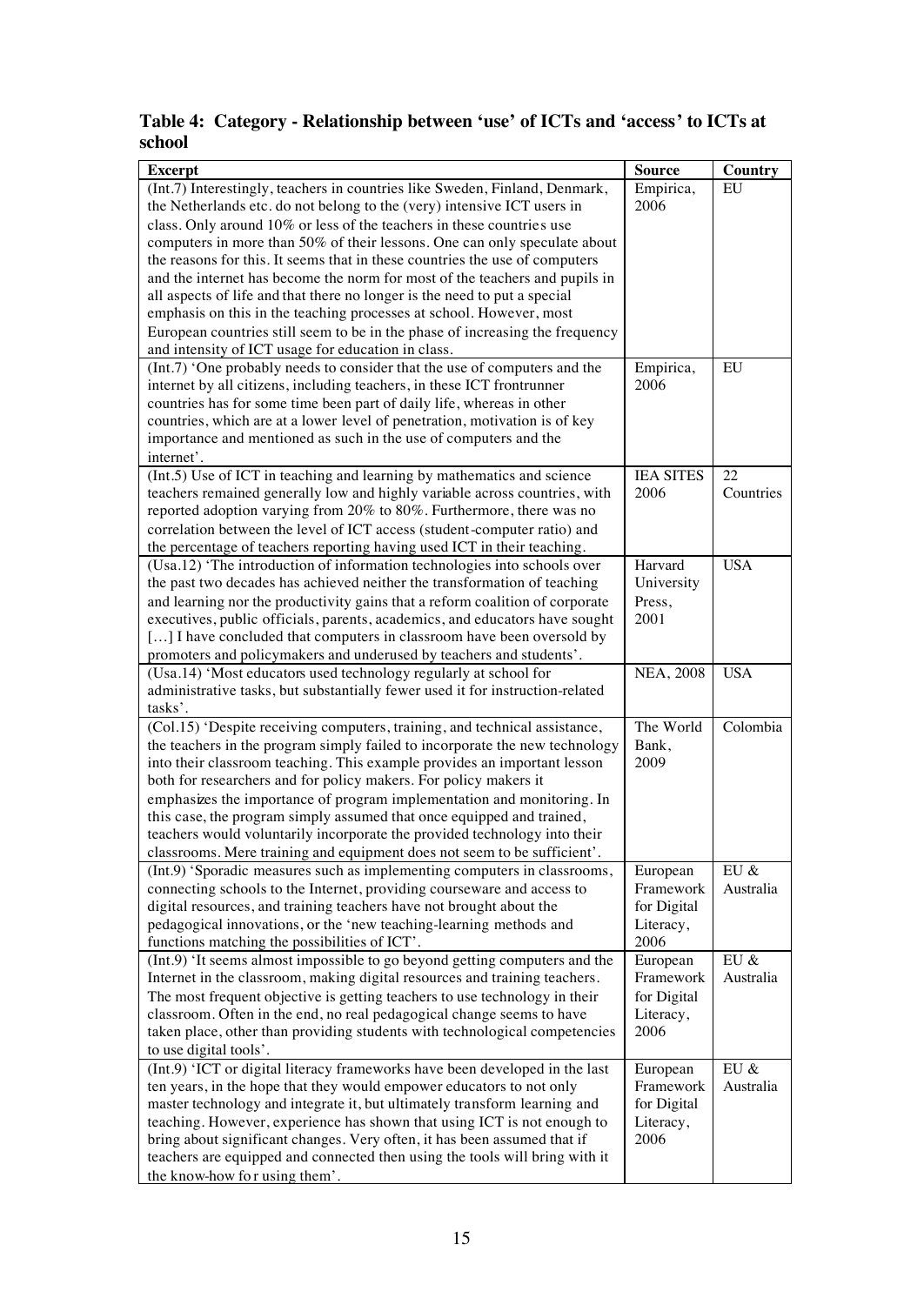**Table 4: Category - Relationship between 'use' of ICTs and 'access' to ICTs at school**

| Excerpt | Source | Country |
|---|---|---|
| (Int.7) Interestingly, teachers in countries like Sweden, Finland, Denmark, the Netherlands etc. do not belong to the (very) intensive ICT users in class. Only around 10% or less of the teachers in these countries use computers in more than 50% of their lessons. One can only speculate about the reasons for this. It seems that in these countries the use of computers and the internet has become the norm for most of the teachers and pupils in all aspects of life and that there no longer is the need to put a special emphasis on this in the teaching processes at school. However, most European countries still seem to be in the phase of increasing the frequency and intensity of ICT usage for education in class. | Empirica, 2006 | EU |
| (Int.7) 'One probably needs to consider that the use of computers and the internet by all citizens, including teachers, in these ICT frontrunner countries has for some time been part of daily life, whereas in other countries, which are at a lower level of penetration, motivation is of key importance and mentioned as such in the use of computers and the internet'. | Empirica, 2006 | EU |
| (Int.5) Use of ICT in teaching and learning by mathematics and science teachers remained generally low and highly variable across countries, with reported adoption varying from 20% to 80%. Furthermore, there was no correlation between the level of ICT access (student-computer ratio) and the percentage of teachers reporting having used ICT in their teaching. | IEA SITES 2006 | 22 Countries |
| (Usa.12) 'The introduction of information technologies into schools over the past two decades has achieved neither the transformation of teaching and learning nor the productivity gains that a reform coalition of corporate executives, public officials, parents, academics, and educators have sought [...] I have concluded that computers in classroom have been oversold by promoters and policymakers and underused by teachers and students'. | Harvard University Press, 2001 | USA |
| (Usa.14) 'Most educators used technology regularly at school for administrative tasks, but substantially fewer used it for instruction-related tasks'. | NEA, 2008 | USA |
| (Col.15) 'Despite receiving computers, training, and technical assistance, the teachers in the program simply failed to incorporate the new technology into their classroom teaching. This example provides an important lesson both for researchers and for policy makers. For policy makers it emphasizes the importance of program implementation and monitoring. In this case, the program simply assumed that once equipped and trained, teachers would voluntarily incorporate the provided technology into their classrooms. Mere training and equipment does not seem to be sufficient'. | The World Bank, 2009 | Colombia |
| (Int.9) 'Sporadic measures such as implementing computers in classrooms, connecting schools to the Internet, providing courseware and access to digital resources, and training teachers have not brought about the pedagogical innovations, or the 'new teaching-learning methods and functions matching the possibilities of ICT'. | European Framework for Digital Literacy, 2006 | EU & Australia |
| (Int.9) 'It seems almost impossible to go beyond getting computers and the Internet in the classroom, making digital resources and training teachers. The most frequent objective is getting teachers to use technology in their classroom. Often in the end, no real pedagogical change seems to have taken place, other than providing students with technological competencies to use digital tools'. | European Framework for Digital Literacy, 2006 | EU & Australia |
| (Int.9) 'ICT or digital literacy frameworks have been developed in the last ten years, in the hope that they would empower educators to not only master technology and integrate it, but ultimately transform learning and teaching. However, experience has shown that using ICT is not enough to bring about significant changes. Very often, it has been assumed that if teachers are equipped and connected then using the tools will bring with it the know-how for using them'. | European Framework for Digital Literacy, 2006 | EU & Australia |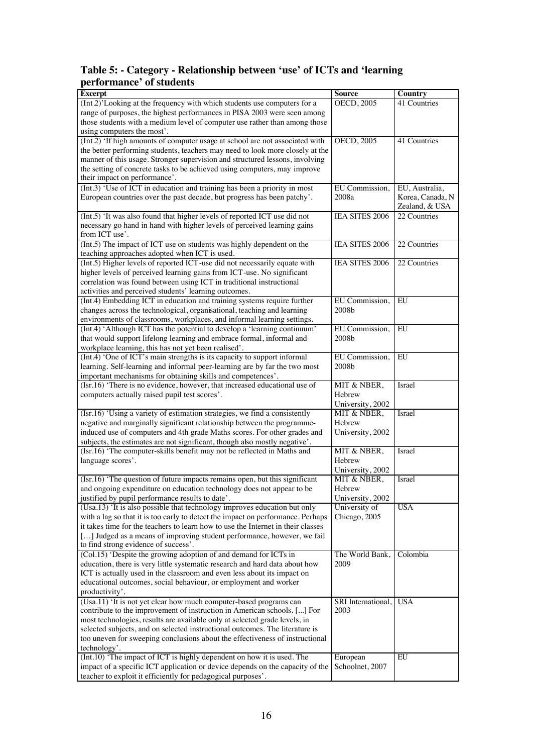**Table 5: - Category - Relationship between 'use' of ICTs and 'learning performance' of students**

| Excerpt | Source | Country |
|---|---|---|
| (Int.2)'Looking at the frequency with which students use computers for a range of purposes, the highest performances in PISA 2003 were seen among those students with a medium level of computer use rather than among those using computers the most'. | OECD, 2005 | 41 Countries |
| (Int.2) 'If high amounts of computer usage at school are not associated with the better performing students, teachers may need to look more closely at the manner of this usage. Stronger supervision and structured lessons, involving the setting of concrete tasks to be achieved using computers, may improve their impact on performance'. | OECD, 2005 | 41 Countries |
| (Int.3) 'Use of ICT in education and training has been a priority in most European countries over the past decade, but progress has been patchy'. | EU Commission, 2008a | EU, Australia, Korea, Canada, N Zealand, & USA |
| (Int.5) 'It was also found that higher levels of reported ICT use did not necessary go hand in hand with higher levels of perceived learning gains from ICT use'. | IEA SITES 2006 | 22 Countries |
| (Int.5) The impact of ICT use on students was highly dependent on the teaching approaches adopted when ICT is used. | IEA SITES 2006 | 22 Countries |
| (Int.5) Higher levels of reported ICT-use did not necessarily equate with higher levels of perceived learning gains from ICT-use. No significant correlation was found between using ICT in traditional instructional activities and perceived students' learning outcomes. | IEA SITES 2006 | 22 Countries |
| (Int.4) Embedding ICT in education and training systems require further changes across the technological, organisational, teaching and learning environments of classrooms, workplaces, and informal learning settings. | EU Commission, 2008b | EU |
| (Int.4) 'Although ICT has the potential to develop a 'learning continuum' that would support lifelong learning and embrace formal, informal and workplace learning, this has not yet been realised'. | EU Commission, 2008b | EU |
| (Int.4) 'One of ICT's main strengths is its capacity to support informal learning. Self-learning and informal peer-learning are by far the two most important mechanisms for obtaining skills and competences'. | EU Commission, 2008b | EU |
| (Isr.16) 'There is no evidence, however, that increased educational use of computers actually raised pupil test scores'. | MIT & NBER, Hebrew University, 2002 | Israel |
| (Isr.16) 'Using a variety of estimation strategies, we find a consistently negative and marginally significant relationship between the programme-induced use of computers and 4th grade Maths scores. For other grades and subjects, the estimates are not significant, though also mostly negative'. | MIT & NBER, Hebrew University, 2002 | Israel |
| (Isr.16) 'The computer-skills benefit may not be reflected in Maths and language scores'. | MIT & NBER, Hebrew University, 2002 | Israel |
| (Isr.16) 'The question of future impacts remains open, but this significant and ongoing expenditure on education technology does not appear to be justified by pupil performance results to date'. | MIT & NBER, Hebrew University, 2002 | Israel |
| (Usa.13) 'It is also possible that technology improves education but only with a lag so that it is too early to detect the impact on performance. Perhaps it takes time for the teachers to learn how to use the Internet in their classes [...] Judged as a means of improving student performance, however, we fail to find strong evidence of success'. | University of Chicago, 2005 | USA |
| (Col.15) 'Despite the growing adoption of and demand for ICTs in education, there is very little systematic research and hard data about how ICT is actually used in the classroom and even less about its impact on educational outcomes, social behaviour, or employment and worker productivity'. | The World Bank, 2009 | Colombia |
| (Usa.11) 'It is not yet clear how much computer-based programs can contribute to the improvement of instruction in American schools. [...] For most technologies, results are available only at selected grade levels, in selected subjects, and on selected instructional outcomes. The literature is too uneven for sweeping conclusions about the effectiveness of instructional technology'. | SRI International, 2003 | USA |
| (Int.10) 'The impact of ICT is highly dependent on how it is used. The impact of a specific ICT application or device depends on the capacity of the teacher to exploit it efficiently for pedagogical purposes'. | European Schoolnet, 2007 | EU |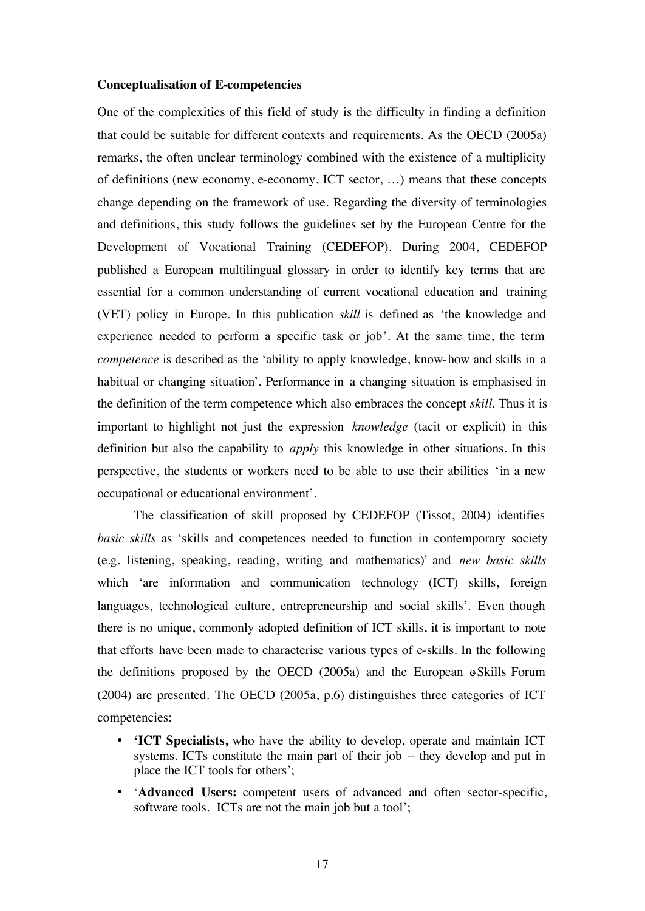**Conceptualisation of E-competencies**

One of the complexities of this field of study is the difficulty in finding a definition that could be suitable for different contexts and requirements. As the OECD (2005a) remarks, the often unclear terminology combined with the existence of a multiplicity of definitions (new economy, e-economy, ICT sector, …) means that these concepts change depending on the framework of use. Regarding the diversity of terminologies and definitions, this study follows the guidelines set by the European Centre for the Development of Vocational Training (CEDEFOP). During 2004, CEDEFOP published a European multilingual glossary in order to identify key terms that are essential for a common understanding of current vocational education and training (VET) policy in Europe. In this publication *skill* is defined as 'the knowledge and experience needed to perform a specific task or job'. At the same time, the term *competence* is described as the 'ability to apply knowledge, know-how and skills in a habitual or changing situation'. Performance in a changing situation is emphasised in the definition of the term competence which also embraces the concept *skill*. Thus it is important to highlight not just the expression *knowledge* (tacit or explicit) in this definition but also the capability to *apply* this knowledge in other situations. In this perspective, the students or workers need to be able to use their abilities 'in a new occupational or educational environment'.

The classification of skill proposed by CEDEFOP (Tissot, 2004) identifies *basic skills* as 'skills and competences needed to function in contemporary society (e.g. listening, speaking, reading, writing and mathematics)' and *new basic skills* which 'are information and communication technology (ICT) skills, foreign languages, technological culture, entrepreneurship and social skills'. Even though there is no unique, commonly adopted definition of ICT skills, it is important to note that efforts have been made to characterise various types of e-skills. In the following the definitions proposed by the OECD (2005a) and the European e-Skills Forum (2004) are presented. The OECD (2005a, p.6) distinguishes three categories of ICT competencies:

- '**ICT Specialists,** who have the ability to develop, operate and maintain ICT systems. ICTs constitute the main part of their job – they develop and put in place the ICT tools for others';
- '**Advanced Users:** competent users of advanced and often sector-specific, software tools. ICTs are not the main job but a tool';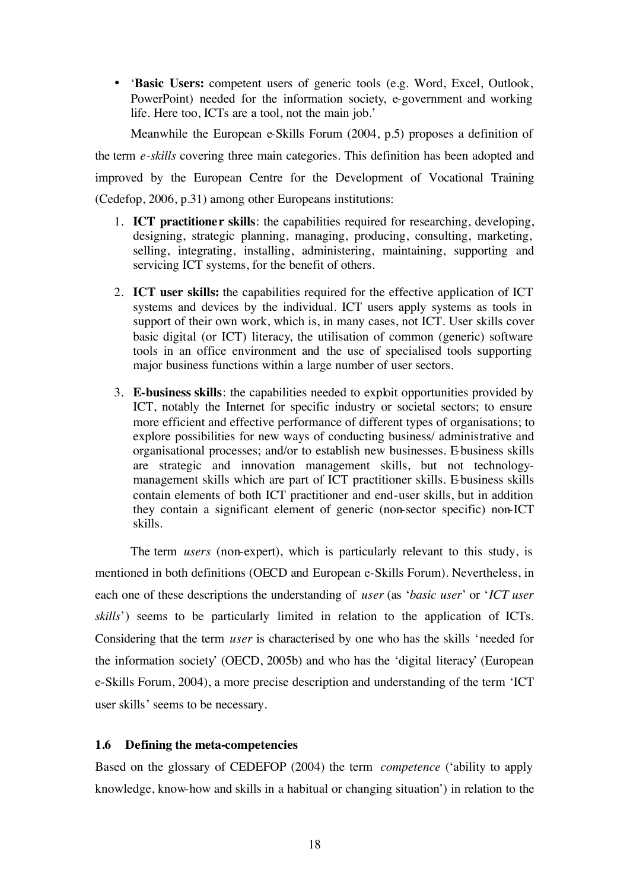- '**Basic Users:** competent users of generic tools (e.g. Word, Excel, Outlook, PowerPoint) needed for the information society, e-government and working life. Here too, ICTs are a tool, not the main job.'

Meanwhile the European e-Skills Forum (2004, p.5) proposes a definition of the term *e-skills* covering three main categories. This definition has been adopted and improved by the European Centre for the Development of Vocational Training (Cedefop, 2006, p.31) among other Europeans institutions:

1. **ICT practitioner skills**: the capabilities required for researching, developing, designing, strategic planning, managing, producing, consulting, marketing, selling, integrating, installing, administering, maintaining, supporting and servicing ICT systems, for the benefit of others.

2. **ICT user skills:** the capabilities required for the effective application of ICT systems and devices by the individual. ICT users apply systems as tools in support of their own work, which is, in many cases, not ICT. User skills cover basic digital (or ICT) literacy, the utilisation of common (generic) software tools in an office environment and the use of specialised tools supporting major business functions within a large number of user sectors.

3. **E-business skills**: the capabilities needed to exploit opportunities provided by ICT, notably the Internet for specific industry or societal sectors; to ensure more efficient and effective performance of different types of organisations; to explore possibilities for new ways of conducting business/ administrative and organisational processes; and/or to establish new businesses. E-business skills are strategic and innovation management skills, but not technology-management skills which are part of ICT practitioner skills. E-business skills contain elements of both ICT practitioner and end-user skills, but in addition they contain a significant element of generic (non-sector specific) non-ICT skills.

The term *users* (non-expert), which is particularly relevant to this study, is mentioned in both definitions (OECD and European e-Skills Forum). Nevertheless, in each one of these descriptions the understanding of *user* (as '*basic user*' or '*ICT user skills*') seems to be particularly limited in relation to the application of ICTs. Considering that the term *user* is characterised by one who has the skills 'needed for the information society' (OECD, 2005b) and who has the 'digital literacy' (European e-Skills Forum, 2004), a more precise description and understanding of the term 'ICT user skills' seems to be necessary.

### 1.6 Defining the meta-competencies

Based on the glossary of CEDEFOP (2004) the term *competence* ('ability to apply knowledge, know-how and skills in a habitual or changing situation') in relation to the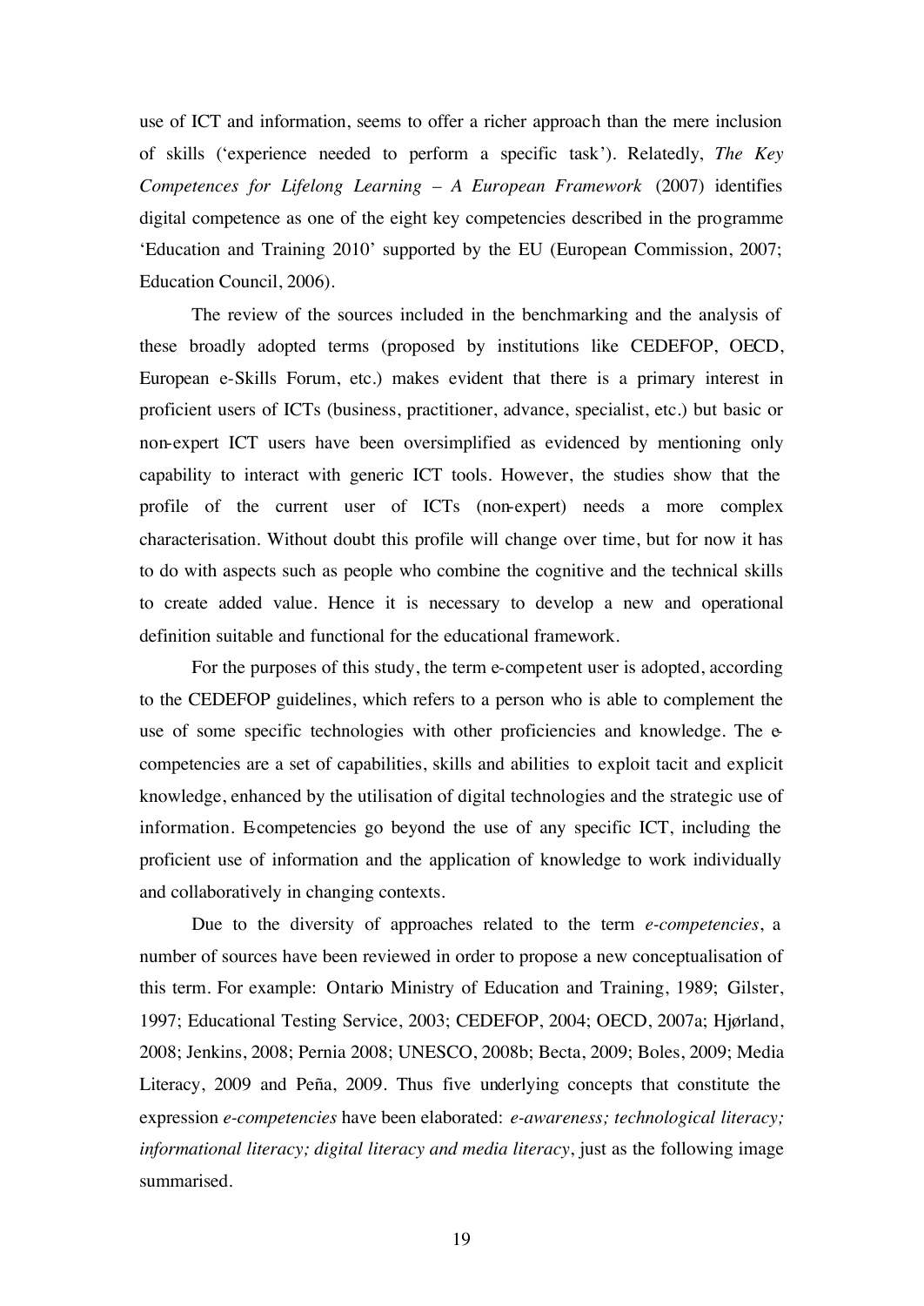use of ICT and information, seems to offer a richer approach than the mere inclusion of skills ('experience needed to perform a specific task'). Relatedly, *The Key Competences for Lifelong Learning – A European Framework* (2007) identifies digital competence as one of the eight key competencies described in the programme 'Education and Training 2010' supported by the EU (European Commission, 2007; Education Council, 2006).

The review of the sources included in the benchmarking and the analysis of these broadly adopted terms (proposed by institutions like CEDEFOP, OECD, European e-Skills Forum, etc.) makes evident that there is a primary interest in proficient users of ICTs (business, practitioner, advance, specialist, etc.) but basic or non-expert ICT users have been oversimplified as evidenced by mentioning only capability to interact with generic ICT tools. However, the studies show that the profile of the current user of ICTs (non-expert) needs a more complex characterisation. Without doubt this profile will change over time, but for now it has to do with aspects such as people who combine the cognitive and the technical skills to create added value. Hence it is necessary to develop a new and operational definition suitable and functional for the educational framework.

For the purposes of this study, the term e-competent user is adopted, according to the CEDEFOP guidelines, which refers to a person who is able to complement the use of some specific technologies with other proficiencies and knowledge. The e-competencies are a set of capabilities, skills and abilities to exploit tacit and explicit knowledge, enhanced by the utilisation of digital technologies and the strategic use of information. E-competencies go beyond the use of any specific ICT, including the proficient use of information and the application of knowledge to work individually and collaboratively in changing contexts.

Due to the diversity of approaches related to the term *e-competencies*, a number of sources have been reviewed in order to propose a new conceptualisation of this term. For example: Ontario Ministry of Education and Training, 1989; Gilster, 1997; Educational Testing Service, 2003; CEDEFOP, 2004; OECD, 2007a; Hjørland, 2008; Jenkins, 2008; Pernia 2008; UNESCO, 2008b; Becta, 2009; Boles, 2009; Media Literacy, 2009 and Peña, 2009. Thus five underlying concepts that constitute the expression *e-competencies* have been elaborated: *e-awareness; technological literacy; informational literacy; digital literacy and media literacy*, just as the following image summarised.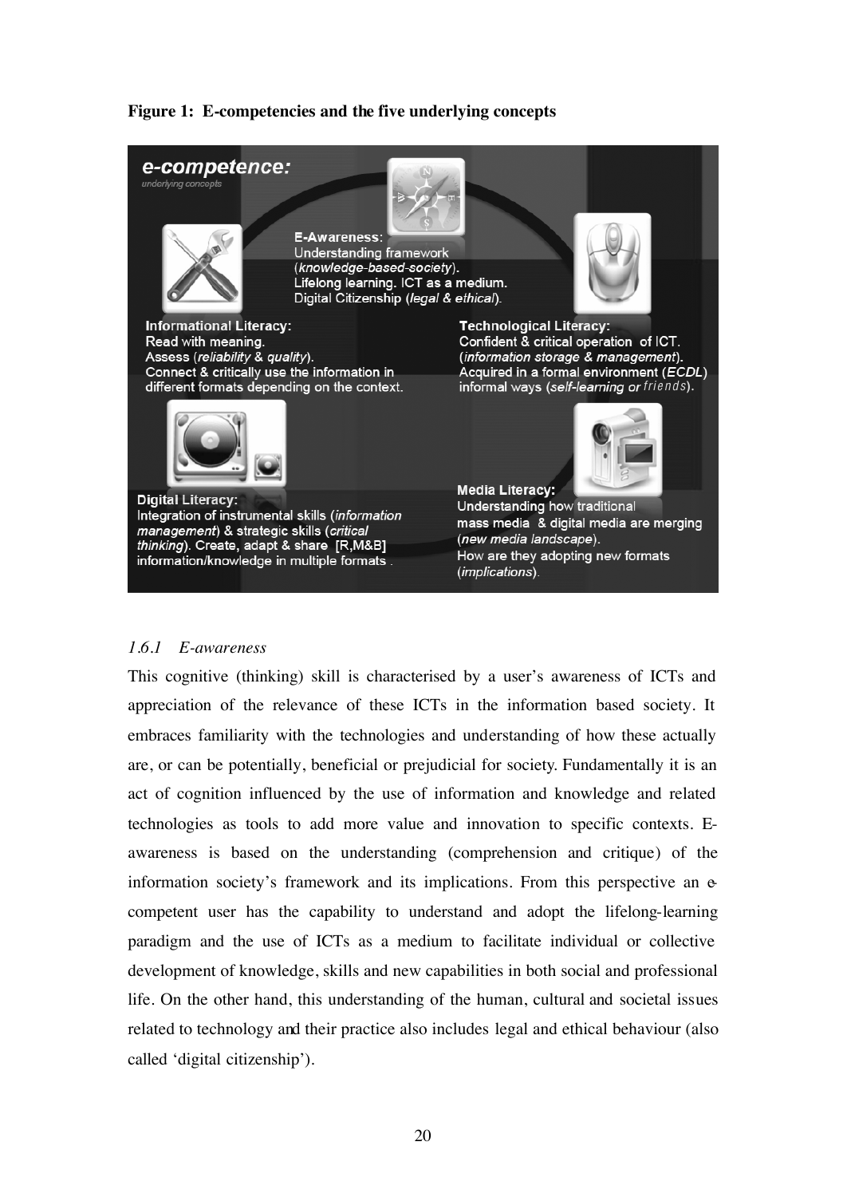**Figure 1: E-competencies and the five underlying concepts**

e-competence:
underlying concepts

E-Awareness:
Understanding framework
(*knowledge-based-society*).
Lifelong learning. ICT as a medium.
Digital Citizenship (*legal & ethical*).

Informational Literacy:
Read with meaning.
Assess (*reliability & quality*).
Connect & critically use the information in different formats depending on the context.

Technological Literacy:
Confident & critical operation of ICT.
(*information storage & management*).
Acquired in a formal environment (*ECDL*) informal ways (*self-learning or friends*).

Digital Literacy:
Integration of instrumental skills (*information management*) & strategic skills (*critical thinking*). Create, adapt & share [R,M&B] information/knowledge in multiple formats .

Media Literacy:
Understanding how traditional mass media & digital media are merging (*new media landscape*).
How are they adopting new formats (*implications*).

### *1.6.1 E-awareness*

This cognitive (thinking) skill is characterised by a user's awareness of ICTs and appreciation of the relevance of these ICTs in the information based society. It embraces familiarity with the technologies and understanding of how these actually are, or can be potentially, beneficial or prejudicial for society. Fundamentally it is an act of cognition influenced by the use of information and knowledge and related technologies as tools to add more value and innovation to specific contexts. E-awareness is based on the understanding (comprehension and critique) of the information society's framework and its implications. From this perspective an e-competent user has the capability to understand and adopt the lifelong-learning paradigm and the use of ICTs as a medium to facilitate individual or collective development of knowledge, skills and new capabilities in both social and professional life. On the other hand, this understanding of the human, cultural and societal issues related to technology and their practice also includes legal and ethical behaviour (also called 'digital citizenship').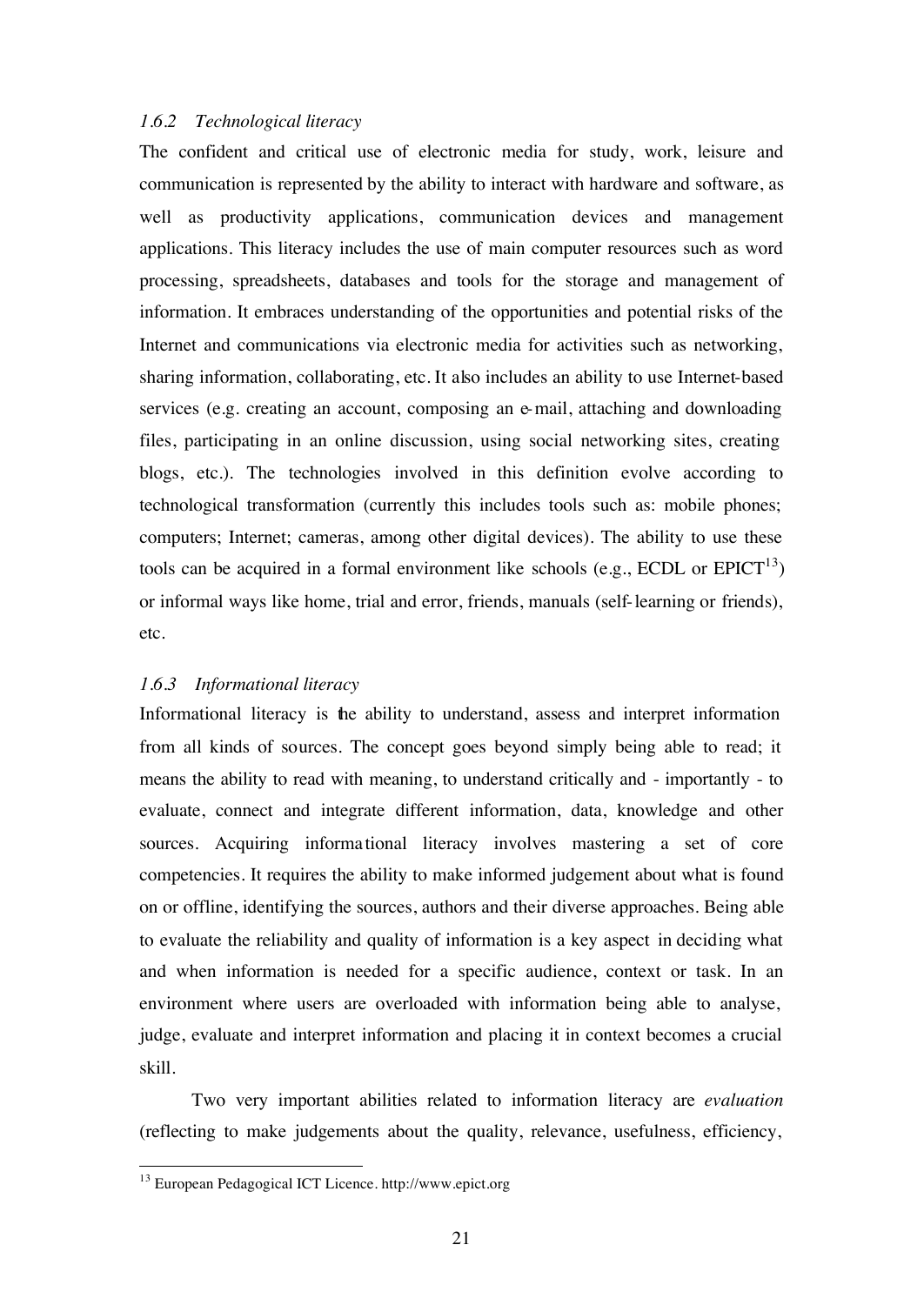### *1.6.2 Technological literacy*

The confident and critical use of electronic media for study, work, leisure and communication is represented by the ability to interact with hardware and software, as well as productivity applications, communication devices and management applications. This literacy includes the use of main computer resources such as word processing, spreadsheets, databases and tools for the storage and management of information. It embraces understanding of the opportunities and potential risks of the Internet and communications via electronic media for activities such as networking, sharing information, collaborating, etc. It also includes an ability to use Internet-based services (e.g. creating an account, composing an e-mail, attaching and downloading files, participating in an online discussion, using social networking sites, creating blogs, etc.). The technologies involved in this definition evolve according to technological transformation (currently this includes tools such as: mobile phones; computers; Internet; cameras, among other digital devices). The ability to use these tools can be acquired in a formal environment like schools (e.g., ECDL or EPICT[13]) or informal ways like home, trial and error, friends, manuals (self-learning or friends), etc.

### *1.6.3 Informational literacy*

Informational literacy is the ability to understand, assess and interpret information from all kinds of sources. The concept goes beyond simply being able to read; it means the ability to read with meaning, to understand critically and - importantly - to evaluate, connect and integrate different information, data, knowledge and other sources. Acquiring informational literacy involves mastering a set of core competencies. It requires the ability to make informed judgement about what is found on or offline, identifying the sources, authors and their diverse approaches. Being able to evaluate the reliability and quality of information is a key aspect in deciding what and when information is needed for a specific audience, context or task. In an environment where users are overloaded with information being able to analyse, judge, evaluate and interpret information and placing it in context becomes a crucial skill.

Two very important abilities related to information literacy are *evaluation* (reflecting to make judgements about the quality, relevance, usefulness, efficiency,

[13] European Pedagogical ICT Licence. http://www.epict.org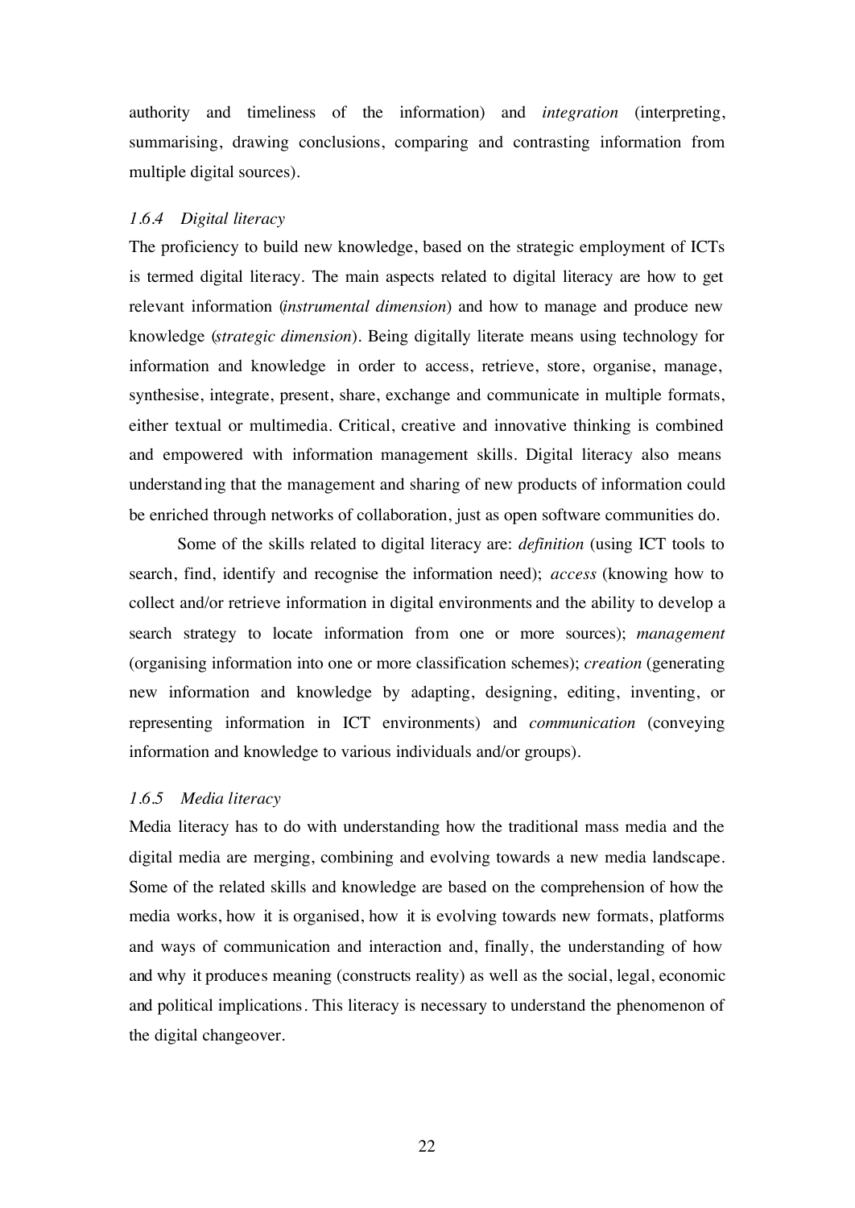authority and timeliness of the information) and *integration* (interpreting, summarising, drawing conclusions, comparing and contrasting information from multiple digital sources).

### *1.6.4 Digital literacy*

The proficiency to build new knowledge, based on the strategic employment of ICTs is termed digital literacy. The main aspects related to digital literacy are how to get relevant information (*instrumental dimension*) and how to manage and produce new knowledge (*strategic dimension*). Being digitally literate means using technology for information and knowledge in order to access, retrieve, store, organise, manage, synthesise, integrate, present, share, exchange and communicate in multiple formats, either textual or multimedia. Critical, creative and innovative thinking is combined and empowered with information management skills. Digital literacy also means understanding that the management and sharing of new products of information could be enriched through networks of collaboration, just as open software communities do.

Some of the skills related to digital literacy are: *definition* (using ICT tools to search, find, identify and recognise the information need); *access* (knowing how to collect and/or retrieve information in digital environments and the ability to develop a search strategy to locate information from one or more sources); *management* (organising information into one or more classification schemes); *creation* (generating new information and knowledge by adapting, designing, editing, inventing, or representing information in ICT environments) and *communication* (conveying information and knowledge to various individuals and/or groups).

### *1.6.5 Media literacy*

Media literacy has to do with understanding how the traditional mass media and the digital media are merging, combining and evolving towards a new media landscape. Some of the related skills and knowledge are based on the comprehension of how the media works, how it is organised, how it is evolving towards new formats, platforms and ways of communication and interaction and, finally, the understanding of how and why it produces meaning (constructs reality) as well as the social, legal, economic and political implications. This literacy is necessary to understand the phenomenon of the digital changeover.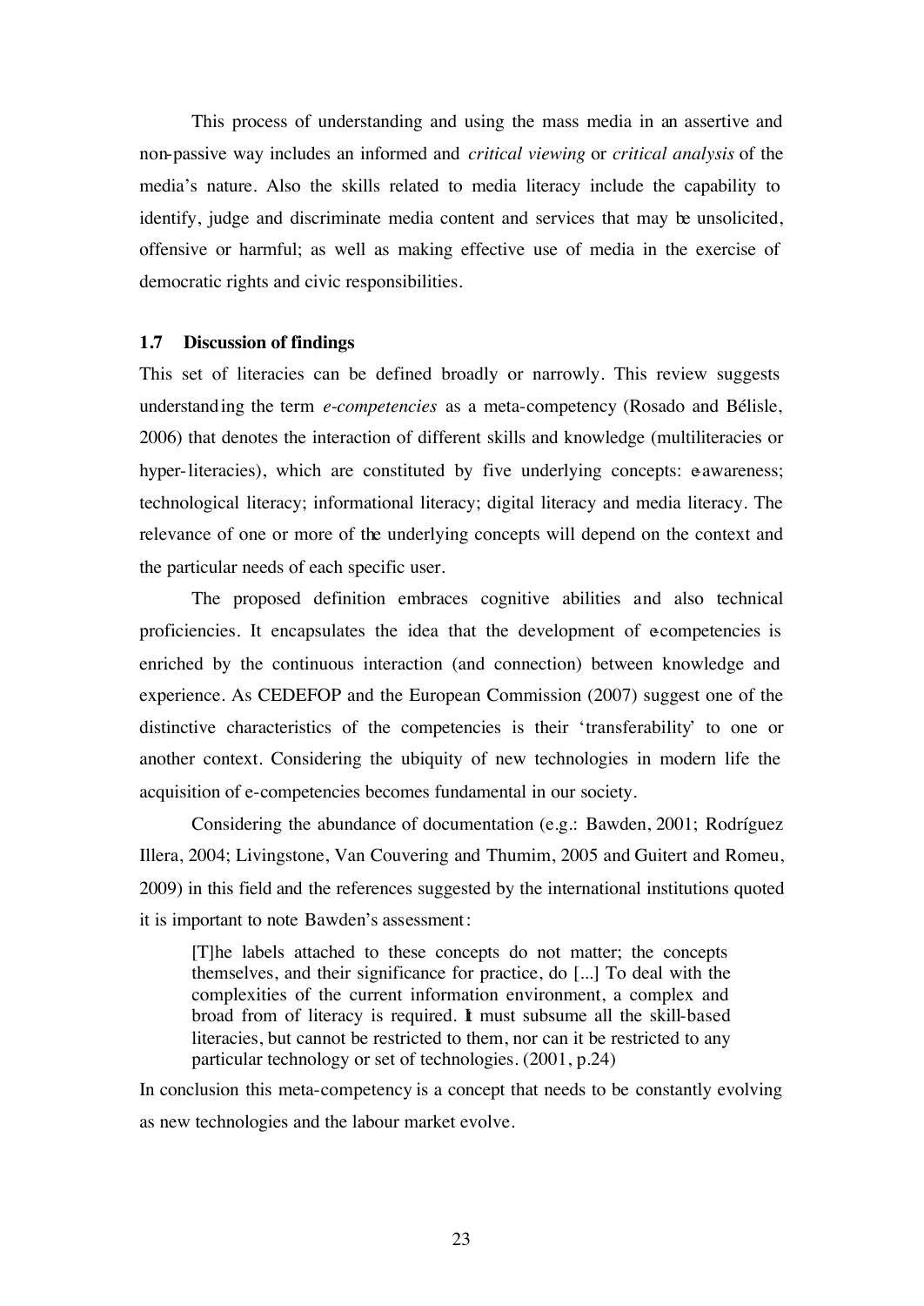This process of understanding and using the mass media in an assertive and non-passive way includes an informed and *critical viewing* or *critical analysis* of the media's nature. Also the skills related to media literacy include the capability to identify, judge and discriminate media content and services that may be unsolicited, offensive or harmful; as well as making effective use of media in the exercise of democratic rights and civic responsibilities.

### 1.7 Discussion of findings

This set of literacies can be defined broadly or narrowly. This review suggests understanding the term *e-competencies* as a meta-competency (Rosado and Bélisle, 2006) that denotes the interaction of different skills and knowledge (multiliteracies or hyper-literacies), which are constituted by five underlying concepts: e-awareness; technological literacy; informational literacy; digital literacy and media literacy. The relevance of one or more of the underlying concepts will depend on the context and the particular needs of each specific user.

The proposed definition embraces cognitive abilities and also technical proficiencies. It encapsulates the idea that the development of e-competencies is enriched by the continuous interaction (and connection) between knowledge and experience. As CEDEFOP and the European Commission (2007) suggest one of the distinctive characteristics of the competencies is their 'transferability' to one or another context. Considering the ubiquity of new technologies in modern life the acquisition of e-competencies becomes fundamental in our society.

Considering the abundance of documentation (e.g.: Bawden, 2001; Rodríguez Illera, 2004; Livingstone, Van Couvering and Thumim, 2005 and Guitert and Romeu, 2009) in this field and the references suggested by the international institutions quoted it is important to note Bawden's assessment:

> [T]he labels attached to these concepts do not matter; the concepts themselves, and their significance for practice, do [...] To deal with the complexities of the current information environment, a complex and broad from of literacy is required. It must subsume all the skill-based literacies, but cannot be restricted to them, nor can it be restricted to any particular technology or set of technologies. (2001, p.24)

In conclusion this meta-competency is a concept that needs to be constantly evolving as new technologies and the labour market evolve.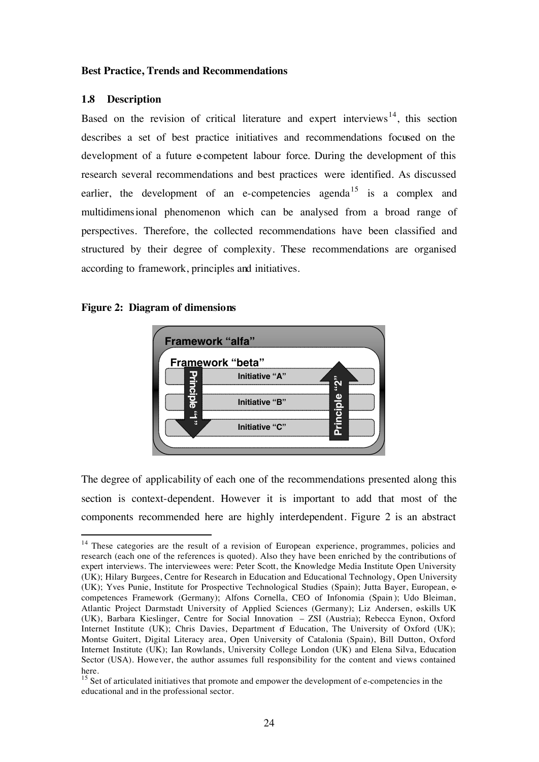**Best Practice, Trends and Recommendations**

## 1.8 Description

Based on the revision of critical literature and expert interviews[14], this section describes a set of best practice initiatives and recommendations focused on the development of a future e-competent labour force. During the development of this research several recommendations and best practices were identified. As discussed earlier, the development of an e-competencies agenda[15] is a complex and multidimensional phenomenon which can be analysed from a broad range of perspectives. Therefore, the collected recommendations have been classified and structured by their degree of complexity. These recommendations are organised according to framework, principles and initiatives.

**Figure 2: Diagram of dimensions**

Framework "alfa"

Framework "beta"

Initiative "A"

Initiative "B"

Initiative "C"

Principle "1"

Principle "2"

The degree of applicability of each one of the recommendations presented along this section is context-dependent. However it is important to add that most of the components recommended here are highly interdependent. Figure 2 is an abstract

---

[14] These categories are the result of a revision of European experience, programmes, policies and research (each one of the references is quoted). Also they have been enriched by the contributions of expert interviews. The interviewees were: Peter Scott, the Knowledge Media Institute Open University (UK); Hilary Burgees, Centre for Research in Education and Educational Technology, Open University (UK); Yves Punie, Institute for Prospective Technological Studies (Spain); Jutta Bayer, European, e-competences Framework (Germany); Alfons Cornella, CEO of Infonomia (Spain); Udo Bleiman, Atlantic Project Darmstadt University of Applied Sciences (Germany); Liz Andersen, eskills UK (UK), Barbara Kieslinger, Centre for Social Innovation – ZSI (Austria); Rebecca Eynon, Oxford Internet Institute (UK); Chris Davies, Department of Education, The University of Oxford (UK); Montse Guitert, Digital Literacy area, Open University of Catalonia (Spain), Bill Dutton, Oxford Internet Institute (UK); Ian Rowlands, University College London (UK) and Elena Silva, Education Sector (USA). However, the author assumes full responsibility for the content and views contained here.

[15] Set of articulated initiatives that promote and empower the development of e-competencies in the educational and in the professional sector.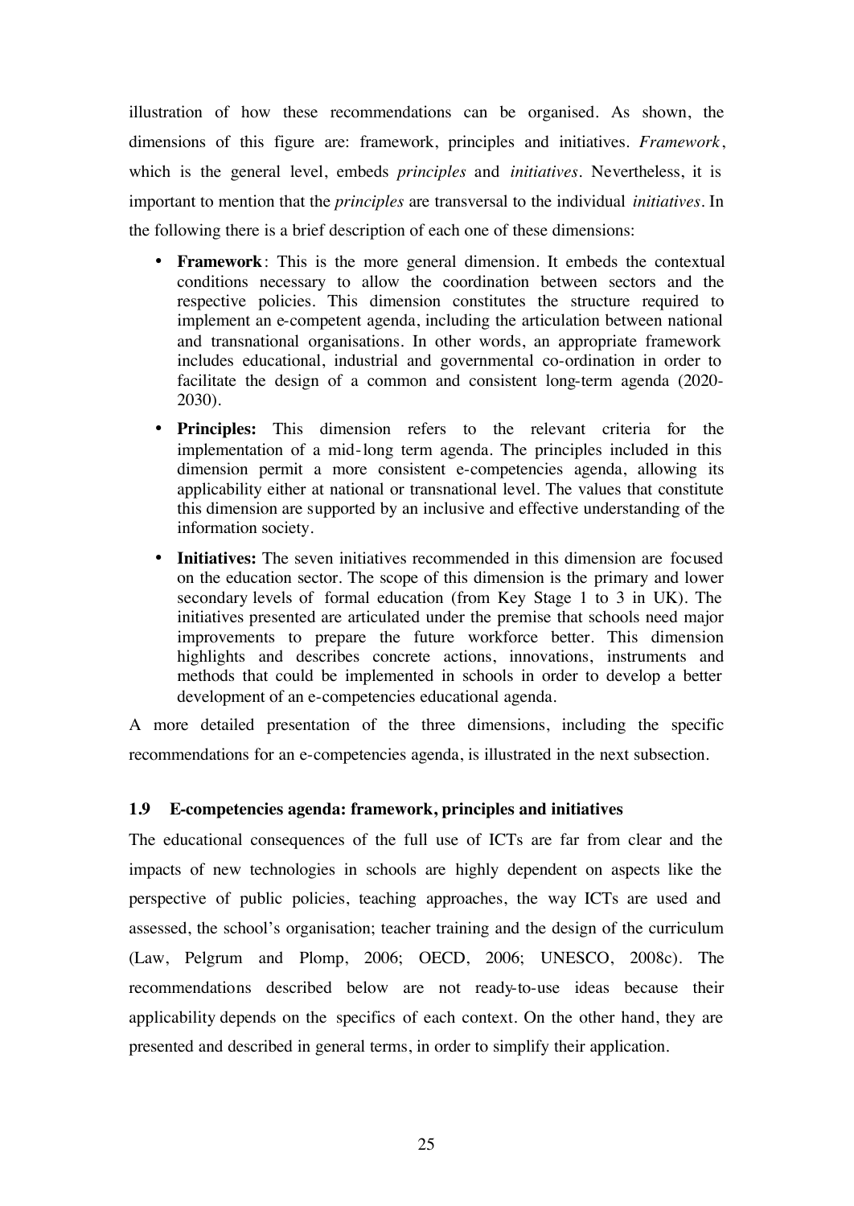illustration of how these recommendations can be organised. As shown, the dimensions of this figure are: framework, principles and initiatives. *Framework*, which is the general level, embeds *principles* and *initiatives*. Nevertheless, it is important to mention that the *principles* are transversal to the individual *initiatives*. In the following there is a brief description of each one of these dimensions:

- **Framework**: This is the more general dimension. It embeds the contextual conditions necessary to allow the coordination between sectors and the respective policies. This dimension constitutes the structure required to implement an e-competent agenda, including the articulation between national and transnational organisations. In other words, an appropriate framework includes educational, industrial and governmental co-ordination in order to facilitate the design of a common and consistent long-term agenda (2020-2030).
- **Principles:** This dimension refers to the relevant criteria for the implementation of a mid-long term agenda. The principles included in this dimension permit a more consistent e-competencies agenda, allowing its applicability either at national or transnational level. The values that constitute this dimension are supported by an inclusive and effective understanding of the information society.
- **Initiatives:** The seven initiatives recommended in this dimension are focused on the education sector. The scope of this dimension is the primary and lower secondary levels of formal education (from Key Stage 1 to 3 in UK). The initiatives presented are articulated under the premise that schools need major improvements to prepare the future workforce better. This dimension highlights and describes concrete actions, innovations, instruments and methods that could be implemented in schools in order to develop a better development of an e-competencies educational agenda.

A more detailed presentation of the three dimensions, including the specific recommendations for an e-competencies agenda, is illustrated in the next subsection.

### 1.9 E-competencies agenda: framework, principles and initiatives

The educational consequences of the full use of ICTs are far from clear and the impacts of new technologies in schools are highly dependent on aspects like the perspective of public policies, teaching approaches, the way ICTs are used and assessed, the school's organisation; teacher training and the design of the curriculum (Law, Pelgrum and Plomp, 2006; OECD, 2006; UNESCO, 2008c). The recommendations described below are not ready-to-use ideas because their applicability depends on the specifics of each context. On the other hand, they are presented and described in general terms, in order to simplify their application.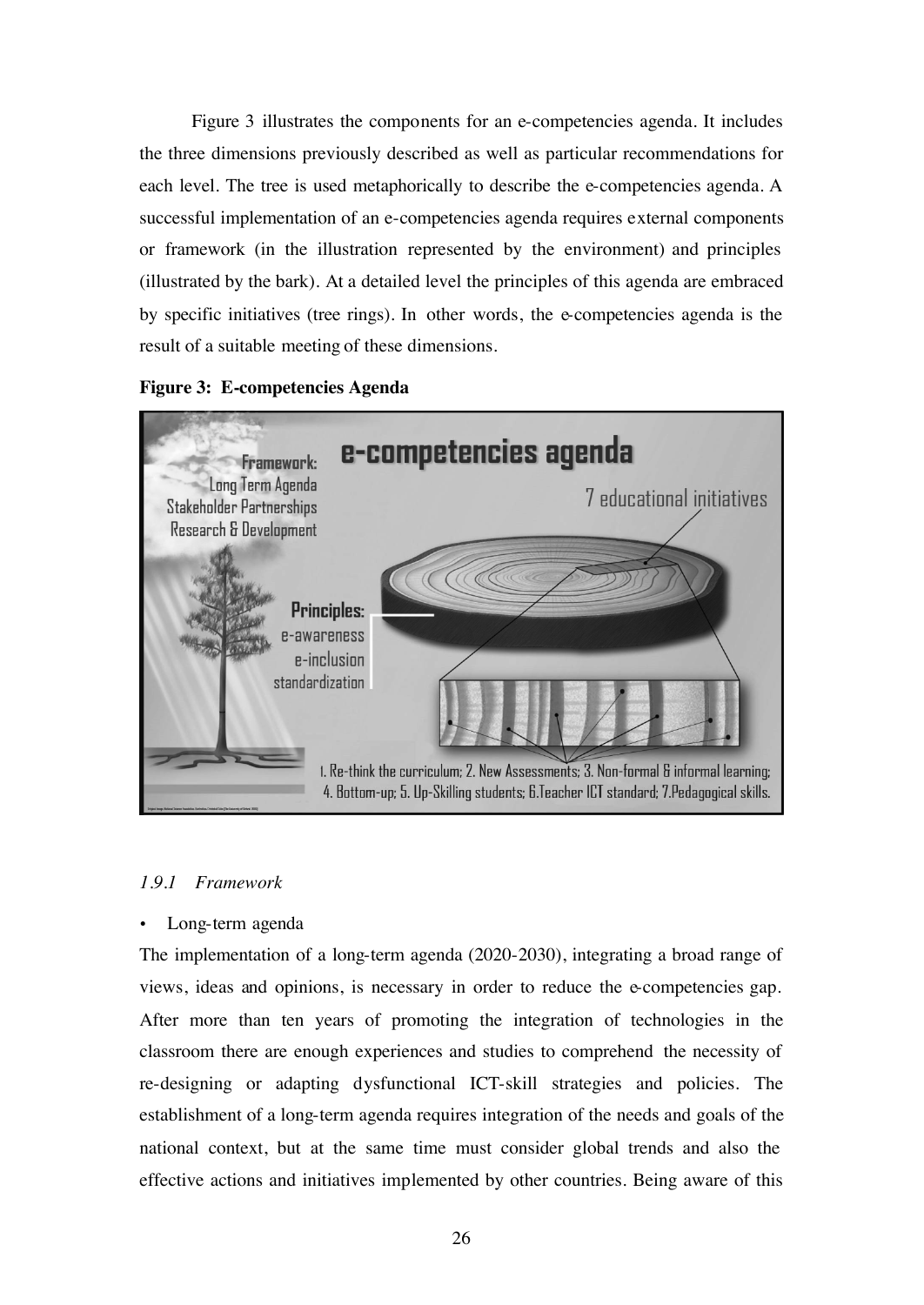Figure 3 illustrates the components for an e-competencies agenda. It includes the three dimensions previously described as well as particular recommendations for each level. The tree is used metaphorically to describe the e-competencies agenda. A successful implementation of an e-competencies agenda requires external components or framework (in the illustration represented by the environment) and principles (illustrated by the bark). At a detailed level the principles of this agenda are embraced by specific initiatives (tree rings). In other words, the e-competencies agenda is the result of a suitable meeting of these dimensions.

**Figure 3: E-competencies Agenda**

e-competencies agenda

Framework:
Long Term Agenda
Stakeholder Partnerships
Research & Development

7 educational initiatives

Principles:
e-awareness
e-inclusion
standardization

1. Re-think the curriculum; 2. New Assessments; 3. Non-formal & informal learning;
4. Bottom-up; 5. Up-Skilling students; 6.Teacher ICT standard; 7.Pedagogical skills.

### *1.9.1 Framework*

- Long-term agenda

The implementation of a long-term agenda (2020-2030), integrating a broad range of views, ideas and opinions, is necessary in order to reduce the e-competencies gap. After more than ten years of promoting the integration of technologies in the classroom there are enough experiences and studies to comprehend the necessity of re-designing or adapting dysfunctional ICT-skill strategies and policies. The establishment of a long-term agenda requires integration of the needs and goals of the national context, but at the same time must consider global trends and also the effective actions and initiatives implemented by other countries. Being aware of this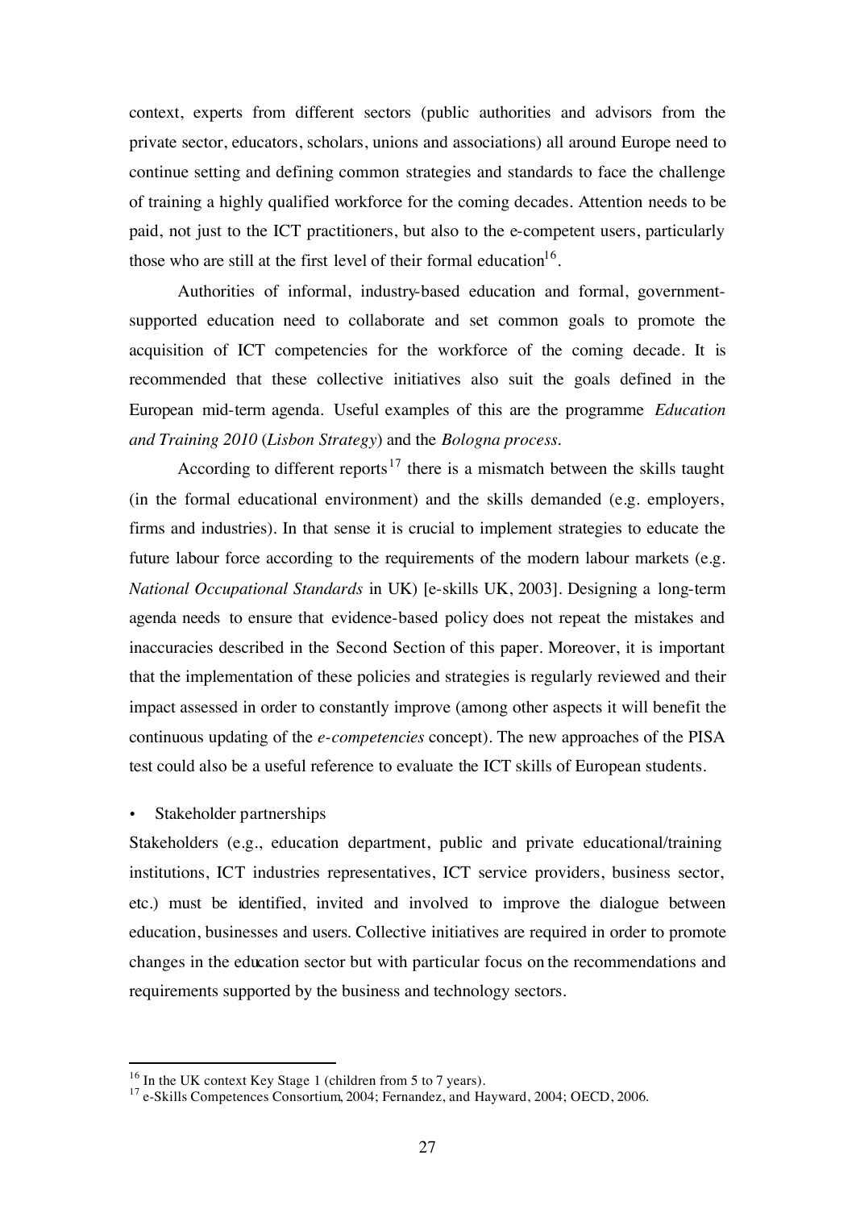context, experts from different sectors (public authorities and advisors from the private sector, educators, scholars, unions and associations) all around Europe need to continue setting and defining common strategies and standards to face the challenge of training a highly qualified workforce for the coming decades. Attention needs to be paid, not just to the ICT practitioners, but also to the e-competent users, particularly those who are still at the first level of their formal education[16].

Authorities of informal, industry-based education and formal, government-supported education need to collaborate and set common goals to promote the acquisition of ICT competencies for the workforce of the coming decade. It is recommended that these collective initiatives also suit the goals defined in the European mid-term agenda. Useful examples of this are the programme *Education and Training 2010* (*Lisbon Strategy*) and the *Bologna process.*

According to different reports[17] there is a mismatch between the skills taught (in the formal educational environment) and the skills demanded (e.g. employers, firms and industries). In that sense it is crucial to implement strategies to educate the future labour force according to the requirements of the modern labour markets (e.g. *National Occupational Standards* in UK) [e-skills UK, 2003]. Designing a long-term agenda needs to ensure that evidence-based policy does not repeat the mistakes and inaccuracies described in the Second Section of this paper. Moreover, it is important that the implementation of these policies and strategies is regularly reviewed and their impact assessed in order to constantly improve (among other aspects it will benefit the continuous updating of the *e-competencies* concept). The new approaches of the PISA test could also be a useful reference to evaluate the ICT skills of European students.

- Stakeholder partnerships

Stakeholders (e.g., education department, public and private educational/training institutions, ICT industries representatives, ICT service providers, business sector, etc.) must be identified, invited and involved to improve the dialogue between education, businesses and users. Collective initiatives are required in order to promote changes in the education sector but with particular focus on the recommendations and requirements supported by the business and technology sectors.

---

[16] In the UK context Key Stage 1 (children from 5 to 7 years).

[17] e-Skills Competences Consortium, 2004; Fernandez, and Hayward, 2004; OECD, 2006.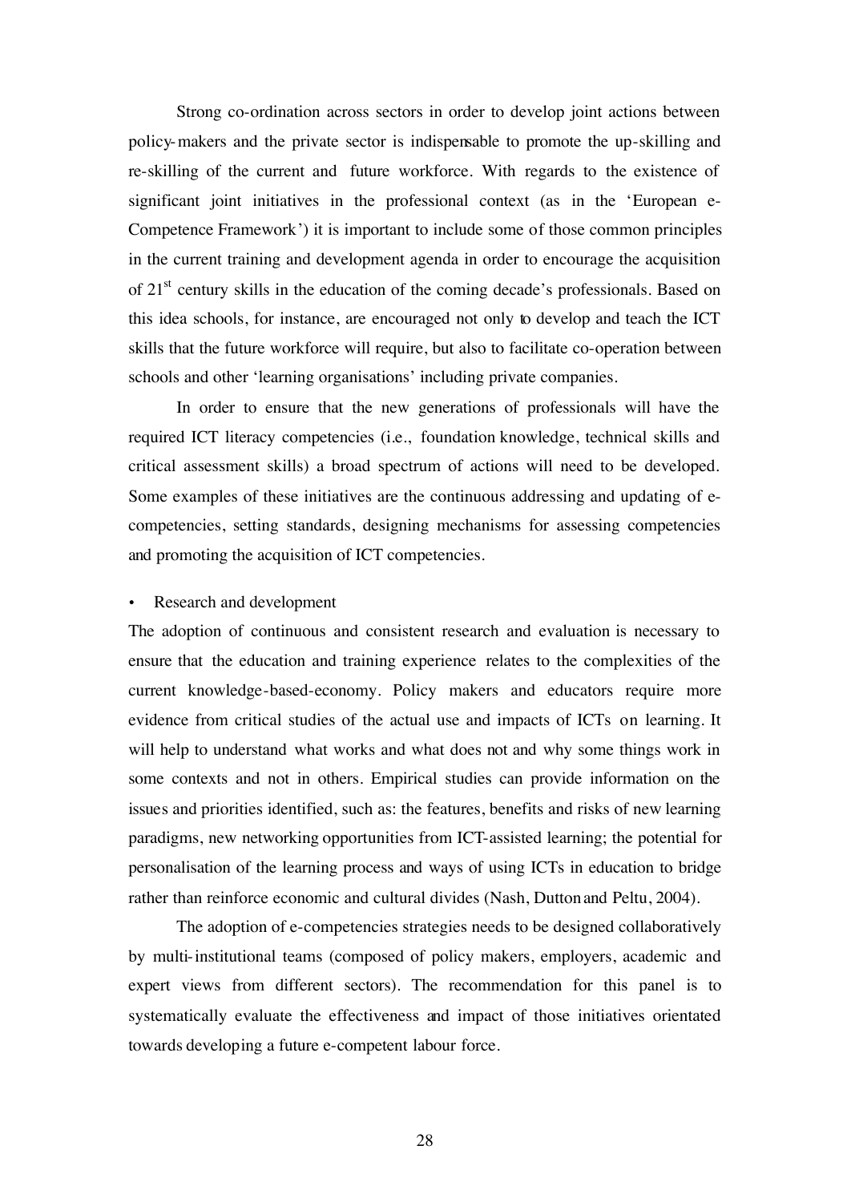Strong co-ordination across sectors in order to develop joint actions between policy-makers and the private sector is indispensable to promote the up-skilling and re-skilling of the current and future workforce. With regards to the existence of significant joint initiatives in the professional context (as in the 'European e-Competence Framework') it is important to include some of those common principles in the current training and development agenda in order to encourage the acquisition of 21st century skills in the education of the coming decade's professionals. Based on this idea schools, for instance, are encouraged not only to develop and teach the ICT skills that the future workforce will require, but also to facilitate co-operation between schools and other 'learning organisations' including private companies.

In order to ensure that the new generations of professionals will have the required ICT literacy competencies (i.e., foundation knowledge, technical skills and critical assessment skills) a broad spectrum of actions will need to be developed. Some examples of these initiatives are the continuous addressing and updating of e-competencies, setting standards, designing mechanisms for assessing competencies and promoting the acquisition of ICT competencies.

- Research and development

The adoption of continuous and consistent research and evaluation is necessary to ensure that the education and training experience relates to the complexities of the current knowledge-based-economy. Policy makers and educators require more evidence from critical studies of the actual use and impacts of ICTs on learning. It will help to understand what works and what does not and why some things work in some contexts and not in others. Empirical studies can provide information on the issues and priorities identified, such as: the features, benefits and risks of new learning paradigms, new networking opportunities from ICT-assisted learning; the potential for personalisation of the learning process and ways of using ICTs in education to bridge rather than reinforce economic and cultural divides (Nash, Dutton and Peltu, 2004).

The adoption of e-competencies strategies needs to be designed collaboratively by multi-institutional teams (composed of policy makers, employers, academic and expert views from different sectors). The recommendation for this panel is to systematically evaluate the effectiveness and impact of those initiatives orientated towards developing a future e-competent labour force.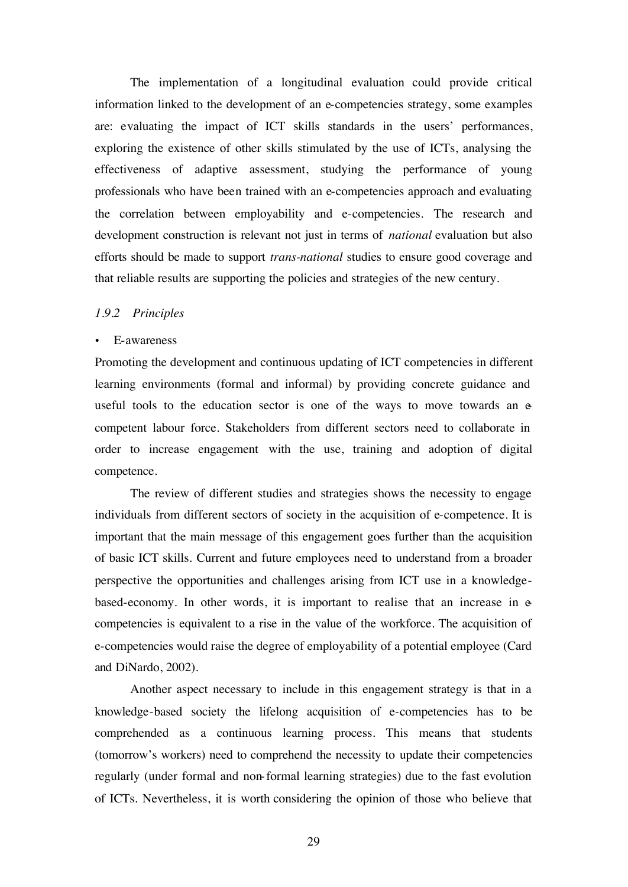The implementation of a longitudinal evaluation could provide critical information linked to the development of an e-competencies strategy, some examples are: evaluating the impact of ICT skills standards in the users' performances, exploring the existence of other skills stimulated by the use of ICTs, analysing the effectiveness of adaptive assessment, studying the performance of young professionals who have been trained with an e-competencies approach and evaluating the correlation between employability and e-competencies. The research and development construction is relevant not just in terms of *national* evaluation but also efforts should be made to support *trans-national* studies to ensure good coverage and that reliable results are supporting the policies and strategies of the new century.

### *1.9.2 Principles*

- E-awareness

Promoting the development and continuous updating of ICT competencies in different learning environments (formal and informal) by providing concrete guidance and useful tools to the education sector is one of the ways to move towards an e-competent labour force. Stakeholders from different sectors need to collaborate in order to increase engagement with the use, training and adoption of digital competence.

The review of different studies and strategies shows the necessity to engage individuals from different sectors of society in the acquisition of e-competence. It is important that the main message of this engagement goes further than the acquisition of basic ICT skills. Current and future employees need to understand from a broader perspective the opportunities and challenges arising from ICT use in a knowledge-based-economy. In other words, it is important to realise that an increase in e-competencies is equivalent to a rise in the value of the workforce. The acquisition of e-competencies would raise the degree of employability of a potential employee (Card and DiNardo, 2002).

Another aspect necessary to include in this engagement strategy is that in a knowledge-based society the lifelong acquisition of e-competencies has to be comprehended as a continuous learning process. This means that students (tomorrow's workers) need to comprehend the necessity to update their competencies regularly (under formal and non-formal learning strategies) due to the fast evolution of ICTs. Nevertheless, it is worth considering the opinion of those who believe that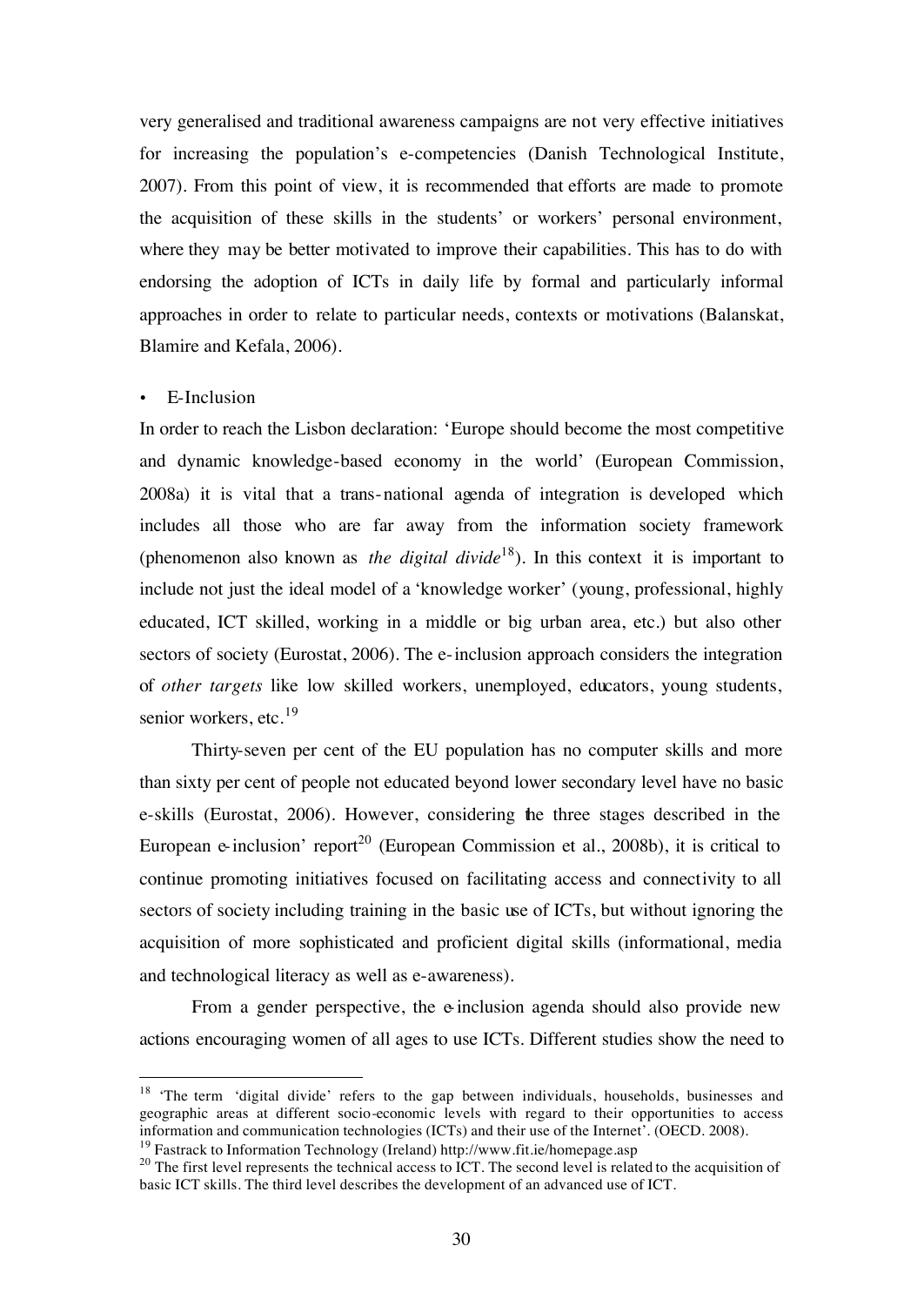very generalised and traditional awareness campaigns are not very effective initiatives for increasing the population's e-competencies (Danish Technological Institute, 2007). From this point of view, it is recommended that efforts are made to promote the acquisition of these skills in the students' or workers' personal environment, where they may be better motivated to improve their capabilities. This has to do with endorsing the adoption of ICTs in daily life by formal and particularly informal approaches in order to relate to particular needs, contexts or motivations (Balanskat, Blamire and Kefala, 2006).

- E-Inclusion

In order to reach the Lisbon declaration: 'Europe should become the most competitive and dynamic knowledge-based economy in the world' (European Commission, 2008a) it is vital that a trans-national agenda of integration is developed which includes all those who are far away from the information society framework (phenomenon also known as *the digital divide*[18]). In this context it is important to include not just the ideal model of a 'knowledge worker' (young, professional, highly educated, ICT skilled, working in a middle or big urban area, etc.) but also other sectors of society (Eurostat, 2006). The e-inclusion approach considers the integration of *other targets* like low skilled workers, unemployed, educators, young students, senior workers, etc.[19]

Thirty-seven per cent of the EU population has no computer skills and more than sixty per cent of people not educated beyond lower secondary level have no basic e-skills (Eurostat, 2006). However, considering the three stages described in the European e-inclusion' report[20] (European Commission et al., 2008b), it is critical to continue promoting initiatives focused on facilitating access and connectivity to all sectors of society including training in the basic use of ICTs, but without ignoring the acquisition of more sophisticated and proficient digital skills (informational, media and technological literacy as well as e-awareness).

From a gender perspective, the e-inclusion agenda should also provide new actions encouraging women of all ages to use ICTs. Different studies show the need to

[18] 'The term 'digital divide' refers to the gap between individuals, households, businesses and geographic areas at different socio-economic levels with regard to their opportunities to access information and communication technologies (ICTs) and their use of the Internet'. (OECD. 2008).

[19] Fastrack to Information Technology (Ireland) http://www.fit.ie/homepage.asp

[20] The first level represents the technical access to ICT. The second level is related to the acquisition of basic ICT skills. The third level describes the development of an advanced use of ICT.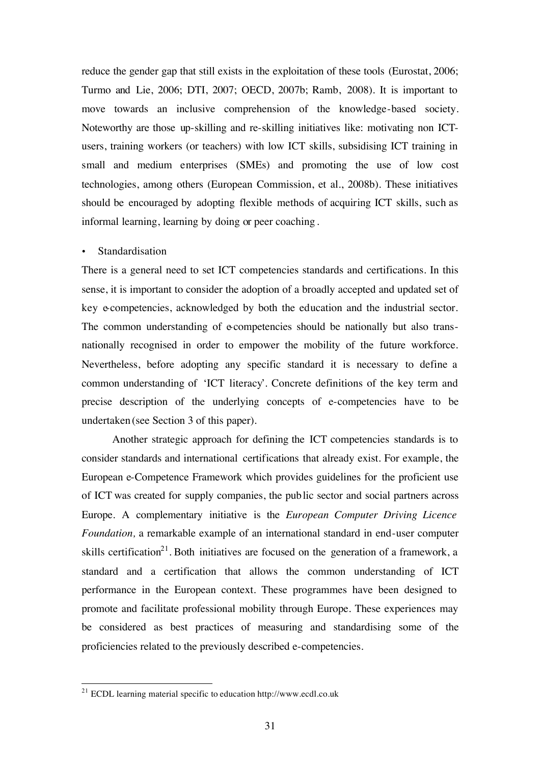reduce the gender gap that still exists in the exploitation of these tools (Eurostat, 2006; Turmo and Lie, 2006; DTI, 2007; OECD, 2007b; Ramb, 2008). It is important to move towards an inclusive comprehension of the knowledge-based society. Noteworthy are those up-skilling and re-skilling initiatives like: motivating non ICT-users, training workers (or teachers) with low ICT skills, subsidising ICT training in small and medium enterprises (SMEs) and promoting the use of low cost technologies, among others (European Commission, et al., 2008b). These initiatives should be encouraged by adopting flexible methods of acquiring ICT skills, such as informal learning, learning by doing or peer coaching.

- Standardisation

There is a general need to set ICT competencies standards and certifications. In this sense, it is important to consider the adoption of a broadly accepted and updated set of key e-competencies, acknowledged by both the education and the industrial sector. The common understanding of e-competencies should be nationally but also trans-nationally recognised in order to empower the mobility of the future workforce. Nevertheless, before adopting any specific standard it is necessary to define a common understanding of 'ICT literacy'. Concrete definitions of the key term and precise description of the underlying concepts of e-competencies have to be undertaken (see Section 3 of this paper).

Another strategic approach for defining the ICT competencies standards is to consider standards and international certifications that already exist. For example, the European e-Competence Framework which provides guidelines for the proficient use of ICT was created for supply companies, the public sector and social partners across Europe. A complementary initiative is the *European Computer Driving Licence Foundation,* a remarkable example of an international standard in end-user computer skills certification[21]. Both initiatives are focused on the generation of a framework, a standard and a certification that allows the common understanding of ICT performance in the European context. These programmes have been designed to promote and facilitate professional mobility through Europe. These experiences may be considered as best practices of measuring and standardising some of the proficiencies related to the previously described e-competencies.

[21] ECDL learning material specific to education http://www.ecdl.co.uk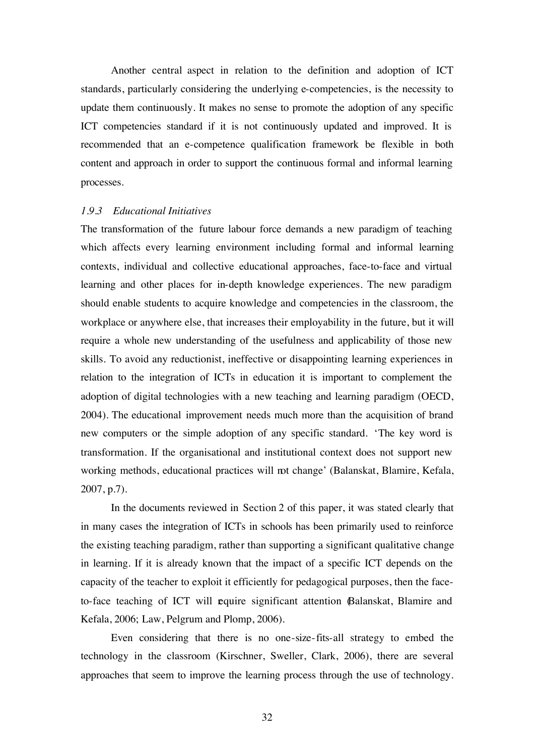Another central aspect in relation to the definition and adoption of ICT standards, particularly considering the underlying e-competencies, is the necessity to update them continuously. It makes no sense to promote the adoption of any specific ICT competencies standard if it is not continuously updated and improved. It is recommended that an e-competence qualification framework be flexible in both content and approach in order to support the continuous formal and informal learning processes.

### *1.9.3 Educational Initiatives*

The transformation of the future labour force demands a new paradigm of teaching which affects every learning environment including formal and informal learning contexts, individual and collective educational approaches, face-to-face and virtual learning and other places for in-depth knowledge experiences. The new paradigm should enable students to acquire knowledge and competencies in the classroom, the workplace or anywhere else, that increases their employability in the future, but it will require a whole new understanding of the usefulness and applicability of those new skills. To avoid any reductionist, ineffective or disappointing learning experiences in relation to the integration of ICTs in education it is important to complement the adoption of digital technologies with a new teaching and learning paradigm (OECD, 2004). The educational improvement needs much more than the acquisition of brand new computers or the simple adoption of any specific standard. 'The key word is transformation. If the organisational and institutional context does not support new working methods, educational practices will not change' (Balanskat, Blamire, Kefala, 2007, p.7).

In the documents reviewed in Section 2 of this paper, it was stated clearly that in many cases the integration of ICTs in schools has been primarily used to reinforce the existing teaching paradigm, rather than supporting a significant qualitative change in learning. If it is already known that the impact of a specific ICT depends on the capacity of the teacher to exploit it efficiently for pedagogical purposes, then the face-to-face teaching of ICT will require significant attention (Balanskat, Blamire and Kefala, 2006; Law, Pelgrum and Plomp, 2006).

Even considering that there is no one-size-fits-all strategy to embed the technology in the classroom (Kirschner, Sweller, Clark, 2006), there are several approaches that seem to improve the learning process through the use of technology.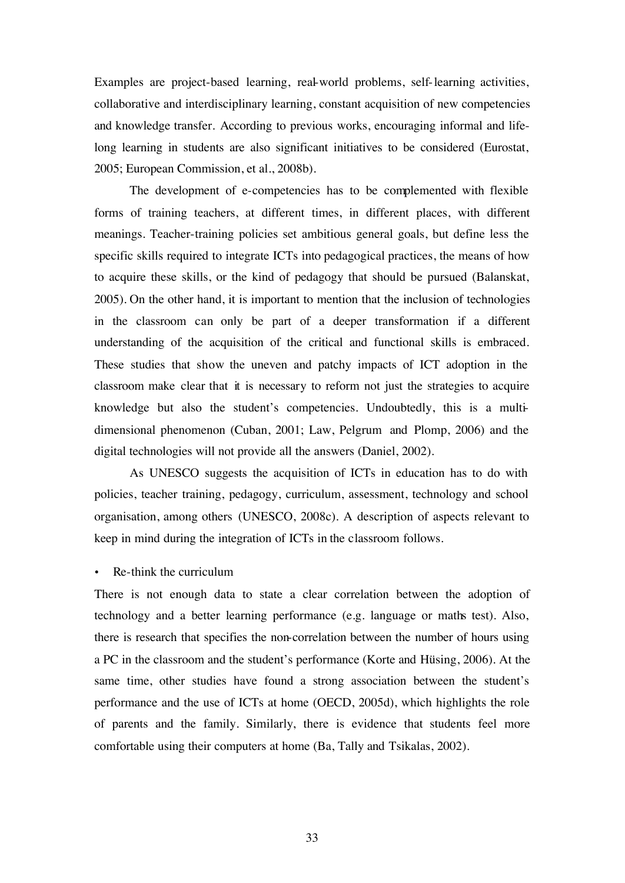Examples are project-based learning, real-world problems, self-learning activities, collaborative and interdisciplinary learning, constant acquisition of new competencies and knowledge transfer. According to previous works, encouraging informal and life-long learning in students are also significant initiatives to be considered (Eurostat, 2005; European Commission, et al., 2008b).

The development of e-competencies has to be complemented with flexible forms of training teachers, at different times, in different places, with different meanings. Teacher-training policies set ambitious general goals, but define less the specific skills required to integrate ICTs into pedagogical practices, the means of how to acquire these skills, or the kind of pedagogy that should be pursued (Balanskat, 2005). On the other hand, it is important to mention that the inclusion of technologies in the classroom can only be part of a deeper transformation if a different understanding of the acquisition of the critical and functional skills is embraced. These studies that show the uneven and patchy impacts of ICT adoption in the classroom make clear that it is necessary to reform not just the strategies to acquire knowledge but also the student's competencies. Undoubtedly, this is a multi-dimensional phenomenon (Cuban, 2001; Law, Pelgrum and Plomp, 2006) and the digital technologies will not provide all the answers (Daniel, 2002).

As UNESCO suggests the acquisition of ICTs in education has to do with policies, teacher training, pedagogy, curriculum, assessment, technology and school organisation, among others (UNESCO, 2008c). A description of aspects relevant to keep in mind during the integration of ICTs in the classroom follows.

- Re-think the curriculum

There is not enough data to state a clear correlation between the adoption of technology and a better learning performance (e.g. language or maths test). Also, there is research that specifies the non-correlation between the number of hours using a PC in the classroom and the student's performance (Korte and Hüsing, 2006). At the same time, other studies have found a strong association between the student's performance and the use of ICTs at home (OECD, 2005d), which highlights the role of parents and the family. Similarly, there is evidence that students feel more comfortable using their computers at home (Ba, Tally and Tsikalas, 2002).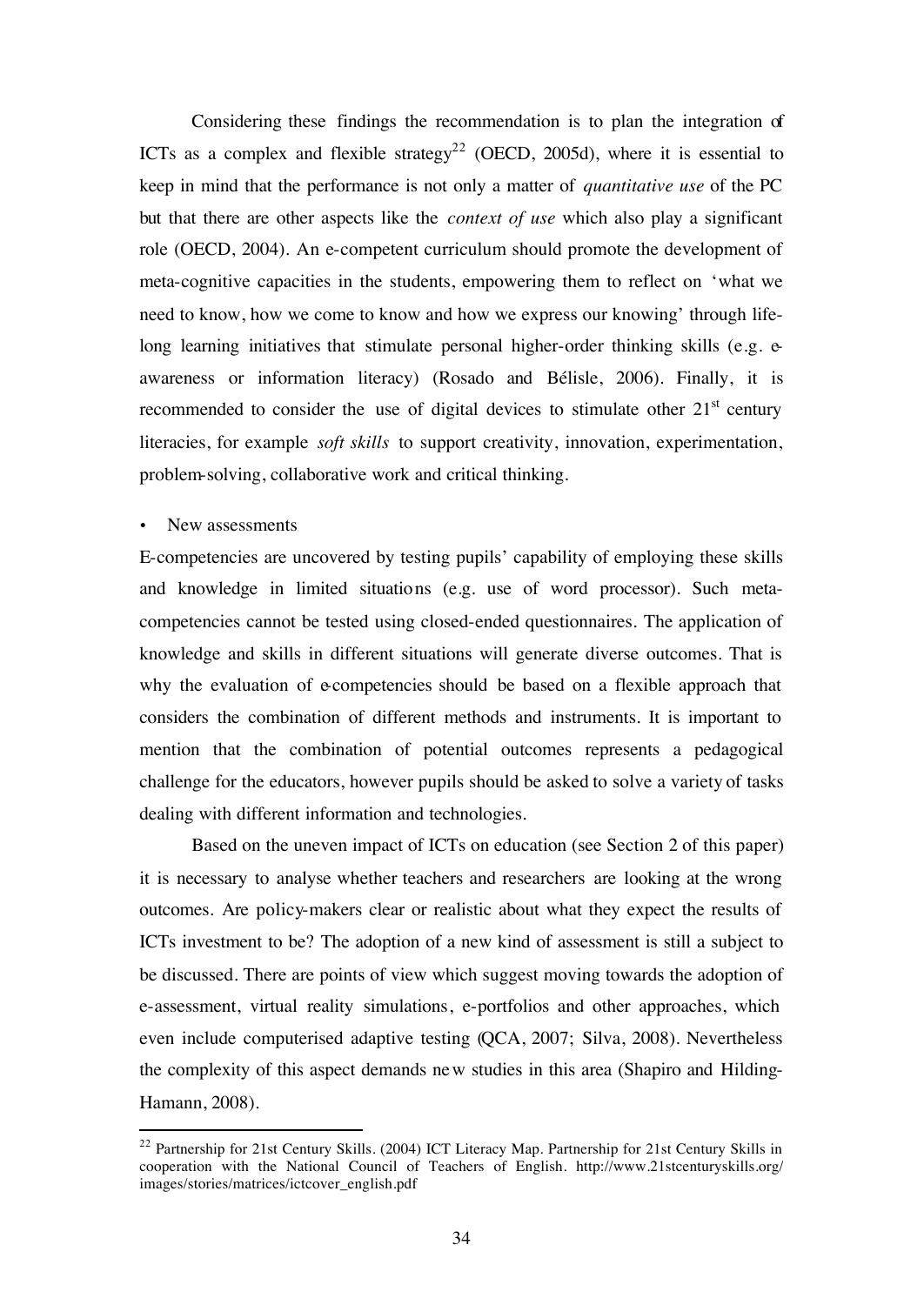Considering these findings the recommendation is to plan the integration of ICTs as a complex and flexible strategy[22] (OECD, 2005d), where it is essential to keep in mind that the performance is not only a matter of *quantitative use* of the PC but that there are other aspects like the *context of use* which also play a significant role (OECD, 2004). An e-competent curriculum should promote the development of meta-cognitive capacities in the students, empowering them to reflect on 'what we need to know, how we come to know and how we express our knowing' through life-long learning initiatives that stimulate personal higher-order thinking skills (e.g. e-awareness or information literacy) (Rosado and Bélisle, 2006). Finally, it is recommended to consider the use of digital devices to stimulate other 21st century literacies, for example *soft skills* to support creativity, innovation, experimentation, problem-solving, collaborative work and critical thinking.

- New assessments

E-competencies are uncovered by testing pupils' capability of employing these skills and knowledge in limited situations (e.g. use of word processor). Such meta-competencies cannot be tested using closed-ended questionnaires. The application of knowledge and skills in different situations will generate diverse outcomes. That is why the evaluation of e-competencies should be based on a flexible approach that considers the combination of different methods and instruments. It is important to mention that the combination of potential outcomes represents a pedagogical challenge for the educators, however pupils should be asked to solve a variety of tasks dealing with different information and technologies.

Based on the uneven impact of ICTs on education (see Section 2 of this paper) it is necessary to analyse whether teachers and researchers are looking at the wrong outcomes. Are policy-makers clear or realistic about what they expect the results of ICTs investment to be? The adoption of a new kind of assessment is still a subject to be discussed. There are points of view which suggest moving towards the adoption of e-assessment, virtual reality simulations, e-portfolios and other approaches, which even include computerised adaptive testing (QCA, 2007; Silva, 2008). Nevertheless the complexity of this aspect demands new studies in this area (Shapiro and Hilding-Hamann, 2008).

[22] Partnership for 21st Century Skills. (2004) ICT Literacy Map. Partnership for 21st Century Skills in cooperation with the National Council of Teachers of English. http://www.21stcenturyskills.org/images/stories/matrices/ictcover_english.pdf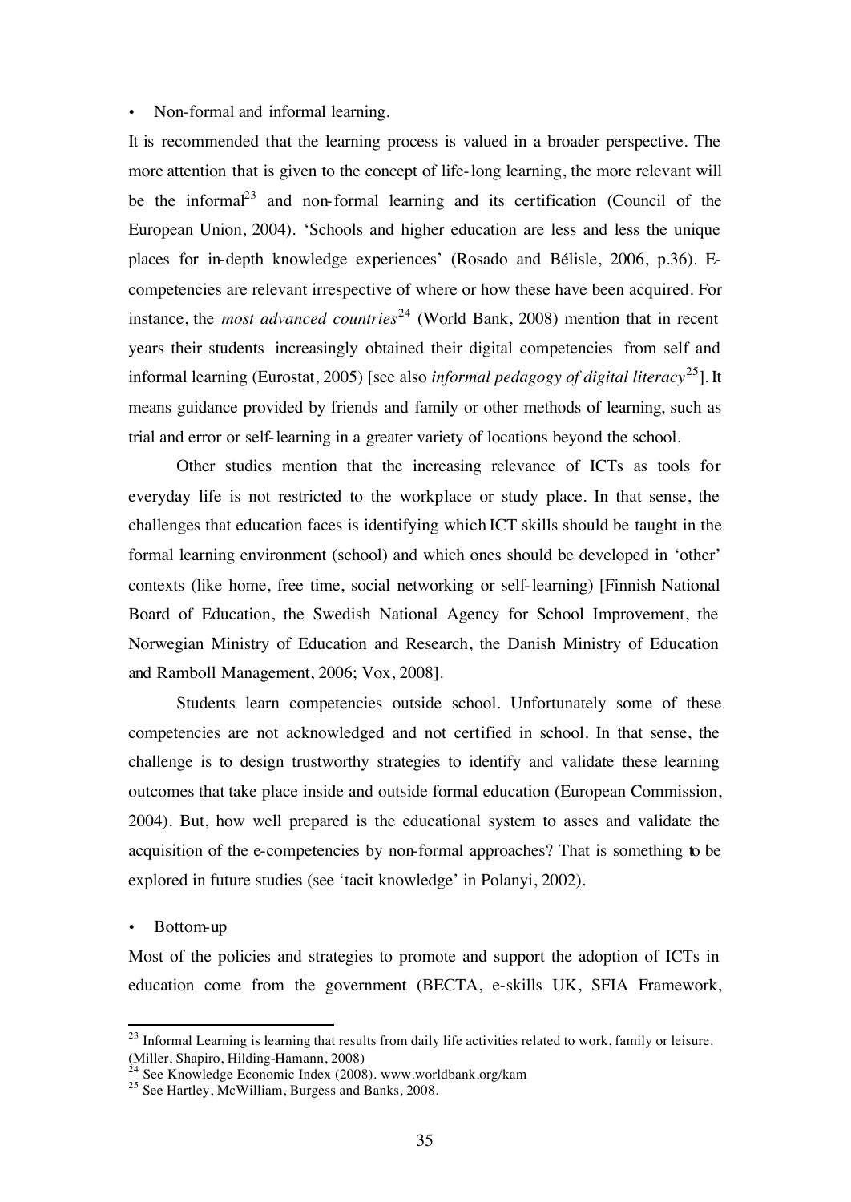- Non-formal and informal learning.

It is recommended that the learning process is valued in a broader perspective. The more attention that is given to the concept of life-long learning, the more relevant will be the informal[23] and non-formal learning and its certification (Council of the European Union, 2004). 'Schools and higher education are less and less the unique places for in-depth knowledge experiences' (Rosado and Bélisle, 2006, p.36). E-competencies are relevant irrespective of where or how these have been acquired. For instance, the *most advanced countries*[24] (World Bank, 2008) mention that in recent years their students increasingly obtained their digital competencies from self and informal learning (Eurostat, 2005) [see also *informal pedagogy of digital literacy*[25]]. It means guidance provided by friends and family or other methods of learning, such as trial and error or self-learning in a greater variety of locations beyond the school.

Other studies mention that the increasing relevance of ICTs as tools for everyday life is not restricted to the workplace or study place. In that sense, the challenges that education faces is identifying which ICT skills should be taught in the formal learning environment (school) and which ones should be developed in 'other' contexts (like home, free time, social networking or self-learning) [Finnish National Board of Education, the Swedish National Agency for School Improvement, the Norwegian Ministry of Education and Research, the Danish Ministry of Education and Ramboll Management, 2006; Vox, 2008].

Students learn competencies outside school. Unfortunately some of these competencies are not acknowledged and not certified in school. In that sense, the challenge is to design trustworthy strategies to identify and validate these learning outcomes that take place inside and outside formal education (European Commission, 2004). But, how well prepared is the educational system to asses and validate the acquisition of the e-competencies by non-formal approaches? That is something to be explored in future studies (see 'tacit knowledge' in Polanyi, 2002).

- Bottom-up

Most of the policies and strategies to promote and support the adoption of ICTs in education come from the government (BECTA, e-skills UK, SFIA Framework,

---

[23] Informal Learning is learning that results from daily life activities related to work, family or leisure. (Miller, Shapiro, Hilding-Hamann, 2008)

[24] See Knowledge Economic Index (2008). www.worldbank.org/kam

[25] See Hartley, McWilliam, Burgess and Banks, 2008.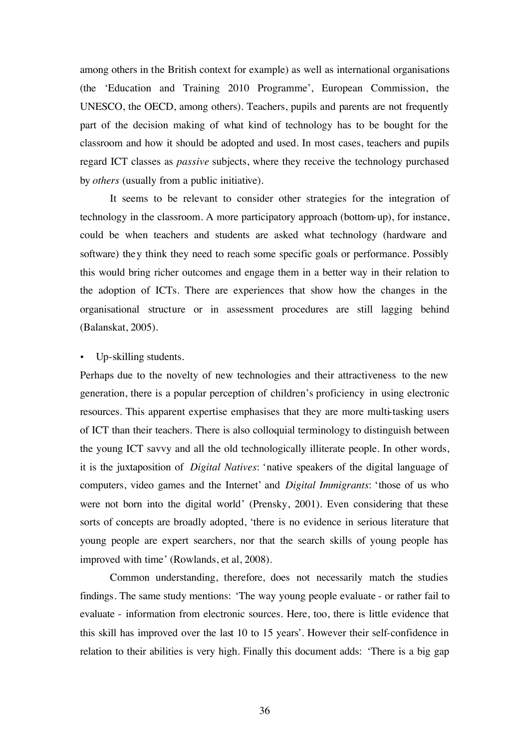among others in the British context for example) as well as international organisations (the 'Education and Training 2010 Programme', European Commission, the UNESCO, the OECD, among others). Teachers, pupils and parents are not frequently part of the decision making of what kind of technology has to be bought for the classroom and how it should be adopted and used. In most cases, teachers and pupils regard ICT classes as *passive* subjects, where they receive the technology purchased by *others* (usually from a public initiative).

It seems to be relevant to consider other strategies for the integration of technology in the classroom. A more participatory approach (bottom-up), for instance, could be when teachers and students are asked what technology (hardware and software) they think they need to reach some specific goals or performance. Possibly this would bring richer outcomes and engage them in a better way in their relation to the adoption of ICTs. There are experiences that show how the changes in the organisational structure or in assessment procedures are still lagging behind (Balanskat, 2005).

- Up-skilling students.

Perhaps due to the novelty of new technologies and their attractiveness to the new generation, there is a popular perception of children's proficiency in using electronic resources. This apparent expertise emphasises that they are more multi-tasking users of ICT than their teachers. There is also colloquial terminology to distinguish between the young ICT savvy and all the old technologically illiterate people. In other words, it is the juxtaposition of *Digital Natives*: 'native speakers of the digital language of computers, video games and the Internet' and *Digital Immigrants*: 'those of us who were not born into the digital world' (Prensky, 2001). Even considering that these sorts of concepts are broadly adopted, 'there is no evidence in serious literature that young people are expert searchers, nor that the search skills of young people has improved with time' (Rowlands, et al, 2008).

Common understanding, therefore, does not necessarily match the studies findings. The same study mentions: 'The way young people evaluate - or rather fail to evaluate - information from electronic sources. Here, too, there is little evidence that this skill has improved over the last 10 to 15 years'. However their self-confidence in relation to their abilities is very high. Finally this document adds: 'There is a big gap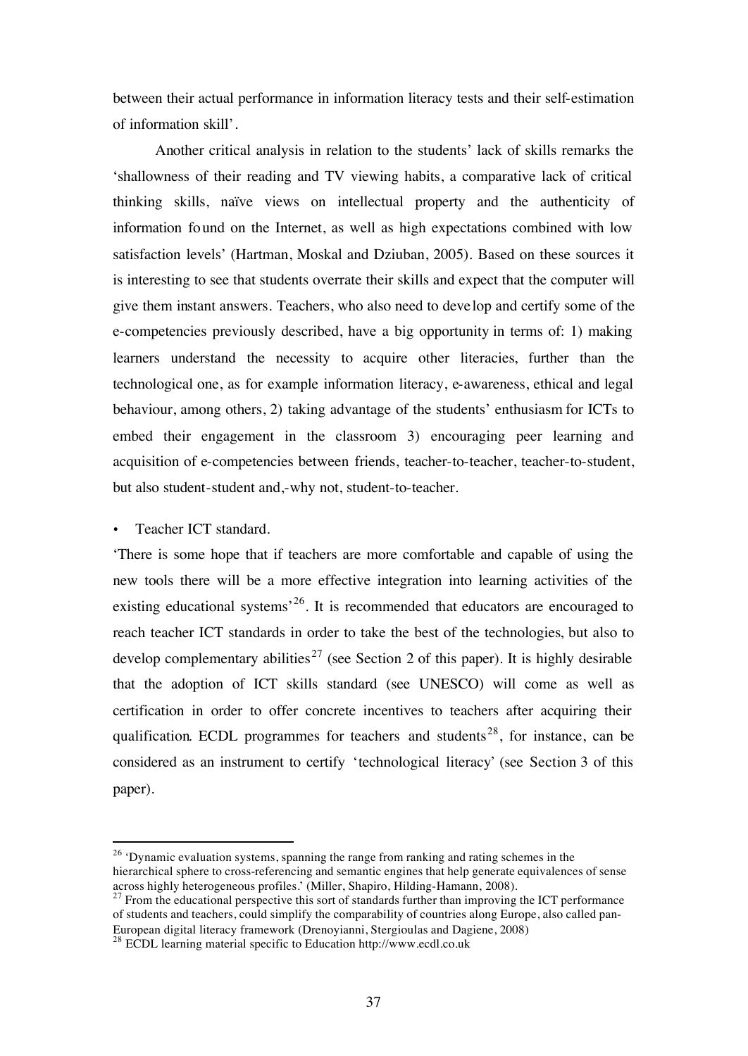between their actual performance in information literacy tests and their self-estimation of information skill'.

Another critical analysis in relation to the students' lack of skills remarks the 'shallowness of their reading and TV viewing habits, a comparative lack of critical thinking skills, naïve views on intellectual property and the authenticity of information found on the Internet, as well as high expectations combined with low satisfaction levels' (Hartman, Moskal and Dziuban, 2005). Based on these sources it is interesting to see that students overrate their skills and expect that the computer will give them instant answers. Teachers, who also need to develop and certify some of the e-competencies previously described, have a big opportunity in terms of: 1) making learners understand the necessity to acquire other literacies, further than the technological one, as for example information literacy, e-awareness, ethical and legal behaviour, among others, 2) taking advantage of the students' enthusiasm for ICTs to embed their engagement in the classroom 3) encouraging peer learning and acquisition of e-competencies between friends, teacher-to-teacher, teacher-to-student, but also student-student and,-why not, student-to-teacher.

- Teacher ICT standard.

'There is some hope that if teachers are more comfortable and capable of using the new tools there will be a more effective integration into learning activities of the existing educational systems'[26]. It is recommended that educators are encouraged to reach teacher ICT standards in order to take the best of the technologies, but also to develop complementary abilities[27] (see Section 2 of this paper). It is highly desirable that the adoption of ICT skills standard (see UNESCO) will come as well as certification in order to offer concrete incentives to teachers after acquiring their qualification. ECDL programmes for teachers and students[28], for instance, can be considered as an instrument to certify 'technological literacy' (see Section 3 of this paper).

[26] 'Dynamic evaluation systems, spanning the range from ranking and rating schemes in the hierarchical sphere to cross-referencing and semantic engines that help generate equivalences of sense across highly heterogeneous profiles.' (Miller, Shapiro, Hilding-Hamann, 2008).

[27] From the educational perspective this sort of standards further than improving the ICT performance of students and teachers, could simplify the comparability of countries along Europe, also called pan-European digital literacy framework (Drenoyianni, Stergioulas and Dagiene, 2008)

[28] ECDL learning material specific to Education http://www.ecdl.co.uk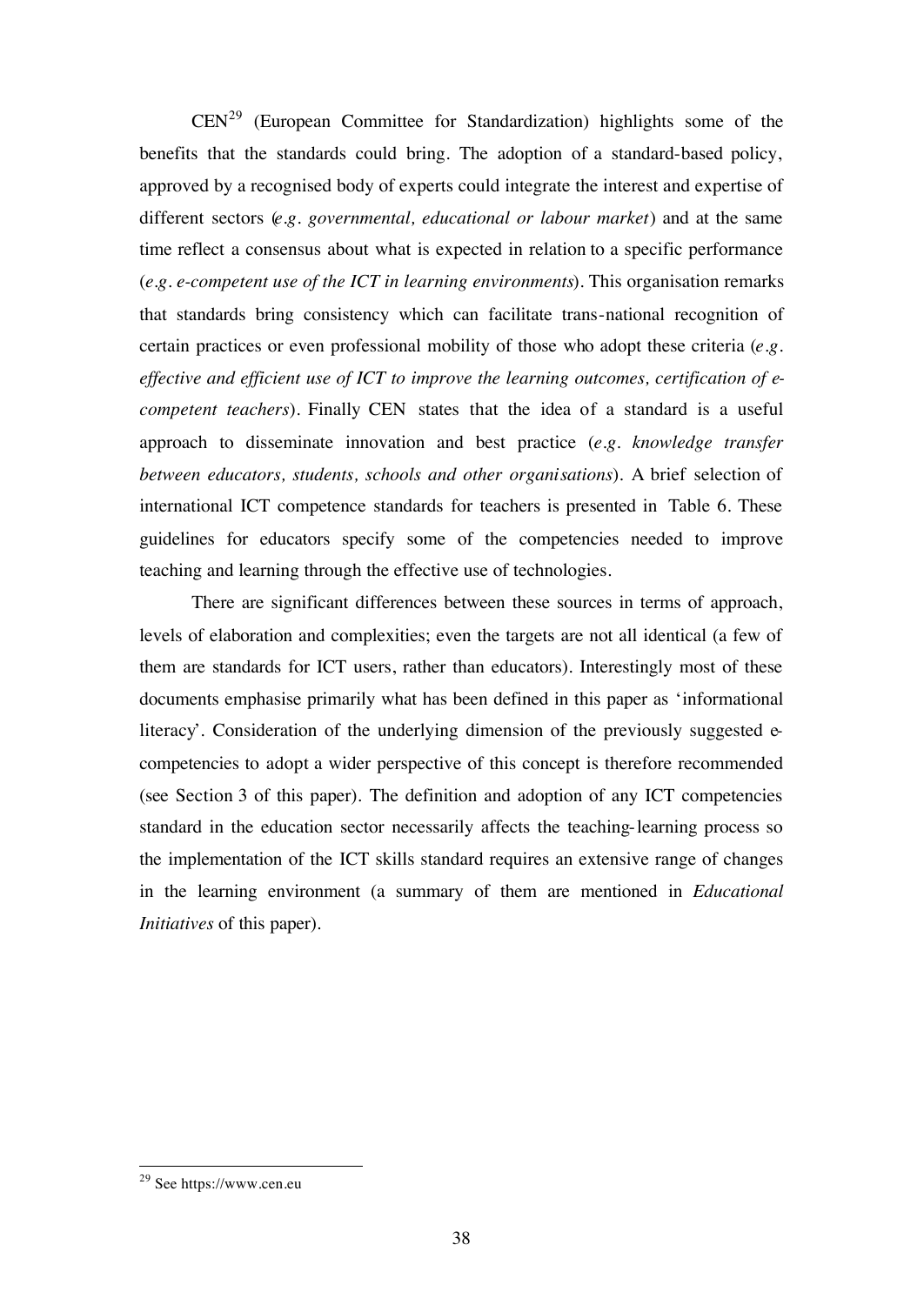CEN[29] (European Committee for Standardization) highlights some of the benefits that the standards could bring. The adoption of a standard-based policy, approved by a recognised body of experts could integrate the interest and expertise of different sectors (*e.g. governmental, educational or labour market*) and at the same time reflect a consensus about what is expected in relation to a specific performance (*e.g. e-competent use of the ICT in learning environments*). This organisation remarks that standards bring consistency which can facilitate trans-national recognition of certain practices or even professional mobility of those who adopt these criteria (*e.g. effective and efficient use of ICT to improve the learning outcomes, certification of e-competent teachers*). Finally CEN states that the idea of a standard is a useful approach to disseminate innovation and best practice (*e.g. knowledge transfer between educators, students, schools and other organisations*). A brief selection of international ICT competence standards for teachers is presented in Table 6. These guidelines for educators specify some of the competencies needed to improve teaching and learning through the effective use of technologies.

There are significant differences between these sources in terms of approach, levels of elaboration and complexities; even the targets are not all identical (a few of them are standards for ICT users, rather than educators). Interestingly most of these documents emphasise primarily what has been defined in this paper as 'informational literacy'. Consideration of the underlying dimension of the previously suggested e-competencies to adopt a wider perspective of this concept is therefore recommended (see Section 3 of this paper). The definition and adoption of any ICT competencies standard in the education sector necessarily affects the teaching-learning process so the implementation of the ICT skills standard requires an extensive range of changes in the learning environment (a summary of them are mentioned in *Educational Initiatives* of this paper).

[29] See https://www.cen.eu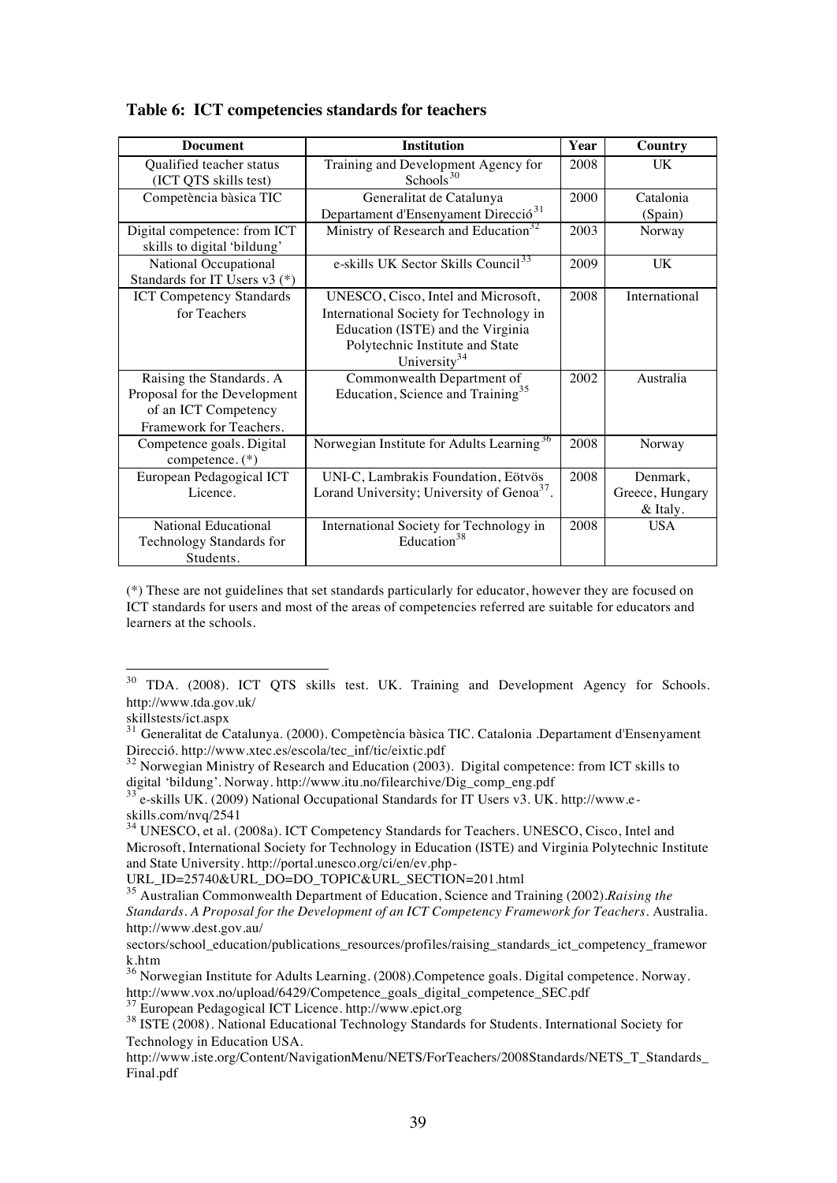**Table 6: ICT competencies standards for teachers**

| Document | Institution | Year | Country |
|---|---|---|---|
| Qualified teacher status (ICT QTS skills test) | Training and Development Agency for Schools[30] | 2008 | UK |
| Competència bàsica TIC | Generalitat de Catalunya Departament d'Ensenyament Direcció[31] | 2000 | Catalonia (Spain) |
| Digital competence: from ICT skills to digital 'bildung' | Ministry of Research and Education[32] | 2003 | Norway |
| National Occupational Standards for IT Users v3 (*) | e-skills UK Sector Skills Council[33] | 2009 | UK |
| ICT Competency Standards for Teachers | UNESCO, Cisco, Intel and Microsoft, International Society for Technology in Education (ISTE) and the Virginia Polytechnic Institute and State University[34] | 2008 | International |
| Raising the Standards. A Proposal for the Development of an ICT Competency Framework for Teachers. | Commonwealth Department of Education, Science and Training[35] | 2002 | Australia |
| Competence goals. Digital competence. (*) | Norwegian Institute for Adults Learning[36] | 2008 | Norway |
| European Pedagogical ICT Licence. | UNI-C, Lambrakis Foundation, Eötvös Lorand University; University of Genoa[37]. | 2008 | Denmark, Greece, Hungary & Italy. |
| National Educational Technology Standards for Students. | International Society for Technology in Education[38] | 2008 | USA |

(*) These are not guidelines that set standards particularly for educator, however they are focused on ICT standards for users and most of the areas of competencies referred are suitable for educators and learners at the schools.

---

[30] TDA. (2008). ICT QTS skills test. UK. Training and Development Agency for Schools. http://www.tda.gov.uk/skillstests/ict.aspx

[31] Generalitat de Catalunya. (2000). Competència bàsica TIC. Catalonia .Departament d'Ensenyament Direcció. http://www.xtec.es/escola/tec_inf/tic/eixtic.pdf

[32] Norwegian Ministry of Research and Education (2003). Digital competence: from ICT skills to digital 'bildung'. Norway. http://www.itu.no/filearchive/Dig_comp_eng.pdf

[33] e-skills UK. (2009) National Occupational Standards for IT Users v3. UK. http://www.e-skills.com/nvq/2541

[34] UNESCO, et al. (2008a). ICT Competency Standards for Teachers. UNESCO, Cisco, Intel and Microsoft, International Society for Technology in Education (ISTE) and Virginia Polytechnic Institute and State University. http://portal.unesco.org/ci/en/ev.php-URL_ID=25740&URL_DO=DO_TOPIC&URL_SECTION=201.html

[35] Australian Commonwealth Department of Education, Science and Training (2002).*Raising the Standards. A Proposal for the Development of an ICT Competency Framework for Teachers*. Australia. http://www.dest.gov.au/sectors/school_education/publications_resources/profiles/raising_standards_ict_competency_framework.htm

[36] Norwegian Institute for Adults Learning. (2008).Competence goals. Digital competence. Norway. http://www.vox.no/upload/6429/Competence_goals_digital_competence_SEC.pdf

[37] European Pedagogical ICT Licence. http://www.epict.org

[38] ISTE (2008). National Educational Technology Standards for Students. International Society for Technology in Education USA. http://www.iste.org/Content/NavigationMenu/NETS/ForTeachers/2008Standards/NETS_T_Standards_Final.pdf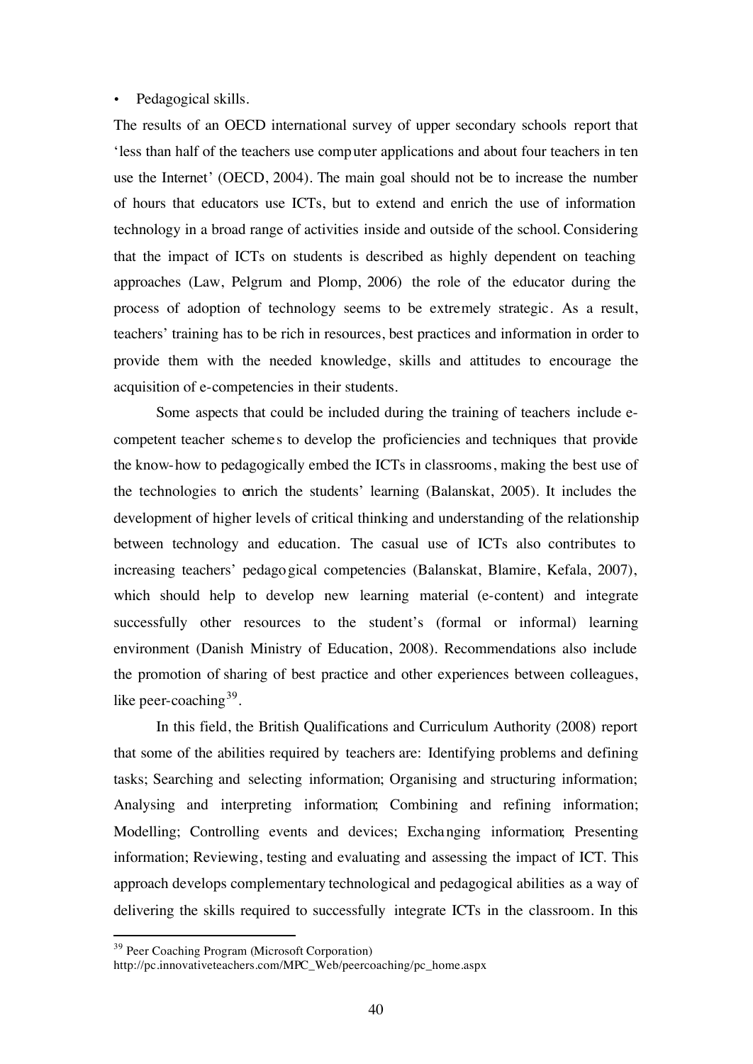- Pedagogical skills.

The results of an OECD international survey of upper secondary schools report that 'less than half of the teachers use computer applications and about four teachers in ten use the Internet' (OECD, 2004). The main goal should not be to increase the number of hours that educators use ICTs, but to extend and enrich the use of information technology in a broad range of activities inside and outside of the school. Considering that the impact of ICTs on students is described as highly dependent on teaching approaches (Law, Pelgrum and Plomp, 2006) the role of the educator during the process of adoption of technology seems to be extremely strategic. As a result, teachers' training has to be rich in resources, best practices and information in order to provide them with the needed knowledge, skills and attitudes to encourage the acquisition of e-competencies in their students.

Some aspects that could be included during the training of teachers include e-competent teacher schemes to develop the proficiencies and techniques that provide the know-how to pedagogically embed the ICTs in classrooms, making the best use of the technologies to enrich the students' learning (Balanskat, 2005). It includes the development of higher levels of critical thinking and understanding of the relationship between technology and education. The casual use of ICTs also contributes to increasing teachers' pedagogical competencies (Balanskat, Blamire, Kefala, 2007), which should help to develop new learning material (e-content) and integrate successfully other resources to the student's (formal or informal) learning environment (Danish Ministry of Education, 2008). Recommendations also include the promotion of sharing of best practice and other experiences between colleagues, like peer-coaching[39].

In this field, the British Qualifications and Curriculum Authority (2008) report that some of the abilities required by teachers are: Identifying problems and defining tasks; Searching and selecting information; Organising and structuring information; Analysing and interpreting information; Combining and refining information; Modelling; Controlling events and devices; Exchanging information; Presenting information; Reviewing, testing and evaluating and assessing the impact of ICT. This approach develops complementary technological and pedagogical abilities as a way of delivering the skills required to successfully integrate ICTs in the classroom. In this

---

[39] Peer Coaching Program (Microsoft Corporation) http://pc.innovativeteachers.com/MPC_Web/peercoaching/pc_home.aspx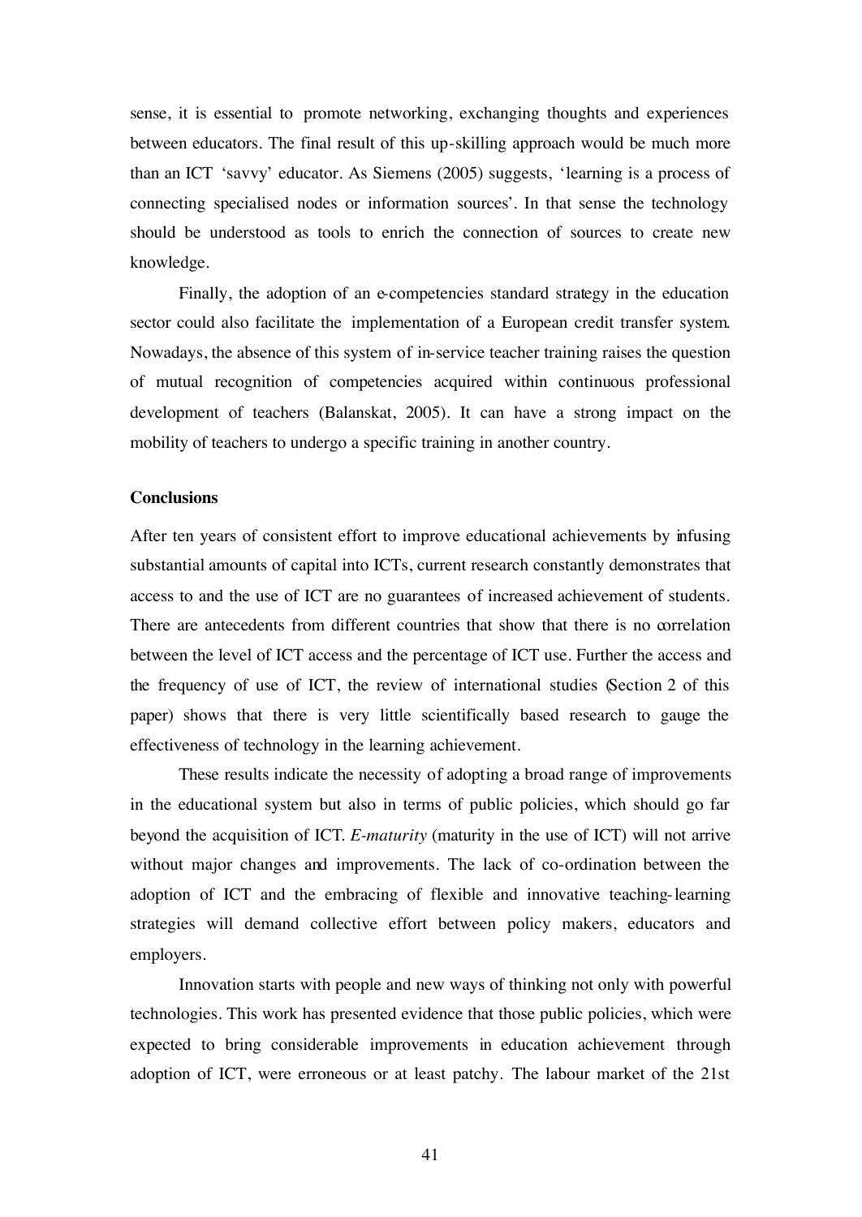sense, it is essential to promote networking, exchanging thoughts and experiences between educators. The final result of this up-skilling approach would be much more than an ICT 'savvy' educator. As Siemens (2005) suggests, 'learning is a process of connecting specialised nodes or information sources'. In that sense the technology should be understood as tools to enrich the connection of sources to create new knowledge.

Finally, the adoption of an e-competencies standard strategy in the education sector could also facilitate the implementation of a European credit transfer system. Nowadays, the absence of this system of in-service teacher training raises the question of mutual recognition of competencies acquired within continuous professional development of teachers (Balanskat, 2005). It can have a strong impact on the mobility of teachers to undergo a specific training in another country.

**Conclusions**

After ten years of consistent effort to improve educational achievements by infusing substantial amounts of capital into ICTs, current research constantly demonstrates that access to and the use of ICT are no guarantees of increased achievement of students. There are antecedents from different countries that show that there is no correlation between the level of ICT access and the percentage of ICT use. Further the access and the frequency of use of ICT, the review of international studies (Section 2 of this paper) shows that there is very little scientifically based research to gauge the effectiveness of technology in the learning achievement.

These results indicate the necessity of adopting a broad range of improvements in the educational system but also in terms of public policies, which should go far beyond the acquisition of ICT. *E-maturity* (maturity in the use of ICT) will not arrive without major changes and improvements. The lack of co-ordination between the adoption of ICT and the embracing of flexible and innovative teaching-learning strategies will demand collective effort between policy makers, educators and employers.

Innovation starts with people and new ways of thinking not only with powerful technologies. This work has presented evidence that those public policies, which were expected to bring considerable improvements in education achievement through adoption of ICT, were erroneous or at least patchy. The labour market of the 21st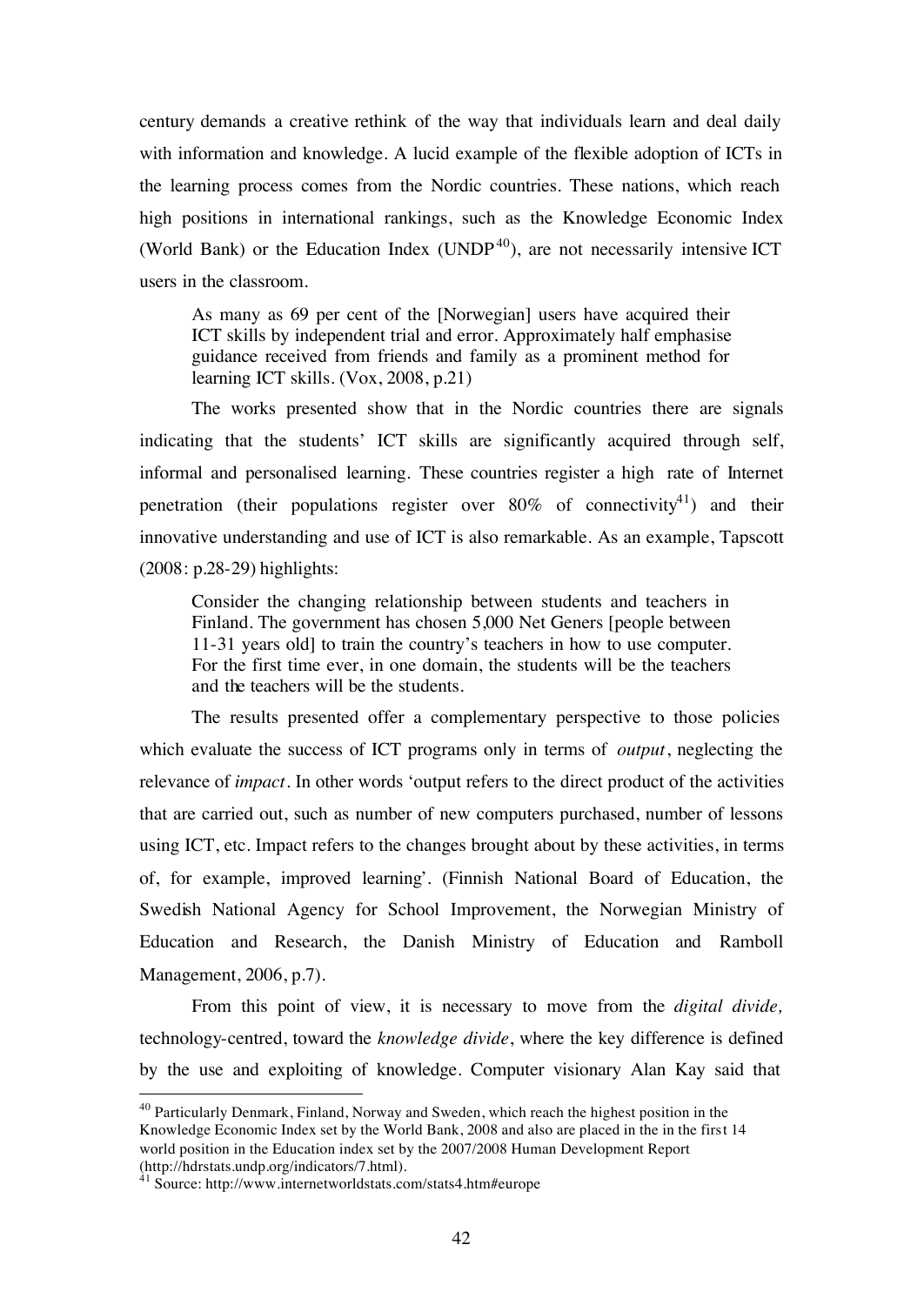century demands a creative rethink of the way that individuals learn and deal daily with information and knowledge. A lucid example of the flexible adoption of ICTs in the learning process comes from the Nordic countries. These nations, which reach high positions in international rankings, such as the Knowledge Economic Index (World Bank) or the Education Index (UNDP[40]), are not necessarily intensive ICT users in the classroom.

> As many as 69 per cent of the [Norwegian] users have acquired their ICT skills by independent trial and error. Approximately half emphasise guidance received from friends and family as a prominent method for learning ICT skills. (Vox, 2008, p.21)

The works presented show that in the Nordic countries there are signals indicating that the students' ICT skills are significantly acquired through self, informal and personalised learning. These countries register a high rate of Internet penetration (their populations register over 80% of connectivity[41]) and their innovative understanding and use of ICT is also remarkable. As an example, Tapscott (2008: p.28-29) highlights:

> Consider the changing relationship between students and teachers in Finland. The government has chosen 5,000 Net Geners [people between 11-31 years old] to train the country's teachers in how to use computer. For the first time ever, in one domain, the students will be the teachers and the teachers will be the students.

The results presented offer a complementary perspective to those policies which evaluate the success of ICT programs only in terms of *output*, neglecting the relevance of *impact*. In other words 'output refers to the direct product of the activities that are carried out, such as number of new computers purchased, number of lessons using ICT, etc. Impact refers to the changes brought about by these activities, in terms of, for example, improved learning'. (Finnish National Board of Education, the Swedish National Agency for School Improvement, the Norwegian Ministry of Education and Research, the Danish Ministry of Education and Ramboll Management, 2006, p.7).

From this point of view, it is necessary to move from the *digital divide,* technology-centred, toward the *knowledge divide*, where the key difference is defined by the use and exploiting of knowledge. Computer visionary Alan Kay said that

---

[40] Particularly Denmark, Finland, Norway and Sweden, which reach the highest position in the Knowledge Economic Index set by the World Bank, 2008 and also are placed in the in the first 14 world position in the Education index set by the 2007/2008 Human Development Report (http://hdrstats.undp.org/indicators/7.html).

[41] Source: http://www.internetworldstats.com/stats4.htm#europe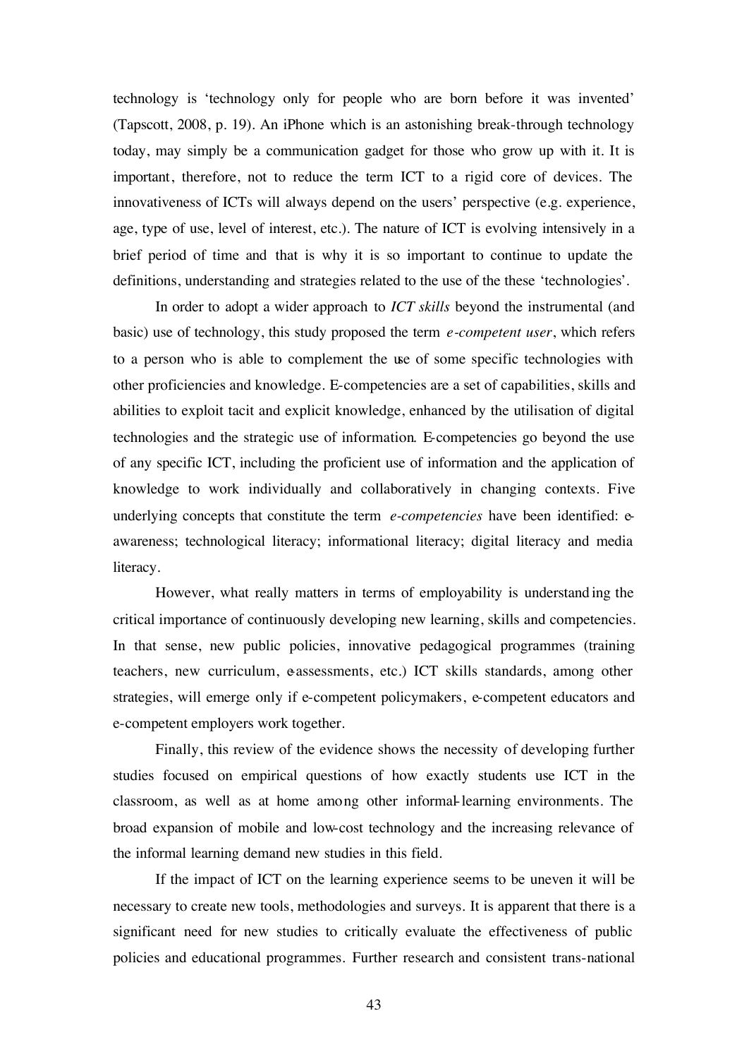technology is 'technology only for people who are born before it was invented' (Tapscott, 2008, p. 19). An iPhone which is an astonishing break-through technology today, may simply be a communication gadget for those who grow up with it. It is important, therefore, not to reduce the term ICT to a rigid core of devices. The innovativeness of ICTs will always depend on the users' perspective (e.g. experience, age, type of use, level of interest, etc.). The nature of ICT is evolving intensively in a brief period of time and that is why it is so important to continue to update the definitions, understanding and strategies related to the use of the these 'technologies'.

In order to adopt a wider approach to *ICT skills* beyond the instrumental (and basic) use of technology, this study proposed the term *e-competent user*, which refers to a person who is able to complement the use of some specific technologies with other proficiencies and knowledge. E-competencies are a set of capabilities, skills and abilities to exploit tacit and explicit knowledge, enhanced by the utilisation of digital technologies and the strategic use of information. E-competencies go beyond the use of any specific ICT, including the proficient use of information and the application of knowledge to work individually and collaboratively in changing contexts. Five underlying concepts that constitute the term *e-competencies* have been identified: e-awareness; technological literacy; informational literacy; digital literacy and media literacy.

However, what really matters in terms of employability is understanding the critical importance of continuously developing new learning, skills and competencies. In that sense, new public policies, innovative pedagogical programmes (training teachers, new curriculum, e-assessments, etc.) ICT skills standards, among other strategies, will emerge only if e-competent policymakers, e-competent educators and e-competent employers work together.

Finally, this review of the evidence shows the necessity of developing further studies focused on empirical questions of how exactly students use ICT in the classroom, as well as at home among other informal-learning environments. The broad expansion of mobile and low-cost technology and the increasing relevance of the informal learning demand new studies in this field.

If the impact of ICT on the learning experience seems to be uneven it will be necessary to create new tools, methodologies and surveys. It is apparent that there is a significant need for new studies to critically evaluate the effectiveness of public policies and educational programmes. Further research and consistent trans-national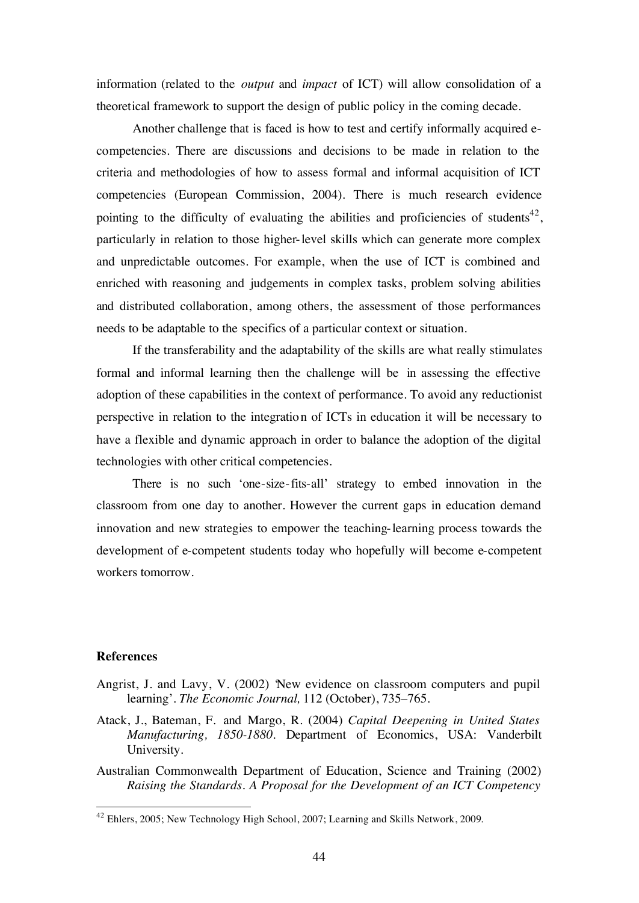information (related to the *output* and *impact* of ICT) will allow consolidation of a theoretical framework to support the design of public policy in the coming decade.

Another challenge that is faced is how to test and certify informally acquired e-competencies. There are discussions and decisions to be made in relation to the criteria and methodologies of how to assess formal and informal acquisition of ICT competencies (European Commission, 2004). There is much research evidence pointing to the difficulty of evaluating the abilities and proficiencies of students[42], particularly in relation to those higher-level skills which can generate more complex and unpredictable outcomes. For example, when the use of ICT is combined and enriched with reasoning and judgements in complex tasks, problem solving abilities and distributed collaboration, among others, the assessment of those performances needs to be adaptable to the specifics of a particular context or situation.

If the transferability and the adaptability of the skills are what really stimulates formal and informal learning then the challenge will be in assessing the effective adoption of these capabilities in the context of performance. To avoid any reductionist perspective in relation to the integration of ICTs in education it will be necessary to have a flexible and dynamic approach in order to balance the adoption of the digital technologies with other critical competencies.

There is no such 'one-size-fits-all' strategy to embed innovation in the classroom from one day to another. However the current gaps in education demand innovation and new strategies to empower the teaching-learning process towards the development of e-competent students today who hopefully will become e-competent workers tomorrow.

**References**

Angrist, J. and Lavy, V. (2002) 'New evidence on classroom computers and pupil learning'. *The Economic Journal,* 112 (October), 735–765.

Atack, J., Bateman, F. and Margo, R. (2004) *Capital Deepening in United States Manufacturing, 1850-1880.* Department of Economics, USA: Vanderbilt University.

Australian Commonwealth Department of Education, Science and Training (2002) *Raising the Standards. A Proposal for the Development of an ICT Competency*

[42] Ehlers, 2005; New Technology High School, 2007; Learning and Skills Network, 2009.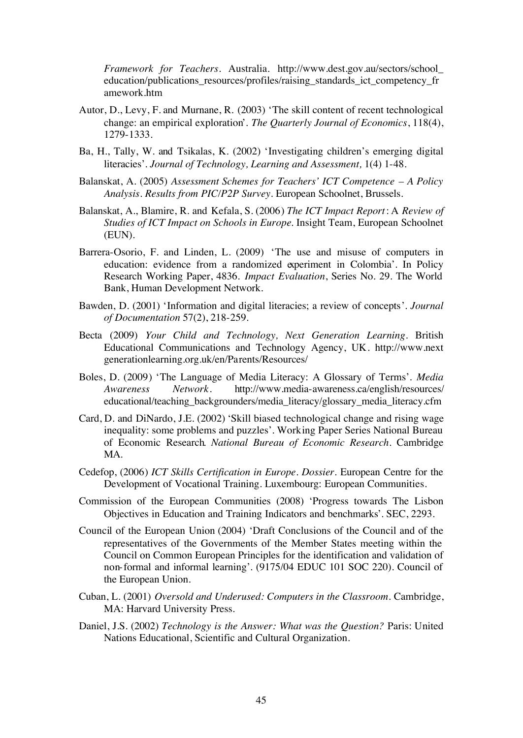*Framework for Teachers*. Australia. http://www.dest.gov.au/sectors/school_education/publications_resources/profiles/raising_standards_ict_competency_framework.htm

Autor, D., Levy, F. and Murnane, R. (2003) 'The skill content of recent technological change: an empirical exploration'. *The Quarterly Journal of Economics*, 118(4), 1279-1333.

Ba, H., Tally, W. and Tsikalas, K. (2002) 'Investigating children's emerging digital literacies'. *Journal of Technology, Learning and Assessment,* 1(4) 1-48.

Balanskat, A. (2005) *Assessment Schemes for Teachers' ICT Competence – A Policy Analysis. Results from PIC/P2P Survey*. European Schoolnet, Brussels.

Balanskat, A., Blamire, R. and Kefala, S. (2006) *The ICT Impact Report*: A *Review of Studies of ICT Impact on Schools in Europe.* Insight Team, European Schoolnet (EUN).

Barrera-Osorio, F. and Linden, L. (2009) 'The use and misuse of computers in education: evidence from a randomized experiment in Colombia'. In Policy Research Working Paper, 4836. *Impact Evaluation*, Series No. 29. The World Bank, Human Development Network.

Bawden, D. (2001) 'Information and digital literacies; a review of concepts'. *Journal of Documentation* 57(2), 218-259.

Becta (2009) *Your Child and Technology, Next Generation Learning*. British Educational Communications and Technology Agency, UK. http://www.nextgenerationlearning.org.uk/en/Parents/Resources/

Boles, D. (2009) 'The Language of Media Literacy: A Glossary of Terms'. *Media Awareness Network*. http://www.media-awareness.ca/english/resources/educational/teaching_backgrounders/media_literacy/glossary_media_literacy.cfm

Card, D. and DiNardo, J.E. (2002) 'Skill biased technological change and rising wage inequality: some problems and puzzles'. Working Paper Series National Bureau of Economic Research. *National Bureau of Economic Research*. Cambridge MA.

Cedefop, (2006) *ICT Skills Certification in Europe. Dossier*. European Centre for the Development of Vocational Training. Luxembourg: European Communities.

Commission of the European Communities (2008) 'Progress towards The Lisbon Objectives in Education and Training Indicators and benchmarks'. SEC, 2293.

Council of the European Union (2004) 'Draft Conclusions of the Council and of the representatives of the Governments of the Member States meeting within the Council on Common European Principles for the identification and validation of non-formal and informal learning'. (9175/04 EDUC 101 SOC 220). Council of the European Union.

Cuban, L. (2001) *Oversold and Underused: Computers in the Classroom*. Cambridge, MA: Harvard University Press.

Daniel, J.S. (2002) *Technology is the Answer: What was the Question?* Paris: United Nations Educational, Scientific and Cultural Organization.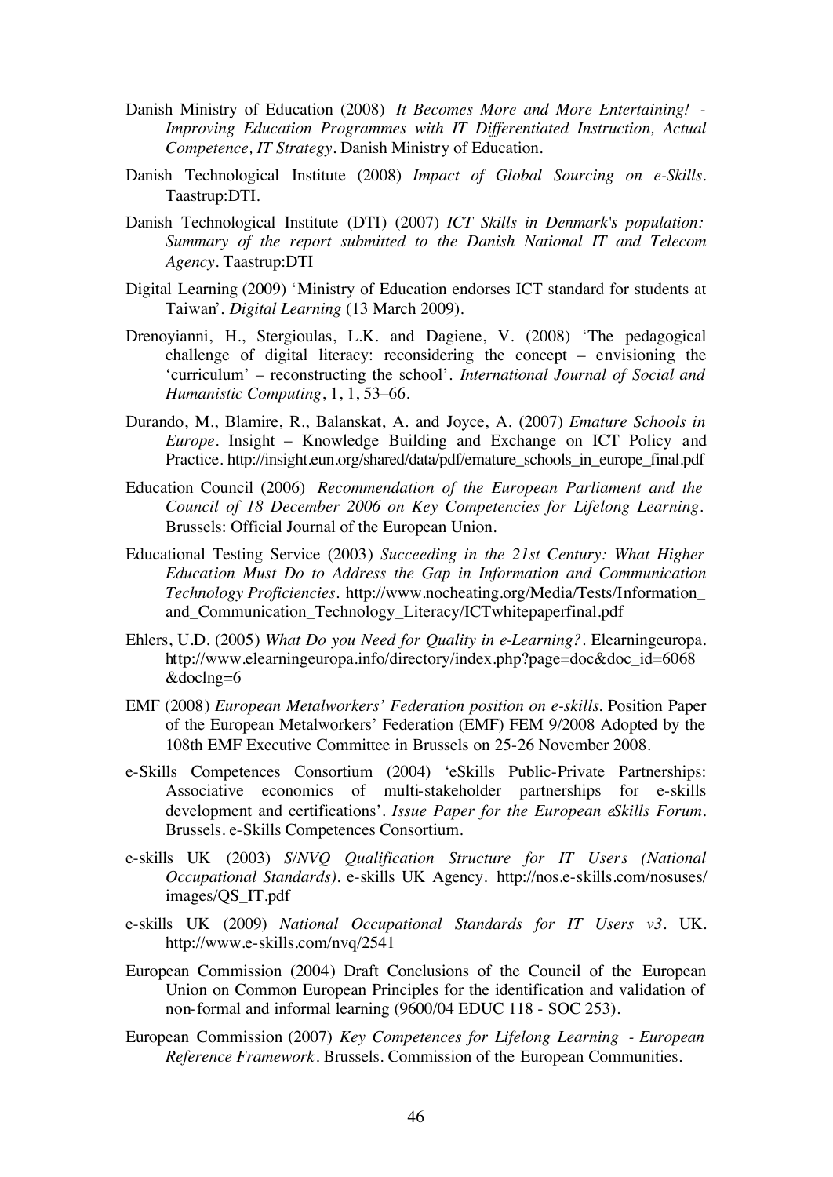Danish Ministry of Education (2008) *It Becomes More and More Entertaining! - Improving Education Programmes with IT Differentiated Instruction, Actual Competence, IT Strategy*. Danish Ministry of Education.

Danish Technological Institute (2008) *Impact of Global Sourcing on e-Skills*. Taastrup:DTI.

Danish Technological Institute (DTI) (2007) *ICT Skills in Denmark's population: Summary of the report submitted to the Danish National IT and Telecom Agency*. Taastrup:DTI

Digital Learning (2009) 'Ministry of Education endorses ICT standard for students at Taiwan'. *Digital Learning* (13 March 2009).

Drenoyianni, H., Stergioulas, L.K. and Dagiene, V. (2008) 'The pedagogical challenge of digital literacy: reconsidering the concept – envisioning the 'curriculum' – reconstructing the school'. *International Journal of Social and Humanistic Computing*, 1, 1, 53–66.

Durando, M., Blamire, R., Balanskat, A. and Joyce, A. (2007) *Emature Schools in Europe*. Insight – Knowledge Building and Exchange on ICT Policy and Practice. http://insight.eun.org/shared/data/pdf/emature_schools_in_europe_final.pdf

Education Council (2006) *Recommendation of the European Parliament and the Council of 18 December 2006 on Key Competencies for Lifelong Learning*. Brussels: Official Journal of the European Union.

Educational Testing Service (2003) *Succeeding in the 21st Century: What Higher Education Must Do to Address the Gap in Information and Communication Technology Proficiencies*. http://www.nocheating.org/Media/Tests/Information_and_Communication_Technology_Literacy/ICTwhitepaperfinal.pdf

Ehlers, U.D. (2005) *What Do you Need for Quality in e-Learning?*. Elearningeuropa. http://www.elearningeuropa.info/directory/index.php?page=doc&doc_id=6068&doclng=6

EMF (2008) *European Metalworkers' Federation position on e-skills*. Position Paper of the European Metalworkers' Federation (EMF) FEM 9/2008 Adopted by the 108th EMF Executive Committee in Brussels on 25-26 November 2008.

e-Skills Competences Consortium (2004) 'eSkills Public-Private Partnerships: Associative economics of multi-stakeholder partnerships for e-skills development and certifications'. *Issue Paper for the European eSkills Forum*. Brussels. e-Skills Competences Consortium.

e-skills UK (2003) *S/NVQ Qualification Structure for IT Users (National Occupational Standards)*. e-skills UK Agency. http://nos.e-skills.com/nosuses/images/QS_IT.pdf

e-skills UK (2009) *National Occupational Standards for IT Users v3*. UK. http://www.e-skills.com/nvq/2541

European Commission (2004) Draft Conclusions of the Council of the European Union on Common European Principles for the identification and validation of non-formal and informal learning (9600/04 EDUC 118 - SOC 253).

European Commission (2007) *Key Competences for Lifelong Learning - European Reference Framework*. Brussels. Commission of the European Communities.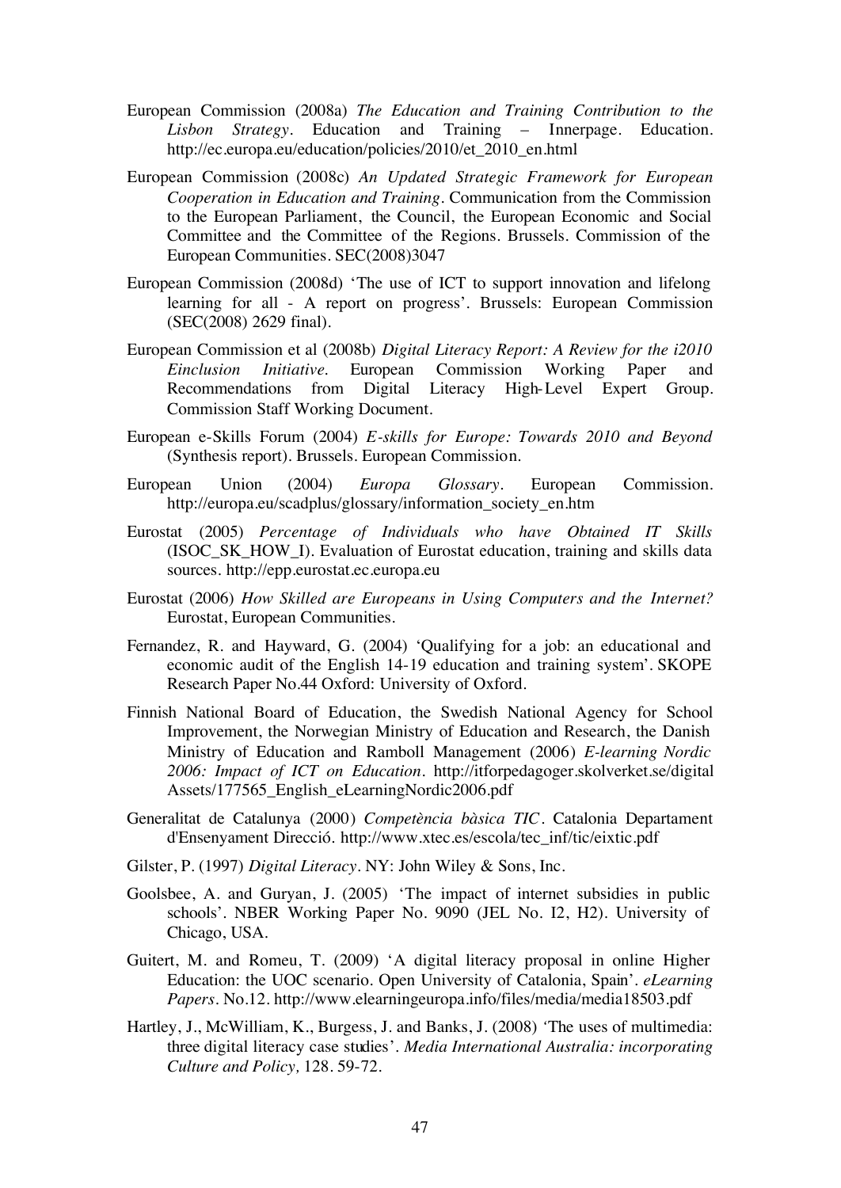European Commission (2008a) *The Education and Training Contribution to the Lisbon Strategy*. Education and Training – Innerpage. Education. http://ec.europa.eu/education/policies/2010/et_2010_en.html

European Commission (2008c) *An Updated Strategic Framework for European Cooperation in Education and Training*. Communication from the Commission to the European Parliament, the Council, the European Economic and Social Committee and the Committee of the Regions. Brussels. Commission of the European Communities. SEC(2008)3047

European Commission (2008d) 'The use of ICT to support innovation and lifelong learning for all - A report on progress'. Brussels: European Commission (SEC(2008) 2629 final).

European Commission et al (2008b) *Digital Literacy Report: A Review for the i2010 Einclusion Initiative.* European Commission Working Paper and Recommendations from Digital Literacy High-Level Expert Group. Commission Staff Working Document.

European e-Skills Forum (2004) *E-skills for Europe: Towards 2010 and Beyond* (Synthesis report). Brussels. European Commission.

European Union (2004) *Europa Glossary*. European Commission. http://europa.eu/scadplus/glossary/information_society_en.htm

Eurostat (2005) *Percentage of Individuals who have Obtained IT Skills* (ISOC_SK_HOW_I). Evaluation of Eurostat education, training and skills data sources. http://epp.eurostat.ec.europa.eu

Eurostat (2006) *How Skilled are Europeans in Using Computers and the Internet?* Eurostat, European Communities.

Fernandez, R. and Hayward, G. (2004) 'Qualifying for a job: an educational and economic audit of the English 14-19 education and training system'. SKOPE Research Paper No.44 Oxford: University of Oxford.

Finnish National Board of Education, the Swedish National Agency for School Improvement, the Norwegian Ministry of Education and Research, the Danish Ministry of Education and Ramboll Management (2006) *E-learning Nordic 2006: Impact of ICT on Education*. http://itforpedagoger.skolverket.se/digitalAssets/177565_English_eLearningNordic2006.pdf

Generalitat de Catalunya (2000) *Competència bàsica TIC*. Catalonia Departament d'Ensenyament Direcció. http://www.xtec.es/escola/tec_inf/tic/eixtic.pdf

Gilster, P. (1997) *Digital Literacy*. NY: John Wiley & Sons, Inc.

Goolsbee, A. and Guryan, J. (2005) 'The impact of internet subsidies in public schools'. NBER Working Paper No. 9090 (JEL No. I2, H2). University of Chicago, USA.

Guitert, M. and Romeu, T. (2009) 'A digital literacy proposal in online Higher Education: the UOC scenario. Open University of Catalonia, Spain'. *eLearning Papers*. No.12. http://www.elearningeuropa.info/files/media/media18503.pdf

Hartley, J., McWilliam, K., Burgess, J. and Banks, J. (2008) 'The uses of multimedia: three digital literacy case studies'. *Media International Australia: incorporating Culture and Policy,* 128. 59-72.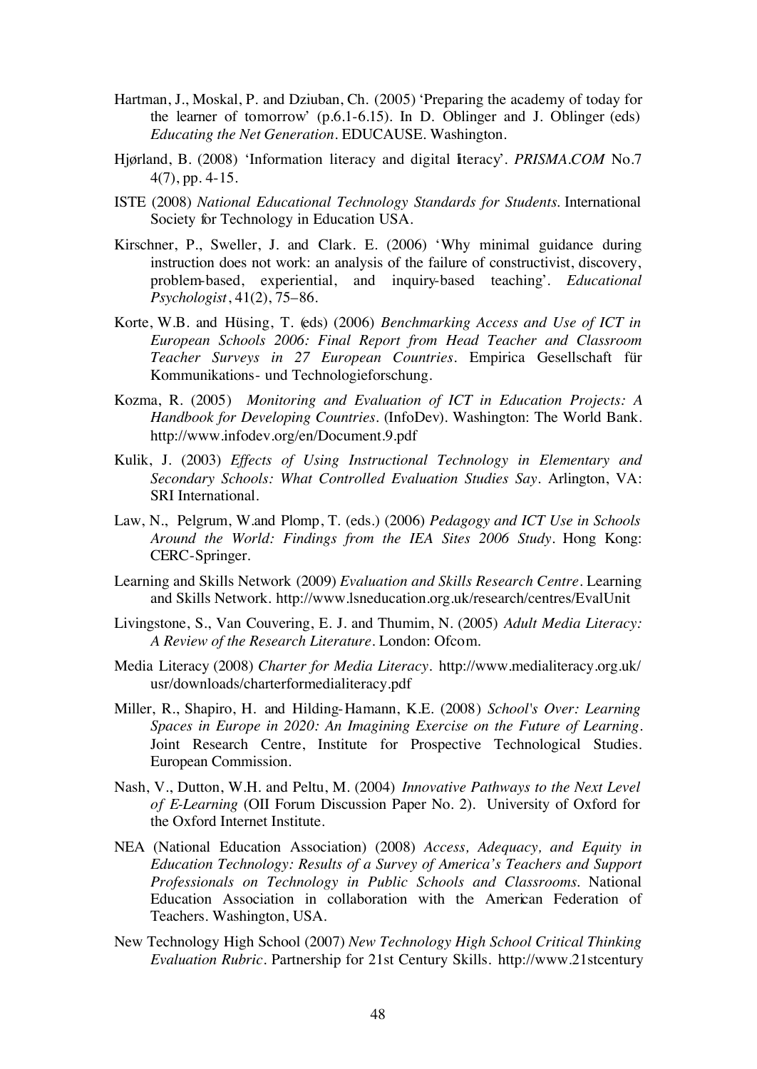Hartman, J., Moskal, P. and Dziuban, Ch. (2005) 'Preparing the academy of today for the learner of tomorrow' (p.6.1-6.15). In D. Oblinger and J. Oblinger (eds) *Educating the Net Generation*. EDUCAUSE. Washington.

Hjørland, B. (2008) 'Information literacy and digital literacy'. *PRISMA.COM* No.7 4(7), pp. 4-15.

ISTE (2008) *National Educational Technology Standards for Students.* International Society for Technology in Education USA.

Kirschner, P., Sweller, J. and Clark. E. (2006) 'Why minimal guidance during instruction does not work: an analysis of the failure of constructivist, discovery, problem-based, experiential, and inquiry-based teaching'. *Educational Psychologist*, 41(2), 75–86.

Korte, W.B. and Hüsing, T. (eds) (2006) *Benchmarking Access and Use of ICT in European Schools 2006: Final Report from Head Teacher and Classroom Teacher Surveys in 27 European Countries*. Empirica Gesellschaft für Kommunikations- und Technologieforschung.

Kozma, R. (2005) *Monitoring and Evaluation of ICT in Education Projects: A Handbook for Developing Countries*. (InfoDev). Washington: The World Bank. http://www.infodev.org/en/Document.9.pdf

Kulik, J. (2003) *Effects of Using Instructional Technology in Elementary and Secondary Schools: What Controlled Evaluation Studies Say*. Arlington, VA: SRI International.

Law, N., Pelgrum, W.and Plomp, T. (eds.) (2006) *Pedagogy and ICT Use in Schools Around the World: Findings from the IEA Sites 2006 Study*. Hong Kong: CERC-Springer.

Learning and Skills Network (2009) *Evaluation and Skills Research Centre*. Learning and Skills Network. http://www.lsneducation.org.uk/research/centres/EvalUnit

Livingstone, S., Van Couvering, E. J. and Thumim, N. (2005) *Adult Media Literacy: A Review of the Research Literature*. London: Ofcom.

Media Literacy (2008) *Charter for Media Literacy*. http://www.medialiteracy.org.uk/usr/downloads/charterformedialiteracy.pdf

Miller, R., Shapiro, H. and Hilding-Hamann, K.E. (2008) *School's Over: Learning Spaces in Europe in 2020: An Imagining Exercise on the Future of Learning*. Joint Research Centre, Institute for Prospective Technological Studies. European Commission.

Nash, V., Dutton, W.H. and Peltu, M. (2004) *Innovative Pathways to the Next Level of E-Learning* (OII Forum Discussion Paper No. 2). University of Oxford for the Oxford Internet Institute.

NEA (National Education Association) (2008) *Access, Adequacy, and Equity in Education Technology: Results of a Survey of America's Teachers and Support Professionals on Technology in Public Schools and Classrooms.* National Education Association in collaboration with the American Federation of Teachers. Washington, USA.

New Technology High School (2007) *New Technology High School Critical Thinking Evaluation Rubric*. Partnership for 21st Century Skills. http://www.21stcentury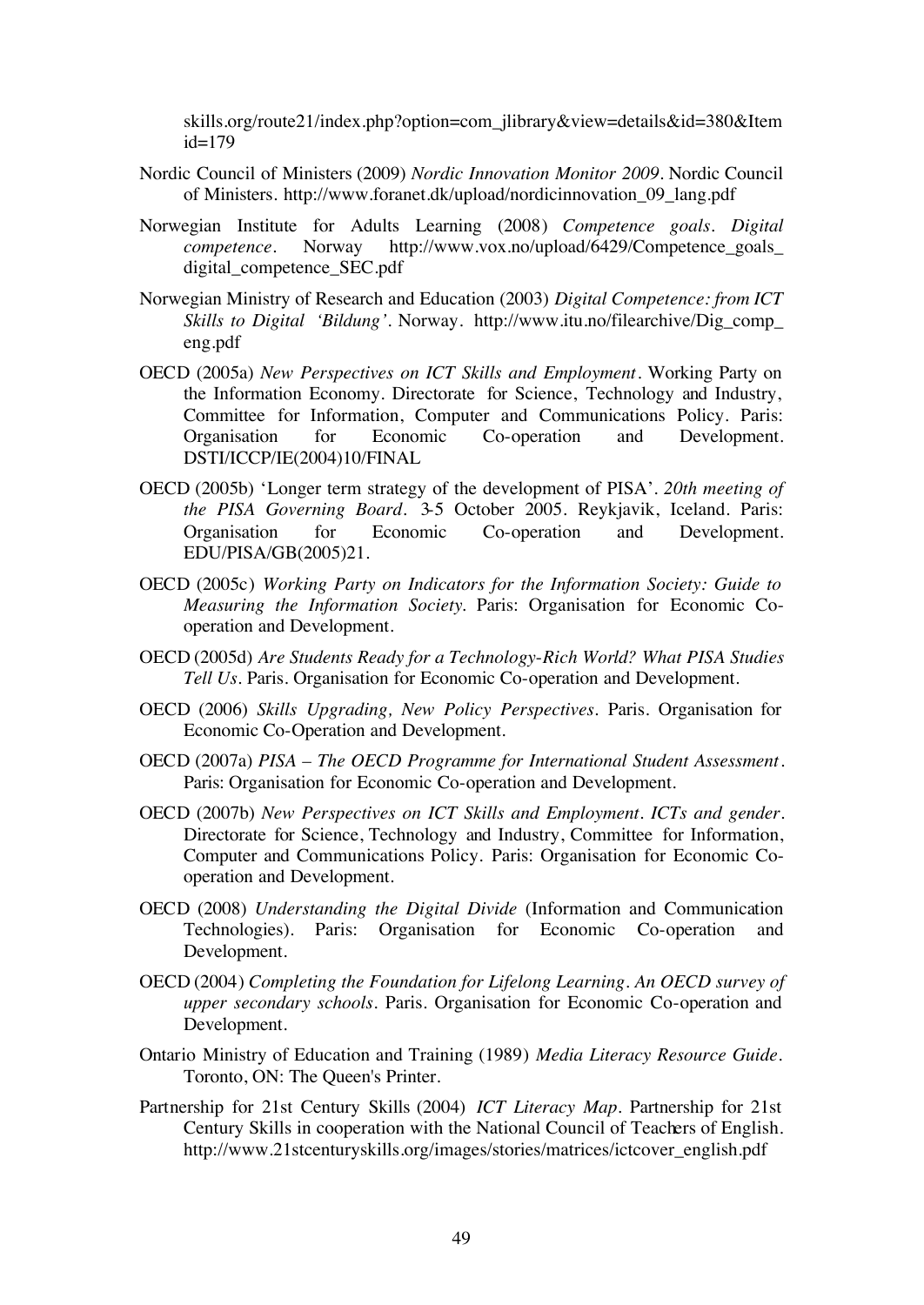skills.org/route21/index.php?option=com_jlibrary&view=details&id=380&Itemid=179

Nordic Council of Ministers (2009) *Nordic Innovation Monitor 2009*. Nordic Council of Ministers. http://www.foranet.dk/upload/nordicinnovation_09_lang.pdf

Norwegian Institute for Adults Learning (2008) *Competence goals. Digital competence*. Norway http://www.vox.no/upload/6429/Competence_goals_digital_competence_SEC.pdf

Norwegian Ministry of Research and Education (2003) *Digital Competence: from ICT Skills to Digital 'Bildung'*. Norway. http://www.itu.no/filearchive/Dig_comp_eng.pdf

OECD (2005a) *New Perspectives on ICT Skills and Employment*. Working Party on the Information Economy. Directorate for Science, Technology and Industry, Committee for Information, Computer and Communications Policy. Paris: Organisation for Economic Co-operation and Development. DSTI/ICCP/IE(2004)10/FINAL

OECD (2005b) 'Longer term strategy of the development of PISA'. *20th meeting of the PISA Governing Board*. 3-5 October 2005. Reykjavik, Iceland. Paris: Organisation for Economic Co-operation and Development. EDU/PISA/GB(2005)21.

OECD (2005c) *Working Party on Indicators for the Information Society: Guide to Measuring the Information Society.* Paris: Organisation for Economic Co-operation and Development.

OECD (2005d) *Are Students Ready for a Technology-Rich World? What PISA Studies Tell Us*. Paris. Organisation for Economic Co-operation and Development.

OECD (2006) *Skills Upgrading, New Policy Perspectives*. Paris. Organisation for Economic Co-Operation and Development.

OECD (2007a) *PISA – The OECD Programme for International Student Assessment*. Paris: Organisation for Economic Co-operation and Development.

OECD (2007b) *New Perspectives on ICT Skills and Employment. ICTs and gender*. Directorate for Science, Technology and Industry, Committee for Information, Computer and Communications Policy. Paris: Organisation for Economic Co-operation and Development.

OECD (2008) *Understanding the Digital Divide* (Information and Communication Technologies). Paris: Organisation for Economic Co-operation and Development.

OECD (2004) *Completing the Foundation for Lifelong Learning. An OECD survey of upper secondary schools*. Paris. Organisation for Economic Co-operation and Development.

Ontario Ministry of Education and Training (1989) *Media Literacy Resource Guide*. Toronto, ON: The Queen's Printer.

Partnership for 21st Century Skills (2004) *ICT Literacy Map*. Partnership for 21st Century Skills in cooperation with the National Council of Teachers of English. http://www.21stcenturyskills.org/images/stories/matrices/ictcover_english.pdf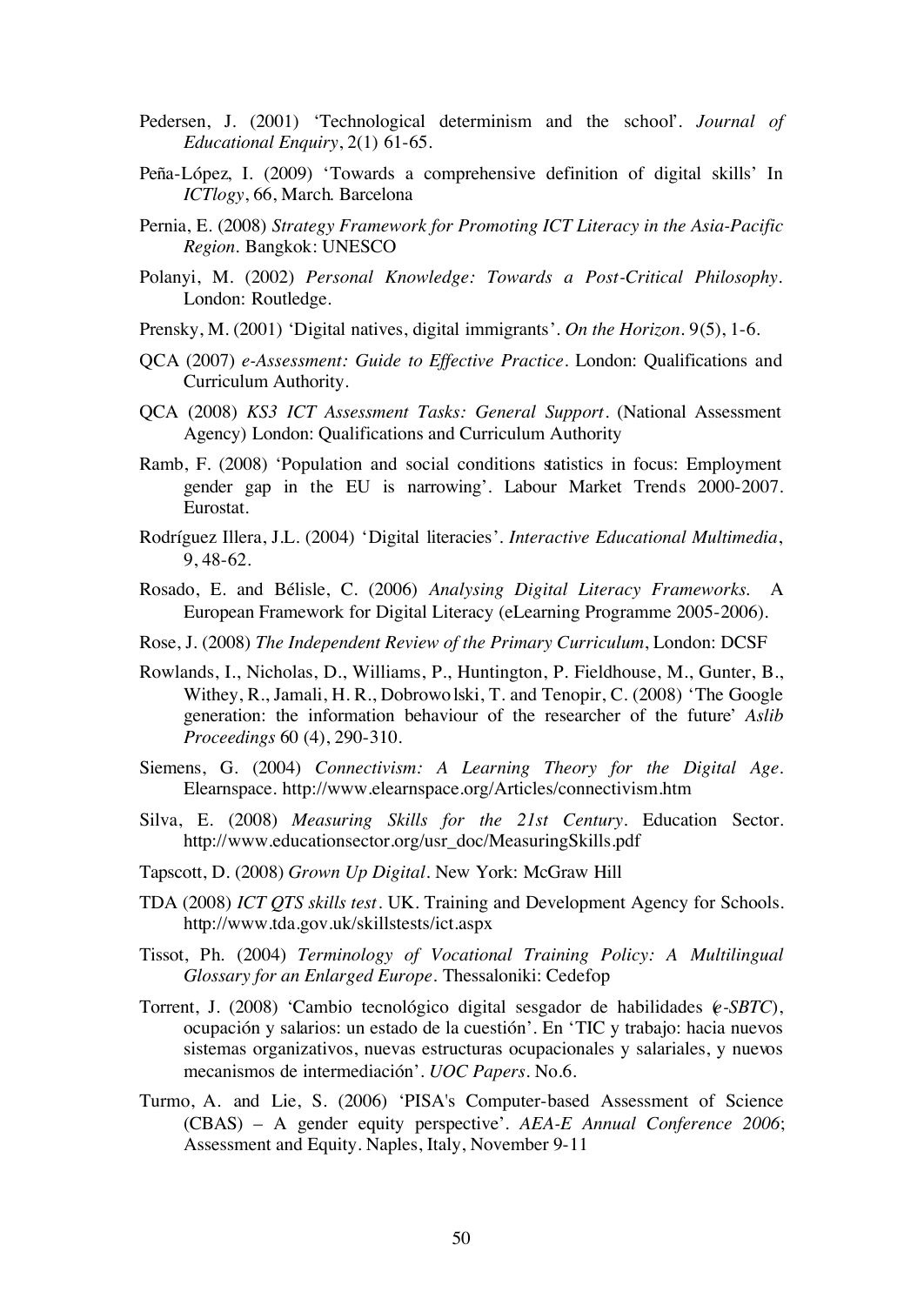Pedersen, J. (2001) 'Technological determinism and the school'. *Journal of Educational Enquiry*, 2(1) 61-65.

Peña-López, I. (2009) 'Towards a comprehensive definition of digital skills' In *ICTlogy*, 66, March. Barcelona

Pernia, E. (2008) *Strategy Framework for Promoting ICT Literacy in the Asia-Pacific Region*. Bangkok: UNESCO

Polanyi, M. (2002) *Personal Knowledge: Towards a Post-Critical Philosophy*. London: Routledge.

Prensky, M. (2001) 'Digital natives, digital immigrants'. *On the Horizon*. 9(5), 1-6.

QCA (2007) *e-Assessment: Guide to Effective Practice*. London: Qualifications and Curriculum Authority.

QCA (2008) *KS3 ICT Assessment Tasks: General Support*. (National Assessment Agency) London: Qualifications and Curriculum Authority

Ramb, F. (2008) 'Population and social conditions statistics in focus: Employment gender gap in the EU is narrowing'. Labour Market Trends 2000-2007. Eurostat.

Rodríguez Illera, J.L. (2004) 'Digital literacies'. *Interactive Educational Multimedia*, 9, 48-62.

Rosado, E. and Bélisle, C. (2006) *Analysing Digital Literacy Frameworks.* A European Framework for Digital Literacy (eLearning Programme 2005-2006).

Rose, J. (2008) *The Independent Review of the Primary Curriculum*, London: DCSF

Rowlands, I., Nicholas, D., Williams, P., Huntington, P. Fieldhouse, M., Gunter, B., Withey, R., Jamali, H. R., Dobrowolski, T. and Tenopir, C. (2008) 'The Google generation: the information behaviour of the researcher of the future' *Aslib Proceedings* 60 (4), 290-310.

Siemens, G. (2004) *Connectivism: A Learning Theory for the Digital Age*. Elearnspace. http://www.elearnspace.org/Articles/connectivism.htm

Silva, E. (2008) *Measuring Skills for the 21st Century*. Education Sector. http://www.educationsector.org/usr_doc/MeasuringSkills.pdf

Tapscott, D. (2008) *Grown Up Digital*. New York: McGraw Hill

TDA (2008) *ICT QTS skills test*. UK. Training and Development Agency for Schools. http://www.tda.gov.uk/skillstests/ict.aspx

Tissot, Ph. (2004) *Terminology of Vocational Training Policy: A Multilingual Glossary for an Enlarged Europe*. Thessaloniki: Cedefop

Torrent, J. (2008) 'Cambio tecnológico digital sesgador de habilidades (*e-SBTC*), ocupación y salarios: un estado de la cuestión'. En 'TIC y trabajo: hacia nuevos sistemas organizativos, nuevas estructuras ocupacionales y salariales, y nuevos mecanismos de intermediación'. *UOC Papers*. No.6.

Turmo, A. and Lie, S. (2006) 'PISA's Computer-based Assessment of Science (CBAS) – A gender equity perspective'. *AEA-E Annual Conference 2006*; Assessment and Equity. Naples, Italy, November 9-11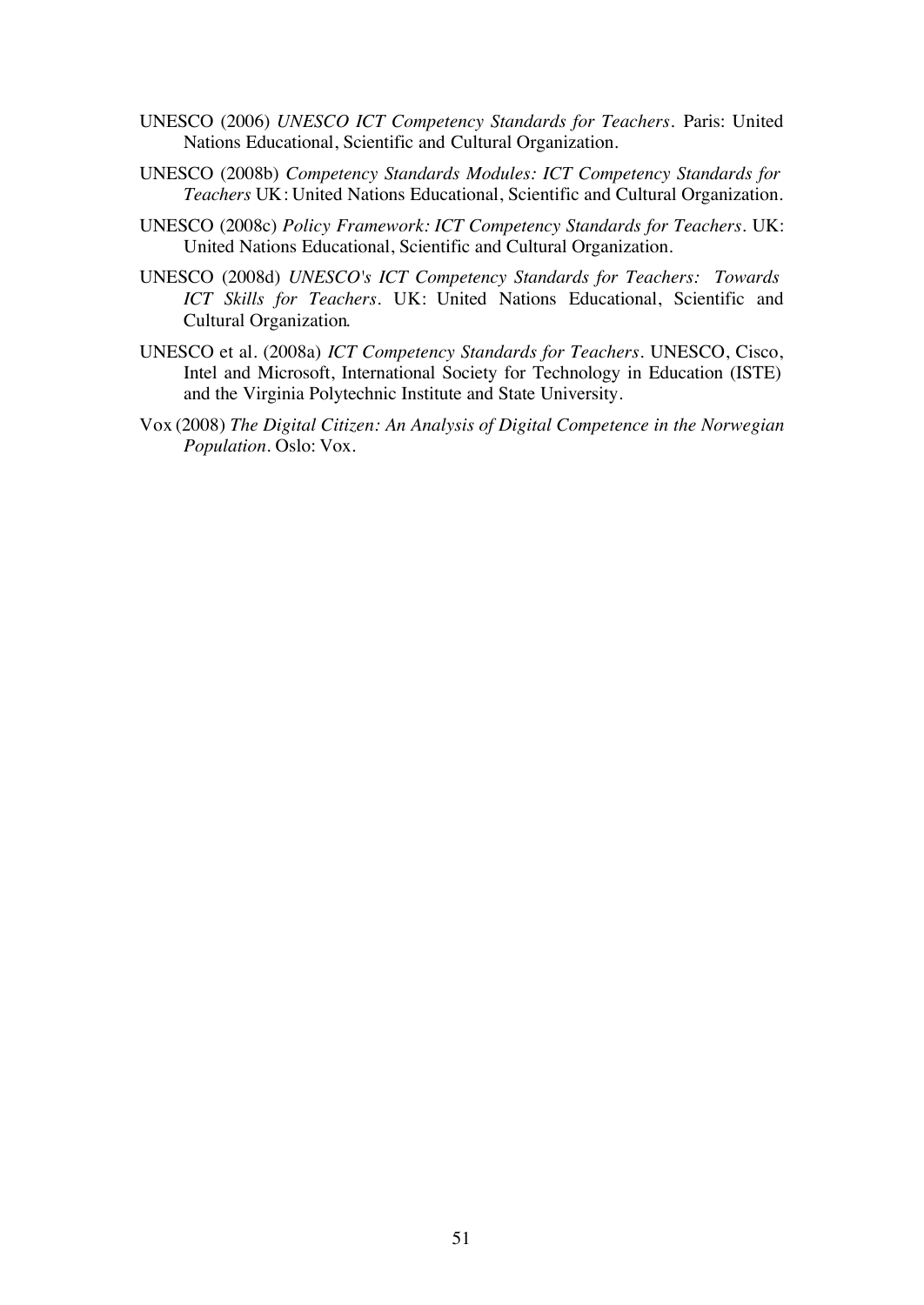UNESCO (2006) *UNESCO ICT Competency Standards for Teachers*. Paris: United Nations Educational, Scientific and Cultural Organization.

UNESCO (2008b) *Competency Standards Modules: ICT Competency Standards for Teachers* UK: United Nations Educational, Scientific and Cultural Organization.

UNESCO (2008c) *Policy Framework: ICT Competency Standards for Teachers*. UK: United Nations Educational, Scientific and Cultural Organization.

UNESCO (2008d) *UNESCO's ICT Competency Standards for Teachers: Towards ICT Skills for Teachers*. UK: United Nations Educational, Scientific and Cultural Organization.

UNESCO et al. (2008a) *ICT Competency Standards for Teachers*. UNESCO, Cisco, Intel and Microsoft, International Society for Technology in Education (ISTE) and the Virginia Polytechnic Institute and State University.

Vox (2008) *The Digital Citizen: An Analysis of Digital Competence in the Norwegian Population*. Oslo: Vox.